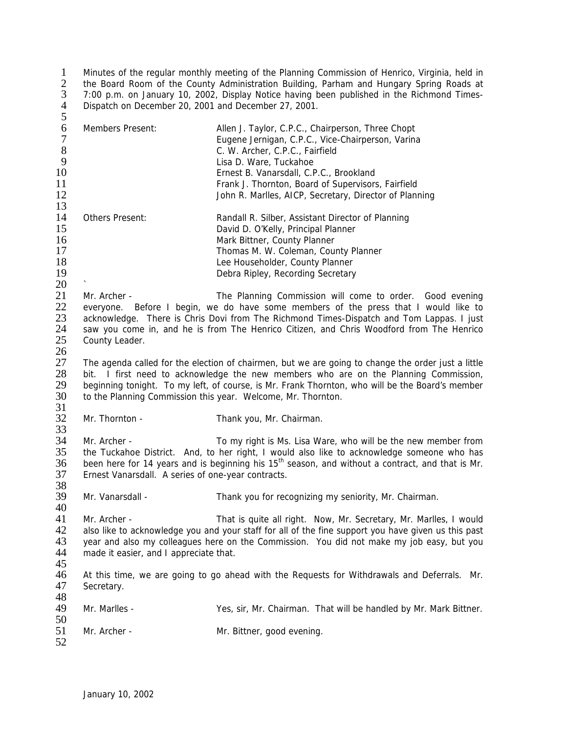Minutes of the regular monthly meeting of the Planning Commission of Henrico, Virginia, held in the Board Room of the County Administration Building, Parham and Hungary Spring Roads at 7:00 p.m. on January 10, 2002, Display Notice having been published in the Richmond Times-Dispatch on December 20, 2001 and December 27, 2001.

| | |
|---|---|
| Members Present: | Allen J. Taylor, C.P.C., Chairperson, Three Chopt |
| | Eugene Jernigan, C.P.C., Vice-Chairperson, Varina |
| | C. W. Archer, C.P.C., Fairfield |
| | Lisa D. Ware, Tuckahoe |
| | Ernest B. Vanarsdall, C.P.C., Brookland |
| | Frank J. Thornton, Board of Supervisors, Fairfield |
| | John R. Marlles, AICP, Secretary, Director of Planning |
| Others Present: | Randall R. Silber, Assistant Director of Planning |
| | David D. O'Kelly, Principal Planner |
| | Mark Bittner, County Planner |
| | Thomas M. W. Coleman, County Planner |
| | Lee Householder, County Planner |
| | Debra Ripley, Recording Secretary |

`

Mr. Archer - The Planning Commission will come to order. Good evening everyone. Before I begin, we do have some members of the press that I would like to acknowledge. There is Chris Dovi from The Richmond Times-Dispatch and Tom Lappas. I just saw you come in, and he is from The Henrico Citizen, and Chris Woodford from The Henrico County Leader.

The agenda called for the election of chairmen, but we are going to change the order just a little bit. I first need to acknowledge the new members who are on the Planning Commission, beginning tonight. To my left, of course, is Mr. Frank Thornton, who will be the Board's member to the Planning Commission this year. Welcome, Mr. Thornton.

Mr. Thornton - Thank you, Mr. Chairman.

Mr. Archer - To my right is Ms. Lisa Ware, who will be the new member from the Tuckahoe District. And, to her right, I would also like to acknowledge someone who has been here for 14 years and is beginning his 15th season, and without a contract, and that is Mr. Ernest Vanarsdall. A series of one-year contracts.

Mr. Vanarsdall - Thank you for recognizing my seniority, Mr. Chairman.

Mr. Archer - That is quite all right. Now, Mr. Secretary, Mr. Marlles, I would also like to acknowledge you and your staff for all of the fine support you have given us this past year and also my colleagues here on the Commission. You did not make my job easy, but you made it easier, and I appreciate that.

At this time, we are going to go ahead with the Requests for Withdrawals and Deferrals. Mr. Secretary.

Mr. Marlles - Yes, sir, Mr. Chairman. That will be handled by Mr. Mark Bittner.

Mr. Archer - Mr. Bittner, good evening.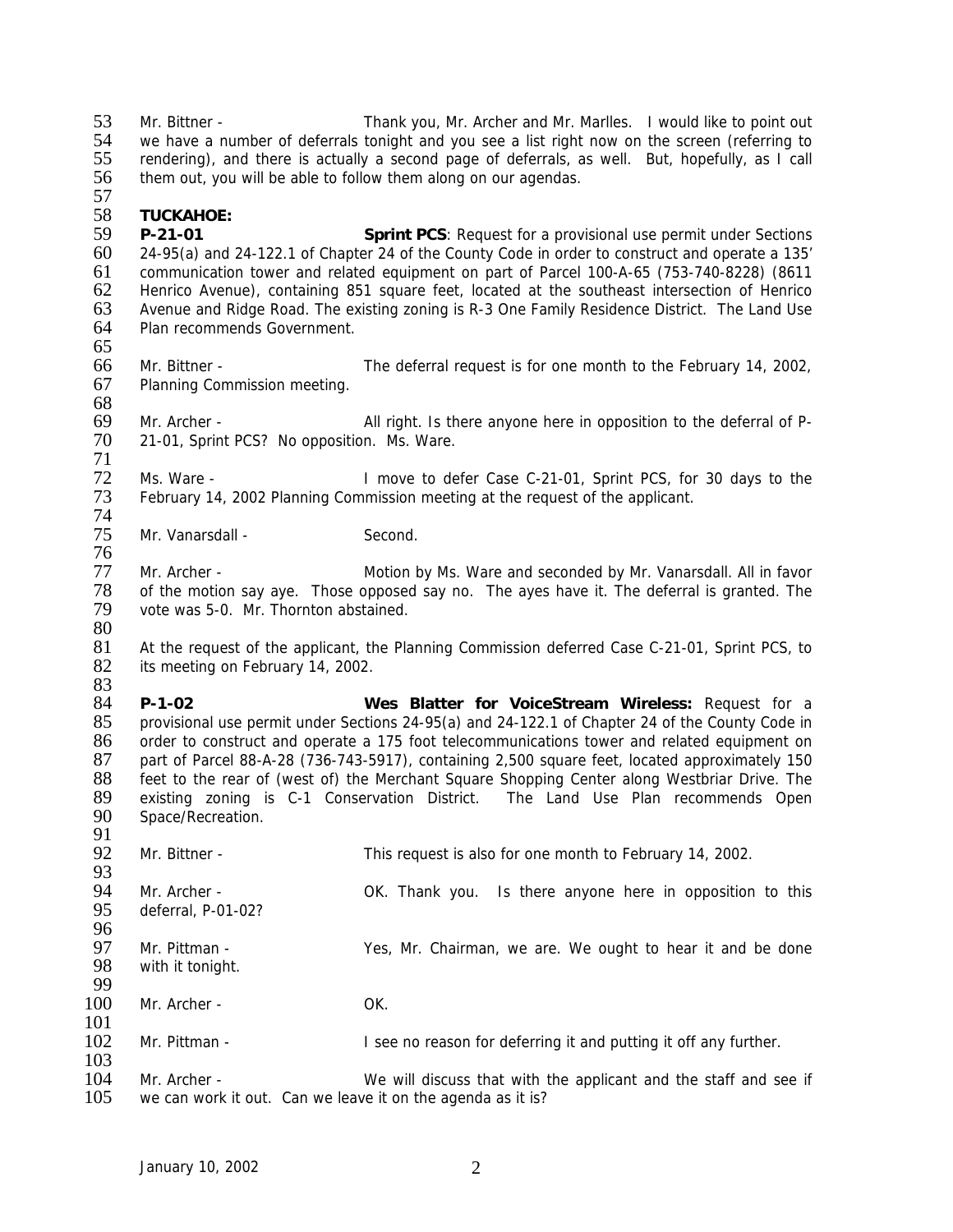Mr. Bittner - Thank you, Mr. Archer and Mr. Marlles. I would like to point out we have a number of deferrals tonight and you see a list right now on the screen (referring to rendering), and there is actually a second page of deferrals, as well. But, hopefully, as I call them out, you will be able to follow them along on our agendas.

**TUCKAHOE:**

**P-21-01** **Sprint PCS**: Request for a provisional use permit under Sections 24-95(a) and 24-122.1 of Chapter 24 of the County Code in order to construct and operate a 135' communication tower and related equipment on part of Parcel 100-A-65 (753-740-8228) (8611 Henrico Avenue), containing 851 square feet, located at the southeast intersection of Henrico Avenue and Ridge Road. The existing zoning is R-3 One Family Residence District. The Land Use Plan recommends Government.

Mr. Bittner - The deferral request is for one month to the February 14, 2002, Planning Commission meeting.

Mr. Archer - All right. Is there anyone here in opposition to the deferral of P-21-01, Sprint PCS? No opposition. Ms. Ware.

Ms. Ware - I move to defer Case C-21-01, Sprint PCS, for 30 days to the February 14, 2002 Planning Commission meeting at the request of the applicant.

Mr. Vanarsdall - Second.

Mr. Archer - Motion by Ms. Ware and seconded by Mr. Vanarsdall. All in favor of the motion say aye. Those opposed say no. The ayes have it. The deferral is granted. The vote was 5-0. Mr. Thornton abstained.

At the request of the applicant, the Planning Commission deferred Case C-21-01, Sprint PCS, to its meeting on February 14, 2002.

**P-1-02** **Wes Blatter for VoiceStream Wireless:** Request for a provisional use permit under Sections 24-95(a) and 24-122.1 of Chapter 24 of the County Code in order to construct and operate a 175 foot telecommunications tower and related equipment on part of Parcel 88-A-28 (736-743-5917), containing 2,500 square feet, located approximately 150 feet to the rear of (west of) the Merchant Square Shopping Center along Westbriar Drive. The existing zoning is C-1 Conservation District. The Land Use Plan recommends Open Space/Recreation.

Mr. Bittner - This request is also for one month to February 14, 2002.

Mr. Archer - OK. Thank you. Is there anyone here in opposition to this deferral, P-01-02?

Mr. Pittman - Yes, Mr. Chairman, we are. We ought to hear it and be done with it tonight.

Mr. Archer - OK.

Mr. Pittman - I see no reason for deferring it and putting it off any further.

Mr. Archer - We will discuss that with the applicant and the staff and see if we can work it out. Can we leave it on the agenda as it is?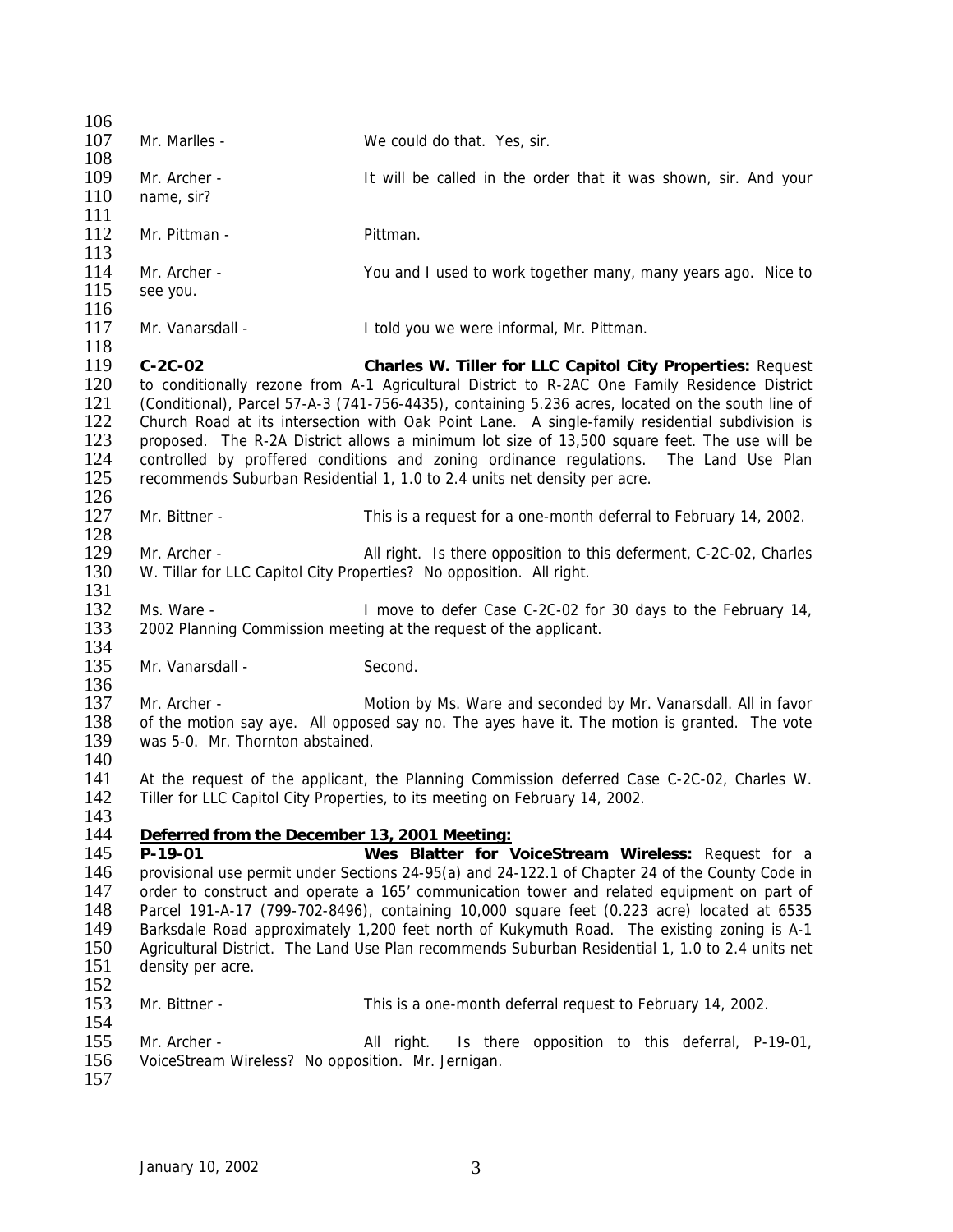Mr. Marlles - We could do that. Yes, sir.

Mr. Archer - It will be called in the order that it was shown, sir. And your name, sir?

Mr. Pittman - Pittman.

Mr. Archer - You and I used to work together many, many years ago. Nice to see you.

Mr. Vanarsdall - I told you we were informal, Mr. Pittman.

**C-2C-02** **Charles W. Tiller for LLC Capitol City Properties:** Request to conditionally rezone from A-1 Agricultural District to R-2AC One Family Residence District (Conditional), Parcel 57-A-3 (741-756-4435), containing 5.236 acres, located on the south line of Church Road at its intersection with Oak Point Lane. A single-family residential subdivision is proposed. The R-2A District allows a minimum lot size of 13,500 square feet. The use will be controlled by proffered conditions and zoning ordinance regulations. The Land Use Plan recommends Suburban Residential 1, 1.0 to 2.4 units net density per acre.

Mr. Bittner - This is a request for a one-month deferral to February 14, 2002.

Mr. Archer - All right. Is there opposition to this deferment, C-2C-02, Charles W. Tillar for LLC Capitol City Properties? No opposition. All right.

Ms. Ware - I move to defer Case C-2C-02 for 30 days to the February 14, 2002 Planning Commission meeting at the request of the applicant.

Mr. Vanarsdall - Second.

Mr. Archer - Motion by Ms. Ware and seconded by Mr. Vanarsdall. All in favor of the motion say aye. All opposed say no. The ayes have it. The motion is granted. The vote was 5-0. Mr. Thornton abstained.

At the request of the applicant, the Planning Commission deferred Case C-2C-02, Charles W. Tiller for LLC Capitol City Properties, to its meeting on February 14, 2002.

**Deferred from the December 13, 2001 Meeting:**

**P-19-01** **Wes Blatter for VoiceStream Wireless:** Request for a provisional use permit under Sections 24-95(a) and 24-122.1 of Chapter 24 of the County Code in order to construct and operate a 165' communication tower and related equipment on part of Parcel 191-A-17 (799-702-8496), containing 10,000 square feet (0.223 acre) located at 6535 Barksdale Road approximately 1,200 feet north of Kukymuth Road. The existing zoning is A-1 Agricultural District. The Land Use Plan recommends Suburban Residential 1, 1.0 to 2.4 units net density per acre.

Mr. Bittner - This is a one-month deferral request to February 14, 2002.

Mr. Archer - All right. Is there opposition to this deferral, P-19-01, VoiceStream Wireless? No opposition. Mr. Jernigan.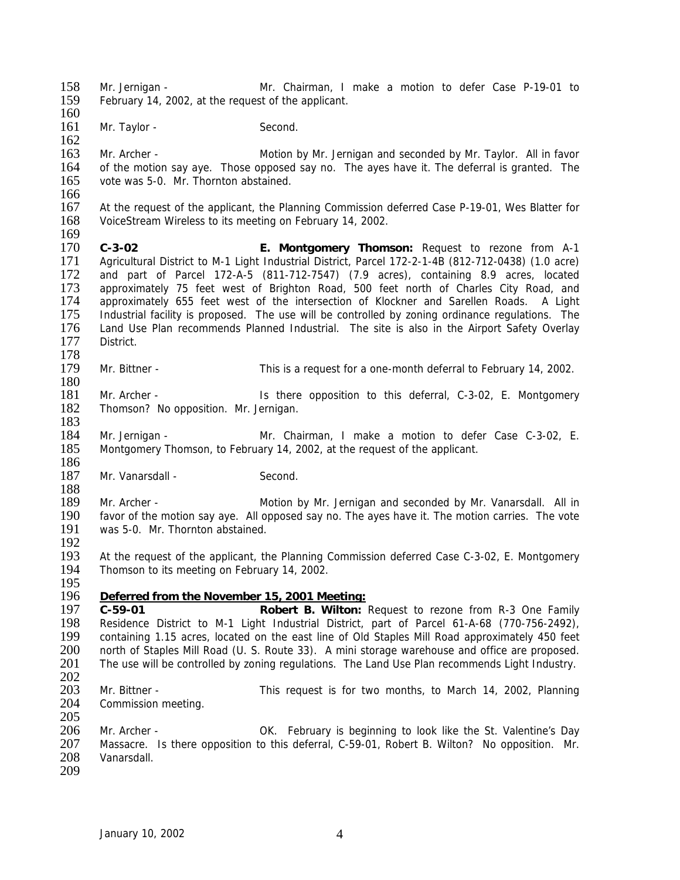Mr. Jernigan - Mr. Chairman, I make a motion to defer Case P-19-01 to February 14, 2002, at the request of the applicant.

Mr. Taylor - Second.

Mr. Archer - Motion by Mr. Jernigan and seconded by Mr. Taylor. All in favor of the motion say aye. Those opposed say no. The ayes have it. The deferral is granted. The vote was 5-0. Mr. Thornton abstained.

At the request of the applicant, the Planning Commission deferred Case P-19-01, Wes Blatter for VoiceStream Wireless to its meeting on February 14, 2002.

**C-3-02** **E. Montgomery Thomson:** Request to rezone from A-1 Agricultural District to M-1 Light Industrial District, Parcel 172-2-1-4B (812-712-0438) (1.0 acre) and part of Parcel 172-A-5 (811-712-7547) (7.9 acres), containing 8.9 acres, located approximately 75 feet west of Brighton Road, 500 feet north of Charles City Road, and approximately 655 feet west of the intersection of Klockner and Sarellen Roads. A Light Industrial facility is proposed. The use will be controlled by zoning ordinance regulations. The Land Use Plan recommends Planned Industrial. The site is also in the Airport Safety Overlay District.

Mr. Bittner - This is a request for a one-month deferral to February 14, 2002.

Mr. Archer - Is there opposition to this deferral, C-3-02, E. Montgomery Thomson? No opposition. Mr. Jernigan.

Mr. Jernigan - Mr. Chairman, I make a motion to defer Case C-3-02, E. Montgomery Thomson, to February 14, 2002, at the request of the applicant.

Mr. Vanarsdall - Second.

Mr. Archer - Motion by Mr. Jernigan and seconded by Mr. Vanarsdall. All in favor of the motion say aye. All opposed say no. The ayes have it. The motion carries. The vote was 5-0. Mr. Thornton abstained.

At the request of the applicant, the Planning Commission deferred Case C-3-02, E. Montgomery Thomson to its meeting on February 14, 2002.

**Deferred from the November 15, 2001 Meeting:**

**C-59-01** **Robert B. Wilton:** Request to rezone from R-3 One Family Residence District to M-1 Light Industrial District, part of Parcel 61-A-68 (770-756-2492), containing 1.15 acres, located on the east line of Old Staples Mill Road approximately 450 feet north of Staples Mill Road (U. S. Route 33). A mini storage warehouse and office are proposed. The use will be controlled by zoning regulations. The Land Use Plan recommends Light Industry.

Mr. Bittner - This request is for two months, to March 14, 2002, Planning Commission meeting.

Mr. Archer - OK. February is beginning to look like the St. Valentine's Day Massacre. Is there opposition to this deferral, C-59-01, Robert B. Wilton? No opposition. Mr. Vanarsdall.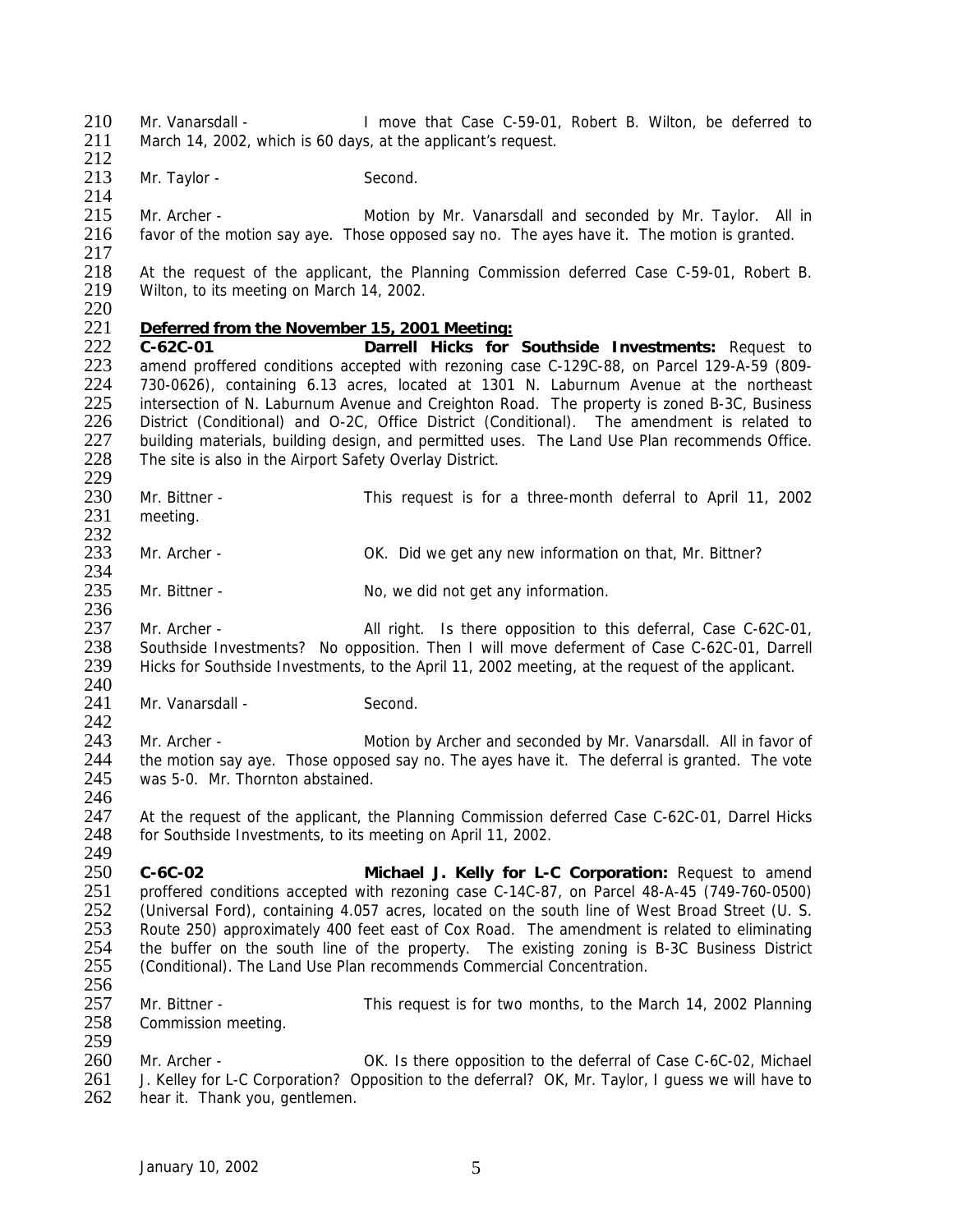Mr. Vanarsdall - I move that Case C-59-01, Robert B. Wilton, be deferred to March 14, 2002, which is 60 days, at the applicant's request.

Mr. Taylor - Second.

Mr. Archer - Motion by Mr. Vanarsdall and seconded by Mr. Taylor. All in favor of the motion say aye. Those opposed say no. The ayes have it. The motion is granted.

At the request of the applicant, the Planning Commission deferred Case C-59-01, Robert B. Wilton, to its meeting on March 14, 2002.

**Deferred from the November 15, 2001 Meeting:**

**C-62C-01 Darrell Hicks for Southside Investments:** Request to amend proffered conditions accepted with rezoning case C-129C-88, on Parcel 129-A-59 (809-730-0626), containing 6.13 acres, located at 1301 N. Laburnum Avenue at the northeast intersection of N. Laburnum Avenue and Creighton Road. The property is zoned B-3C, Business District (Conditional) and O-2C, Office District (Conditional). The amendment is related to building materials, building design, and permitted uses. The Land Use Plan recommends Office. The site is also in the Airport Safety Overlay District.

Mr. Bittner - This request is for a three-month deferral to April 11, 2002 meeting.

Mr. Archer - OK. Did we get any new information on that, Mr. Bittner?

Mr. Bittner - No, we did not get any information.

Mr. Archer - All right. Is there opposition to this deferral, Case C-62C-01, Southside Investments? No opposition. Then I will move deferment of Case C-62C-01, Darrell Hicks for Southside Investments, to the April 11, 2002 meeting, at the request of the applicant.

Mr. Vanarsdall - Second.

Mr. Archer - Motion by Archer and seconded by Mr. Vanarsdall. All in favor of the motion say aye. Those opposed say no. The ayes have it. The deferral is granted. The vote was 5-0. Mr. Thornton abstained.

At the request of the applicant, the Planning Commission deferred Case C-62C-01, Darrel Hicks for Southside Investments, to its meeting on April 11, 2002.

**C-6C-02 Michael J. Kelly for L-C Corporation:** Request to amend proffered conditions accepted with rezoning case C-14C-87, on Parcel 48-A-45 (749-760-0500) (Universal Ford), containing 4.057 acres, located on the south line of West Broad Street (U. S. Route 250) approximately 400 feet east of Cox Road. The amendment is related to eliminating the buffer on the south line of the property. The existing zoning is B-3C Business District (Conditional). The Land Use Plan recommends Commercial Concentration.

Mr. Bittner - This request is for two months, to the March 14, 2002 Planning Commission meeting.

Mr. Archer - OK. Is there opposition to the deferral of Case C-6C-02, Michael J. Kelley for L-C Corporation? Opposition to the deferral? OK, Mr. Taylor, I guess we will have to hear it. Thank you, gentlemen.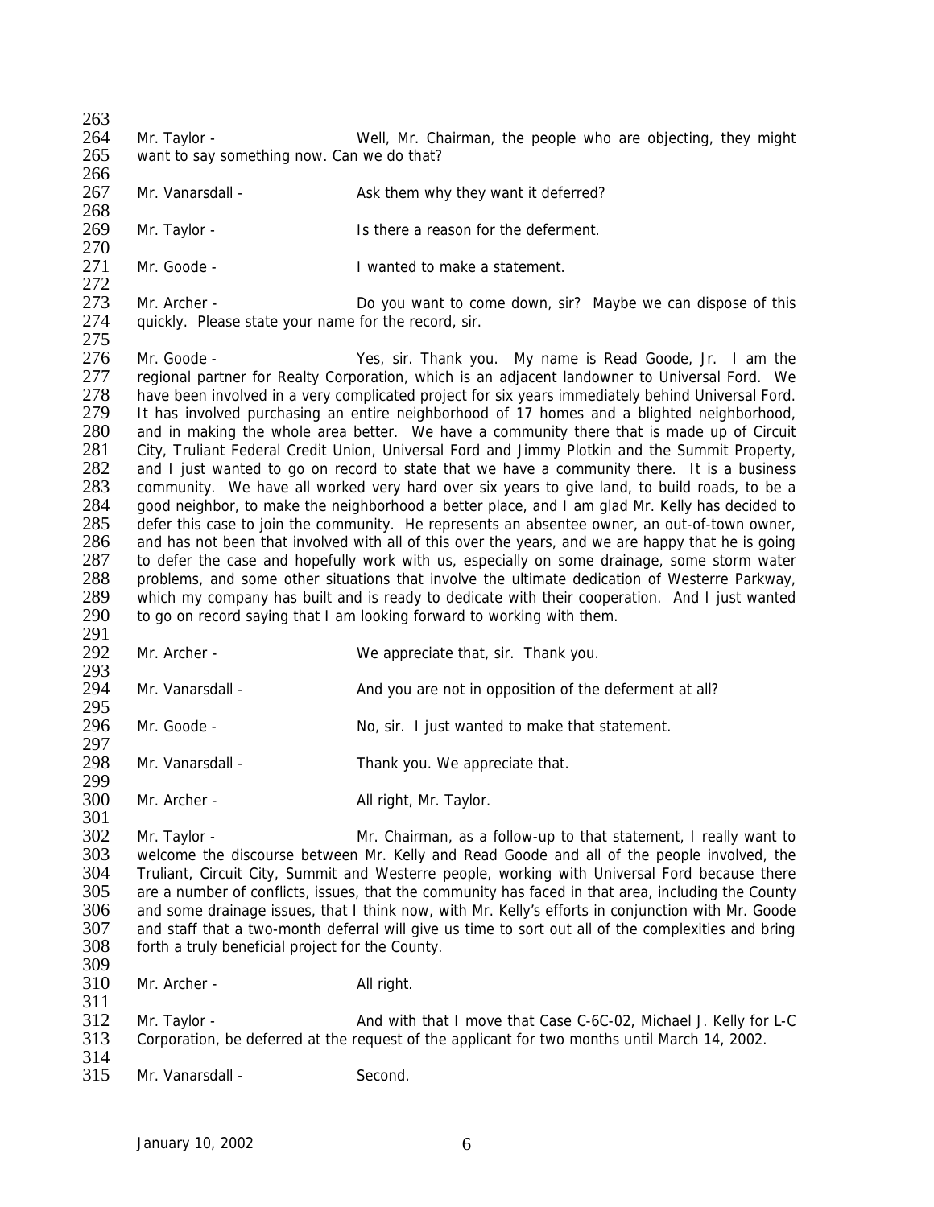Mr. Taylor - Well, Mr. Chairman, the people who are objecting, they might want to say something now. Can we do that?

Mr. Vanarsdall - Ask them why they want it deferred?

Mr. Taylor - Is there a reason for the deferment.

Mr. Goode - I wanted to make a statement.

Mr. Archer - Do you want to come down, sir? Maybe we can dispose of this quickly. Please state your name for the record, sir.

Mr. Goode - Yes, sir. Thank you. My name is Read Goode, Jr. I am the regional partner for Realty Corporation, which is an adjacent landowner to Universal Ford. We have been involved in a very complicated project for six years immediately behind Universal Ford. It has involved purchasing an entire neighborhood of 17 homes and a blighted neighborhood, and in making the whole area better. We have a community there that is made up of Circuit City, Truliant Federal Credit Union, Universal Ford and Jimmy Plotkin and the Summit Property, and I just wanted to go on record to state that we have a community there. It is a business community. We have all worked very hard over six years to give land, to build roads, to be a good neighbor, to make the neighborhood a better place, and I am glad Mr. Kelly has decided to defer this case to join the community. He represents an absentee owner, an out-of-town owner, and has not been that involved with all of this over the years, and we are happy that he is going to defer the case and hopefully work with us, especially on some drainage, some storm water problems, and some other situations that involve the ultimate dedication of Westerre Parkway, which my company has built and is ready to dedicate with their cooperation. And I just wanted to go on record saying that I am looking forward to working with them.

Mr. Archer - We appreciate that, sir. Thank you.

Mr. Vanarsdall - And you are not in opposition of the deferment at all?

Mr. Goode - No, sir. I just wanted to make that statement.

Mr. Vanarsdall - Thank you. We appreciate that.

Mr. Archer - All right, Mr. Taylor.

Mr. Taylor - Mr. Chairman, as a follow-up to that statement, I really want to welcome the discourse between Mr. Kelly and Read Goode and all of the people involved, the Truliant, Circuit City, Summit and Westerre people, working with Universal Ford because there are a number of conflicts, issues, that the community has faced in that area, including the County and some drainage issues, that I think now, with Mr. Kelly's efforts in conjunction with Mr. Goode and staff that a two-month deferral will give us time to sort out all of the complexities and bring forth a truly beneficial project for the County.

Mr. Archer - All right.

Mr. Taylor - And with that I move that Case C-6C-02, Michael J. Kelly for L-C Corporation, be deferred at the request of the applicant for two months until March 14, 2002.

Mr. Vanarsdall - Second.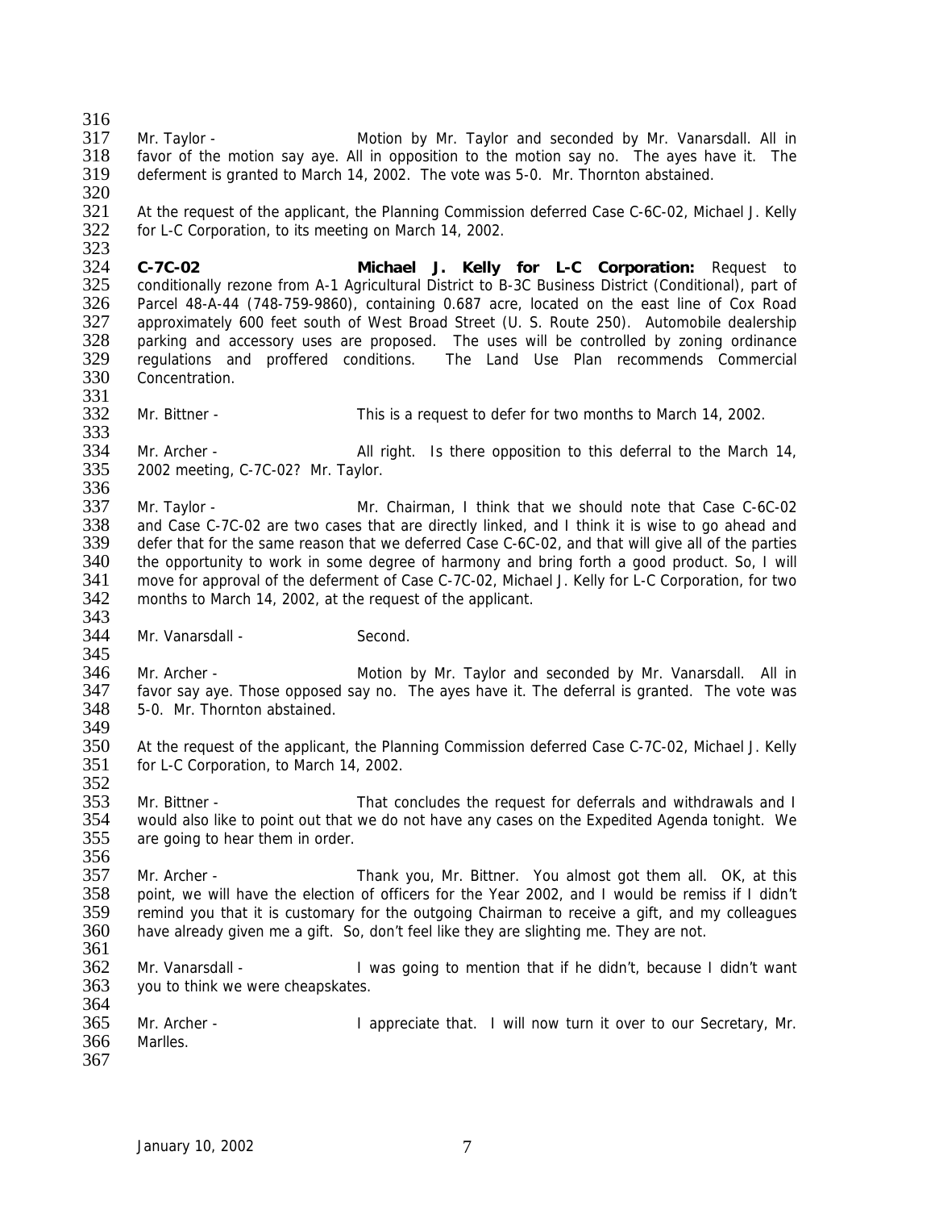Mr. Taylor - Motion by Mr. Taylor and seconded by Mr. Vanarsdall. All in favor of the motion say aye. All in opposition to the motion say no. The ayes have it. The deferment is granted to March 14, 2002. The vote was 5-0. Mr. Thornton abstained.

At the request of the applicant, the Planning Commission deferred Case C-6C-02, Michael J. Kelly for L-C Corporation, to its meeting on March 14, 2002.

**C-7C-02** **Michael J. Kelly for L-C Corporation:** Request to conditionally rezone from A-1 Agricultural District to B-3C Business District (Conditional), part of Parcel 48-A-44 (748-759-9860), containing 0.687 acre, located on the east line of Cox Road approximately 600 feet south of West Broad Street (U. S. Route 250). Automobile dealership parking and accessory uses are proposed. The uses will be controlled by zoning ordinance regulations and proffered conditions. The Land Use Plan recommends Commercial Concentration.

Mr. Bittner - This is a request to defer for two months to March 14, 2002.

Mr. Archer - All right. Is there opposition to this deferral to the March 14, 2002 meeting, C-7C-02? Mr. Taylor.

Mr. Taylor - Mr. Chairman, I think that we should note that Case C-6C-02 and Case C-7C-02 are two cases that are directly linked, and I think it is wise to go ahead and defer that for the same reason that we deferred Case C-6C-02, and that will give all of the parties the opportunity to work in some degree of harmony and bring forth a good product. So, I will move for approval of the deferment of Case C-7C-02, Michael J. Kelly for L-C Corporation, for two months to March 14, 2002, at the request of the applicant.

Mr. Vanarsdall - Second.

Mr. Archer - Motion by Mr. Taylor and seconded by Mr. Vanarsdall. All in favor say aye. Those opposed say no. The ayes have it. The deferral is granted. The vote was 5-0. Mr. Thornton abstained.

At the request of the applicant, the Planning Commission deferred Case C-7C-02, Michael J. Kelly for L-C Corporation, to March 14, 2002.

Mr. Bittner - That concludes the request for deferrals and withdrawals and I would also like to point out that we do not have any cases on the Expedited Agenda tonight. We are going to hear them in order.

Mr. Archer - Thank you, Mr. Bittner. You almost got them all. OK, at this point, we will have the election of officers for the Year 2002, and I would be remiss if I didn't remind you that it is customary for the outgoing Chairman to receive a gift, and my colleagues have already given me a gift. So, don't feel like they are slighting me. They are not.

Mr. Vanarsdall - I was going to mention that if he didn't, because I didn't want you to think we were cheapskates.

Mr. Archer - I appreciate that. I will now turn it over to our Secretary, Mr. Marlles.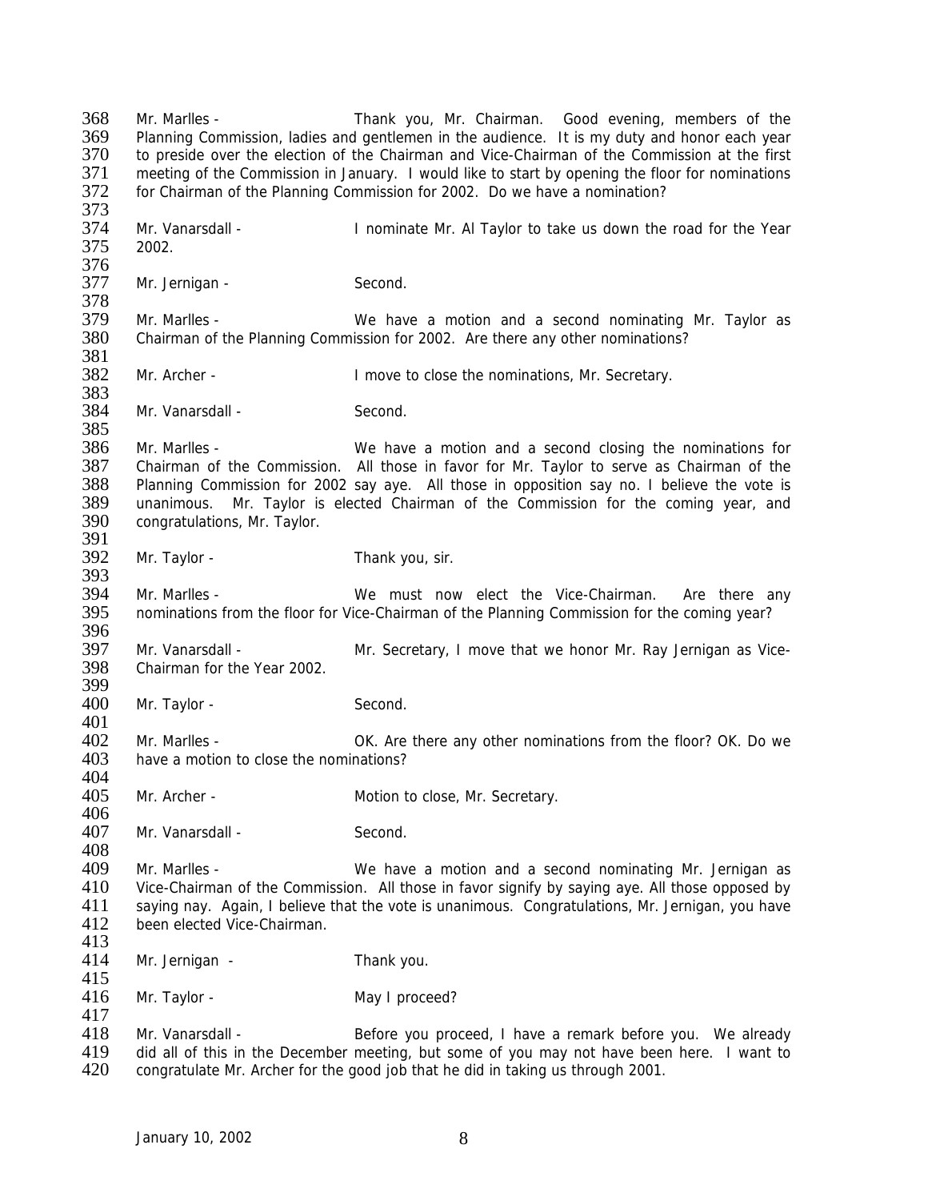Mr. Marlles - Thank you, Mr. Chairman. Good evening, members of the Planning Commission, ladies and gentlemen in the audience. It is my duty and honor each year to preside over the election of the Chairman and Vice-Chairman of the Commission at the first meeting of the Commission in January. I would like to start by opening the floor for nominations for Chairman of the Planning Commission for 2002. Do we have a nomination?

Mr. Vanarsdall - I nominate Mr. Al Taylor to take us down the road for the Year 2002.

Mr. Jernigan - Second.

Mr. Marlles - We have a motion and a second nominating Mr. Taylor as Chairman of the Planning Commission for 2002. Are there any other nominations?

Mr. Archer - I move to close the nominations, Mr. Secretary.

Mr. Vanarsdall - Second.

Mr. Marlles - We have a motion and a second closing the nominations for Chairman of the Commission. All those in favor for Mr. Taylor to serve as Chairman of the Planning Commission for 2002 say aye. All those in opposition say no. I believe the vote is unanimous. Mr. Taylor is elected Chairman of the Commission for the coming year, and congratulations, Mr. Taylor.

Mr. Taylor - Thank you, sir.

Mr. Marlles - We must now elect the Vice-Chairman. Are there any nominations from the floor for Vice-Chairman of the Planning Commission for the coming year?

Mr. Vanarsdall - Mr. Secretary, I move that we honor Mr. Ray Jernigan as Vice-Chairman for the Year 2002.

Mr. Taylor - Second.

Mr. Marlles - OK. Are there any other nominations from the floor? OK. Do we have a motion to close the nominations?

Mr. Archer - Motion to close, Mr. Secretary.

Mr. Vanarsdall - Second.

Mr. Marlles - We have a motion and a second nominating Mr. Jernigan as Vice-Chairman of the Commission. All those in favor signify by saying aye. All those opposed by saying nay. Again, I believe that the vote is unanimous. Congratulations, Mr. Jernigan, you have been elected Vice-Chairman.

Mr. Jernigan - Thank you.

Mr. Taylor - May I proceed?

Mr. Vanarsdall - Before you proceed, I have a remark before you. We already did all of this in the December meeting, but some of you may not have been here. I want to congratulate Mr. Archer for the good job that he did in taking us through 2001.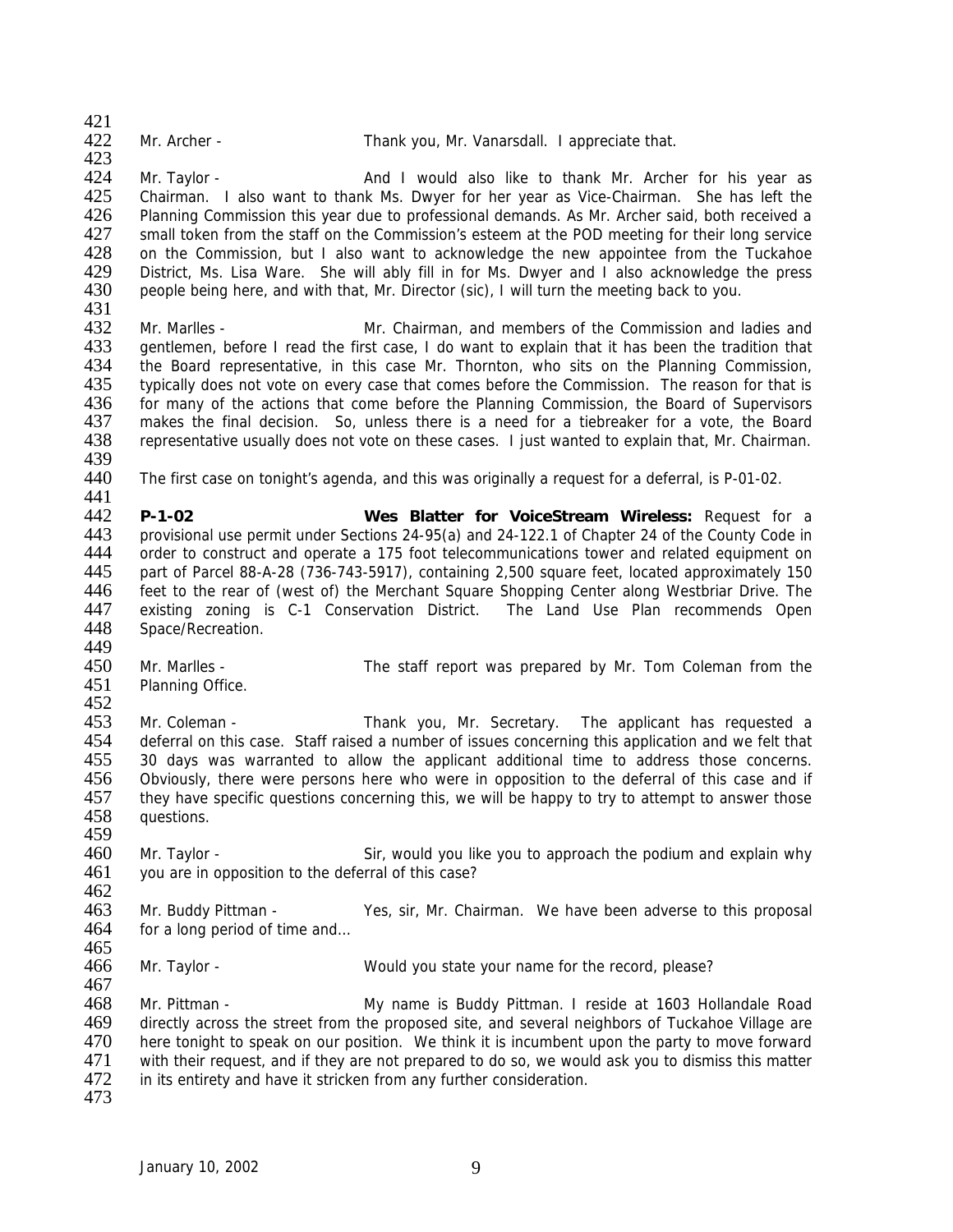Mr. Archer - Thank you, Mr. Vanarsdall. I appreciate that.

Mr. Taylor - And I would also like to thank Mr. Archer for his year as Chairman. I also want to thank Ms. Dwyer for her year as Vice-Chairman. She has left the Planning Commission this year due to professional demands. As Mr. Archer said, both received a small token from the staff on the Commission's esteem at the POD meeting for their long service on the Commission, but I also want to acknowledge the new appointee from the Tuckahoe District, Ms. Lisa Ware. She will ably fill in for Ms. Dwyer and I also acknowledge the press people being here, and with that, Mr. Director (sic), I will turn the meeting back to you.

Mr. Marlles - Mr. Chairman, and members of the Commission and ladies and gentlemen, before I read the first case, I do want to explain that it has been the tradition that the Board representative, in this case Mr. Thornton, who sits on the Planning Commission, typically does not vote on every case that comes before the Commission. The reason for that is for many of the actions that come before the Planning Commission, the Board of Supervisors makes the final decision. So, unless there is a need for a tiebreaker for a vote, the Board representative usually does not vote on these cases. I just wanted to explain that, Mr. Chairman.

The first case on tonight's agenda, and this was originally a request for a deferral, is P-01-02.

**P-1-02 Wes Blatter for VoiceStream Wireless:** Request for a provisional use permit under Sections 24-95(a) and 24-122.1 of Chapter 24 of the County Code in order to construct and operate a 175 foot telecommunications tower and related equipment on part of Parcel 88-A-28 (736-743-5917), containing 2,500 square feet, located approximately 150 feet to the rear of (west of) the Merchant Square Shopping Center along Westbriar Drive. The existing zoning is C-1 Conservation District. The Land Use Plan recommends Open Space/Recreation.

Mr. Marlles - The staff report was prepared by Mr. Tom Coleman from the Planning Office.

Mr. Coleman - Thank you, Mr. Secretary. The applicant has requested a deferral on this case. Staff raised a number of issues concerning this application and we felt that 30 days was warranted to allow the applicant additional time to address those concerns. Obviously, there were persons here who were in opposition to the deferral of this case and if they have specific questions concerning this, we will be happy to try to attempt to answer those questions.

Mr. Taylor - Sir, would you like you to approach the podium and explain why you are in opposition to the deferral of this case?

Mr. Buddy Pittman - Yes, sir, Mr. Chairman. We have been adverse to this proposal for a long period of time and…

Mr. Taylor - Would you state your name for the record, please?

Mr. Pittman - My name is Buddy Pittman. I reside at 1603 Hollandale Road directly across the street from the proposed site, and several neighbors of Tuckahoe Village are here tonight to speak on our position. We think it is incumbent upon the party to move forward with their request, and if they are not prepared to do so, we would ask you to dismiss this matter in its entirety and have it stricken from any further consideration.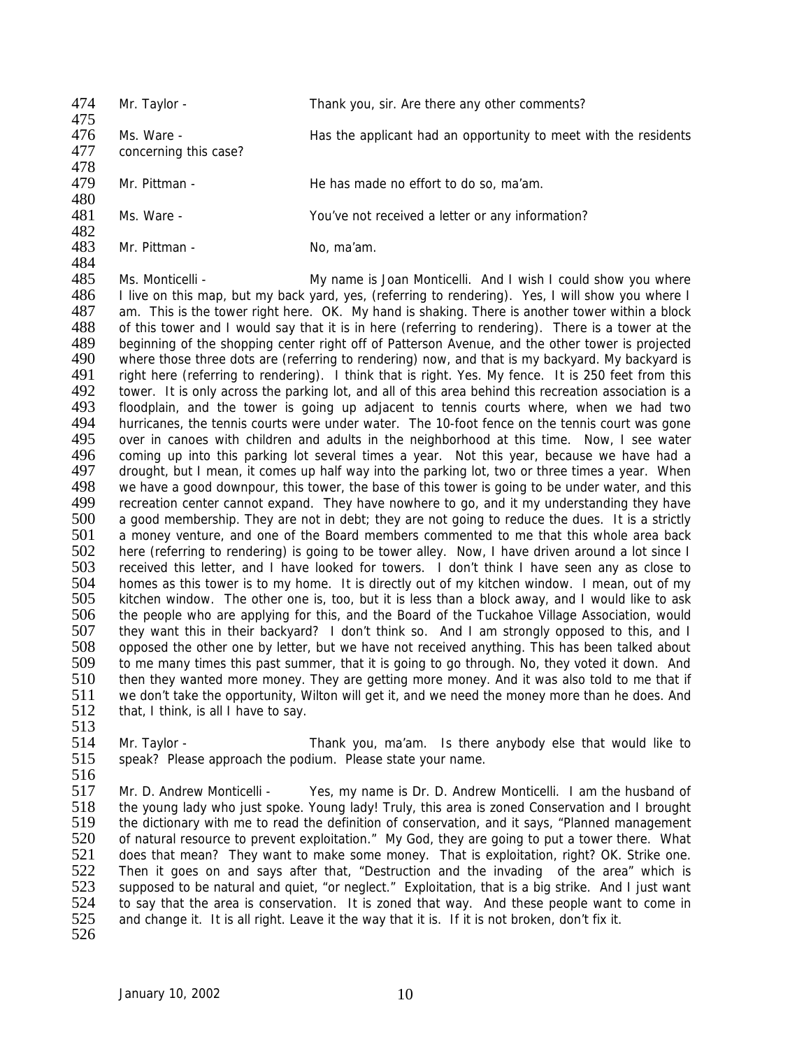474 Mr. Taylor - Thank you, sir. Are there any other comments?
475
476 Ms. Ware - Has the applicant had an opportunity to meet with the residents
477 concerning this case?
478
479 Mr. Pittman - He has made no effort to do so, ma'am.
480
481 Ms. Ware - You've not received a letter or any information?
482
483 Mr. Pittman - No, ma'am.
484
485 Ms. Monticelli - My name is Joan Monticelli. And I wish I could show you where
486 I live on this map, but my back yard, yes, (referring to rendering). Yes, I will show you where I
487 am. This is the tower right here. OK. My hand is shaking. There is another tower within a block
488 of this tower and I would say that it is in here (referring to rendering). There is a tower at the
489 beginning of the shopping center right off of Patterson Avenue, and the other tower is projected
490 where those three dots are (referring to rendering) now, and that is my backyard. My backyard is
491 right here (referring to rendering). I think that is right. Yes. My fence. It is 250 feet from this
492 tower. It is only across the parking lot, and all of this area behind this recreation association is a
493 floodplain, and the tower is going up adjacent to tennis courts where, when we had two
494 hurricanes, the tennis courts were under water. The 10-foot fence on the tennis court was gone
495 over in canoes with children and adults in the neighborhood at this time. Now, I see water
496 coming up into this parking lot several times a year. Not this year, because we have had a
497 drought, but I mean, it comes up half way into the parking lot, two or three times a year. When
498 we have a good downpour, this tower, the base of this tower is going to be under water, and this
499 recreation center cannot expand. They have nowhere to go, and it my understanding they have
500 a good membership. They are not in debt; they are not going to reduce the dues. It is a strictly
501 a money venture, and one of the Board members commented to me that this whole area back
502 here (referring to rendering) is going to be tower alley. Now, I have driven around a lot since I
503 received this letter, and I have looked for towers. I don't think I have seen any as close to
504 homes as this tower is to my home. It is directly out of my kitchen window. I mean, out of my
505 kitchen window. The other one is, too, but it is less than a block away, and I would like to ask
506 the people who are applying for this, and the Board of the Tuckahoe Village Association, would
507 they want this in their backyard? I don't think so. And I am strongly opposed to this, and I
508 opposed the other one by letter, but we have not received anything. This has been talked about
509 to me many times this past summer, that it is going to go through. No, they voted it down. And
510 then they wanted more money. They are getting more money. And it was also told to me that if
511 we don't take the opportunity, Wilton will get it, and we need the money more than he does. And
512 that, I think, is all I have to say.
513
514 Mr. Taylor - Thank you, ma'am. Is there anybody else that would like to
515 speak? Please approach the podium. Please state your name.
516
517 Mr. D. Andrew Monticelli - Yes, my name is Dr. D. Andrew Monticelli. I am the husband of
518 the young lady who just spoke. Young lady! Truly, this area is zoned Conservation and I brought
519 the dictionary with me to read the definition of conservation, and it says, "Planned management
520 of natural resource to prevent exploitation." My God, they are going to put a tower there. What
521 does that mean? They want to make some money. That is exploitation, right? OK. Strike one.
522 Then it goes on and says after that, "Destruction and the invading of the area" which is
523 supposed to be natural and quiet, "or neglect." Exploitation, that is a big strike. And I just want
524 to say that the area is conservation. It is zoned that way. And these people want to come in
525 and change it. It is all right. Leave it the way that it is. If it is not broken, don't fix it.
526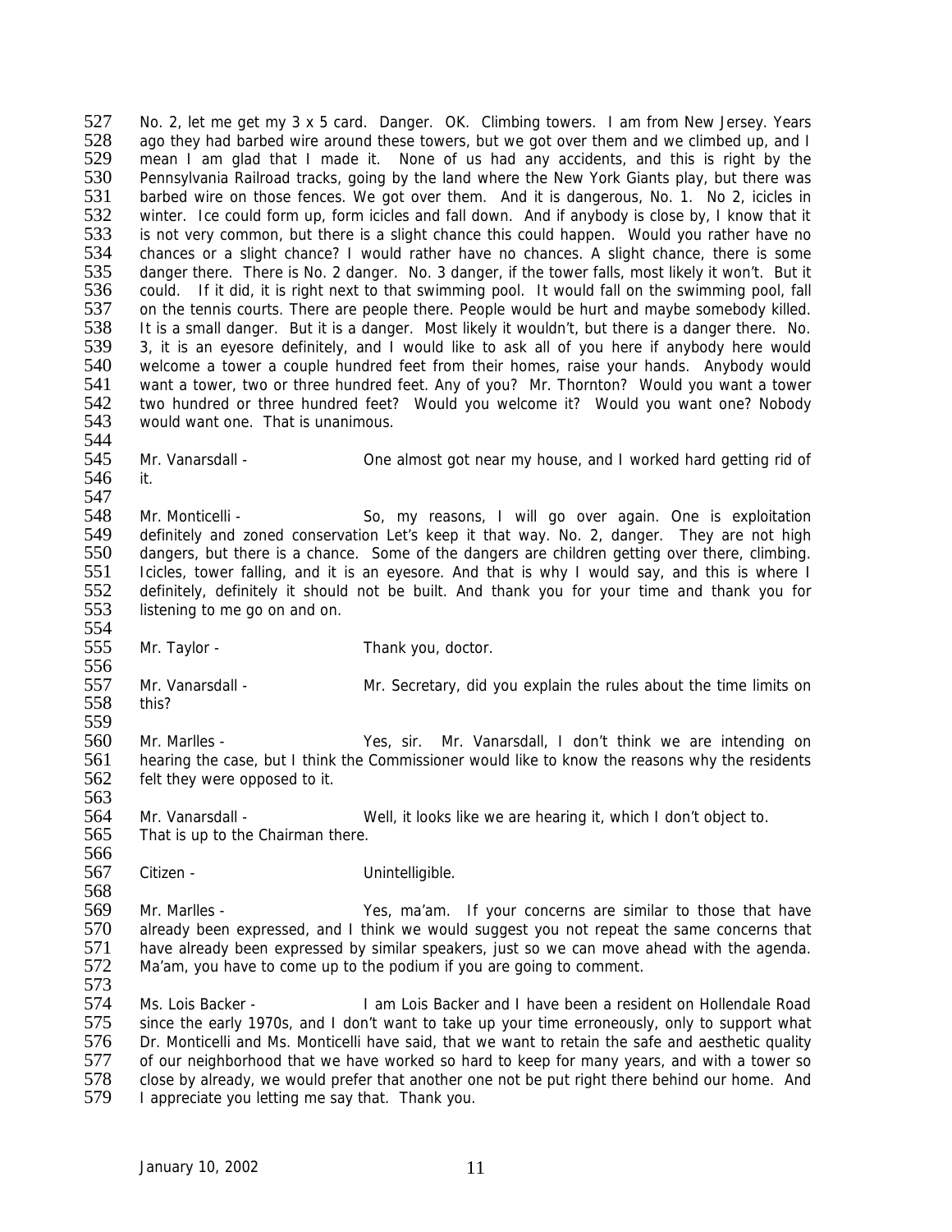No. 2, let me get my 3 x 5 card. Danger. OK. Climbing towers. I am from New Jersey. Years ago they had barbed wire around these towers, but we got over them and we climbed up, and I mean I am glad that I made it. None of us had any accidents, and this is right by the Pennsylvania Railroad tracks, going by the land where the New York Giants play, but there was barbed wire on those fences. We got over them. And it is dangerous, No. 1. No 2, icicles in winter. Ice could form up, form icicles and fall down. And if anybody is close by, I know that it is not very common, but there is a slight chance this could happen. Would you rather have no chances or a slight chance? I would rather have no chances. A slight chance, there is some danger there. There is No. 2 danger. No. 3 danger, if the tower falls, most likely it won't. But it could. If it did, it is right next to that swimming pool. It would fall on the swimming pool, fall on the tennis courts. There are people there. People would be hurt and maybe somebody killed. It is a small danger. But it is a danger. Most likely it wouldn't, but there is a danger there. No. 3, it is an eyesore definitely, and I would like to ask all of you here if anybody here would welcome a tower a couple hundred feet from their homes, raise your hands. Anybody would want a tower, two or three hundred feet. Any of you? Mr. Thornton? Would you want a tower two hundred or three hundred feet? Would you welcome it? Would you want one? Nobody would want one. That is unanimous.

Mr. Vanarsdall - One almost got near my house, and I worked hard getting rid of it.

Mr. Monticelli - So, my reasons, I will go over again. One is exploitation definitely and zoned conservation Let's keep it that way. No. 2, danger. They are not high dangers, but there is a chance. Some of the dangers are children getting over there, climbing. Icicles, tower falling, and it is an eyesore. And that is why I would say, and this is where I definitely, definitely it should not be built. And thank you for your time and thank you for listening to me go on and on.

Mr. Taylor - Thank you, doctor.

Mr. Vanarsdall - Mr. Secretary, did you explain the rules about the time limits on this?

Mr. Marlles - Yes, sir. Mr. Vanarsdall, I don't think we are intending on hearing the case, but I think the Commissioner would like to know the reasons why the residents felt they were opposed to it.

Mr. Vanarsdall - Well, it looks like we are hearing it, which I don't object to. That is up to the Chairman there.

Citizen - Unintelligible.

Mr. Marlles - Yes, ma'am. If your concerns are similar to those that have already been expressed, and I think we would suggest you not repeat the same concerns that have already been expressed by similar speakers, just so we can move ahead with the agenda. Ma'am, you have to come up to the podium if you are going to comment.

Ms. Lois Backer - I am Lois Backer and I have been a resident on Hollendale Road since the early 1970s, and I don't want to take up your time erroneously, only to support what Dr. Monticelli and Ms. Monticelli have said, that we want to retain the safe and aesthetic quality of our neighborhood that we have worked so hard to keep for many years, and with a tower so close by already, we would prefer that another one not be put right there behind our home. And I appreciate you letting me say that. Thank you.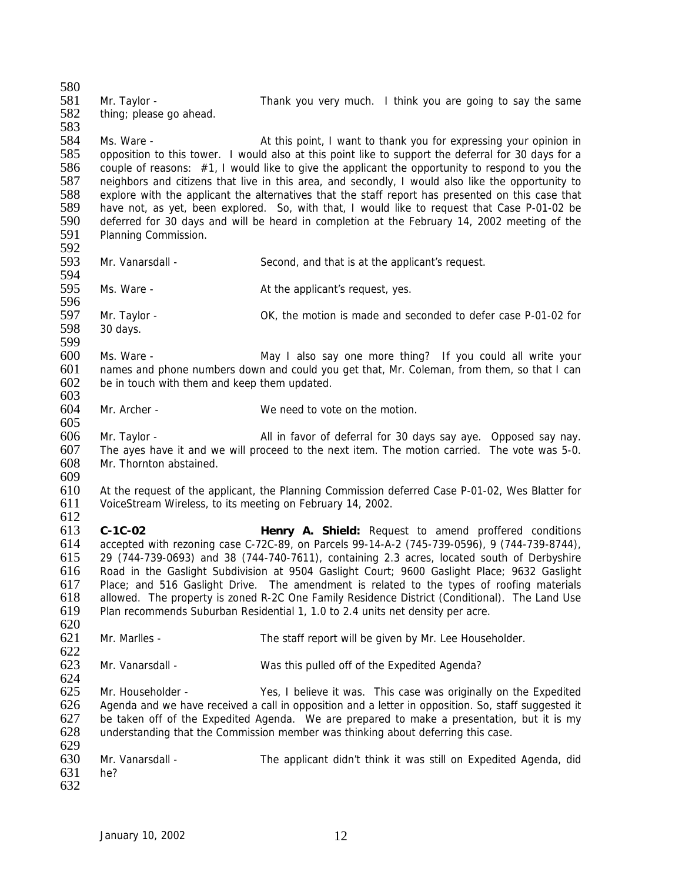Mr. Taylor - Thank you very much. I think you are going to say the same thing; please go ahead.

Ms. Ware - At this point, I want to thank you for expressing your opinion in opposition to this tower. I would also at this point like to support the deferral for 30 days for a couple of reasons: #1, I would like to give the applicant the opportunity to respond to you the neighbors and citizens that live in this area, and secondly, I would also like the opportunity to explore with the applicant the alternatives that the staff report has presented on this case that have not, as yet, been explored. So, with that, I would like to request that Case P-01-02 be deferred for 30 days and will be heard in completion at the February 14, 2002 meeting of the Planning Commission.

Mr. Vanarsdall - Second, and that is at the applicant's request.

Ms. Ware - At the applicant's request, yes.

Mr. Taylor - OK, the motion is made and seconded to defer case P-01-02 for 30 days.

Ms. Ware - May I also say one more thing? If you could all write your names and phone numbers down and could you get that, Mr. Coleman, from them, so that I can be in touch with them and keep them updated.

Mr. Archer - We need to vote on the motion.

Mr. Taylor - All in favor of deferral for 30 days say aye. Opposed say nay. The ayes have it and we will proceed to the next item. The motion carried. The vote was 5-0. Mr. Thornton abstained.

At the request of the applicant, the Planning Commission deferred Case P-01-02, Wes Blatter for VoiceStream Wireless, to its meeting on February 14, 2002.

**C-1C-02** **Henry A. Shield:** Request to amend proffered conditions accepted with rezoning case C-72C-89, on Parcels 99-14-A-2 (745-739-0596), 9 (744-739-8744), 29 (744-739-0693) and 38 (744-740-7611), containing 2.3 acres, located south of Derbyshire Road in the Gaslight Subdivision at 9504 Gaslight Court; 9600 Gaslight Place; 9632 Gaslight Place; and 516 Gaslight Drive. The amendment is related to the types of roofing materials allowed. The property is zoned R-2C One Family Residence District (Conditional). The Land Use Plan recommends Suburban Residential 1, 1.0 to 2.4 units net density per acre.

Mr. Marlles - The staff report will be given by Mr. Lee Householder.

Mr. Vanarsdall - Was this pulled off of the Expedited Agenda?

Mr. Householder - Yes, I believe it was. This case was originally on the Expedited Agenda and we have received a call in opposition and a letter in opposition. So, staff suggested it be taken off of the Expedited Agenda. We are prepared to make a presentation, but it is my understanding that the Commission member was thinking about deferring this case.

Mr. Vanarsdall - The applicant didn't think it was still on Expedited Agenda, did he?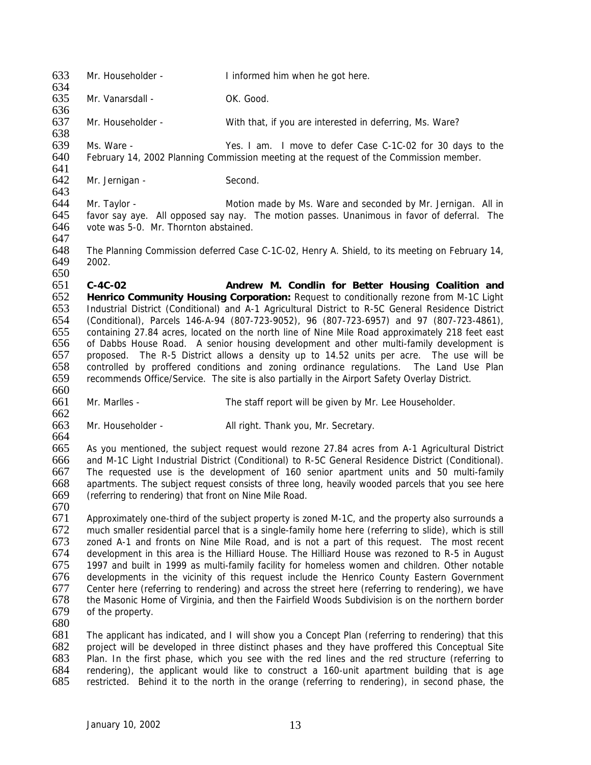Mr. Householder - I informed him when he got here.

Mr. Vanarsdall - OK. Good.

Mr. Householder - With that, if you are interested in deferring, Ms. Ware?

Ms. Ware - Yes. I am. I move to defer Case C-1C-02 for 30 days to the February 14, 2002 Planning Commission meeting at the request of the Commission member.

Mr. Jernigan - Second.

Mr. Taylor - Motion made by Ms. Ware and seconded by Mr. Jernigan. All in favor say aye. All opposed say nay. The motion passes. Unanimous in favor of deferral. The vote was 5-0. Mr. Thornton abstained.

The Planning Commission deferred Case C-1C-02, Henry A. Shield, to its meeting on February 14, 2002.

**C-4C-02 Andrew M. Condlin for Better Housing Coalition and Henrico Community Housing Corporation:** Request to conditionally rezone from M-1C Light Industrial District (Conditional) and A-1 Agricultural District to R-5C General Residence District (Conditional), Parcels 146-A-94 (807-723-9052), 96 (807-723-6957) and 97 (807-723-4861), containing 27.84 acres, located on the north line of Nine Mile Road approximately 218 feet east of Dabbs House Road. A senior housing development and other multi-family development is proposed. The R-5 District allows a density up to 14.52 units per acre. The use will be controlled by proffered conditions and zoning ordinance regulations. The Land Use Plan recommends Office/Service. The site is also partially in the Airport Safety Overlay District.

Mr. Marlles - The staff report will be given by Mr. Lee Householder.

Mr. Householder - All right. Thank you, Mr. Secretary.

As you mentioned, the subject request would rezone 27.84 acres from A-1 Agricultural District and M-1C Light Industrial District (Conditional) to R-5C General Residence District (Conditional). The requested use is the development of 160 senior apartment units and 50 multi-family apartments. The subject request consists of three long, heavily wooded parcels that you see here (referring to rendering) that front on Nine Mile Road.

Approximately one-third of the subject property is zoned M-1C, and the property also surrounds a much smaller residential parcel that is a single-family home here (referring to slide), which is still zoned A-1 and fronts on Nine Mile Road, and is not a part of this request. The most recent development in this area is the Hilliard House. The Hilliard House was rezoned to R-5 in August 1997 and built in 1999 as multi-family facility for homeless women and children. Other notable developments in the vicinity of this request include the Henrico County Eastern Government Center here (referring to rendering) and across the street here (referring to rendering), we have the Masonic Home of Virginia, and then the Fairfield Woods Subdivision is on the northern border of the property.

The applicant has indicated, and I will show you a Concept Plan (referring to rendering) that this project will be developed in three distinct phases and they have proffered this Conceptual Site Plan. In the first phase, which you see with the red lines and the red structure (referring to rendering), the applicant would like to construct a 160-unit apartment building that is age restricted. Behind it to the north in the orange (referring to rendering), in second phase, the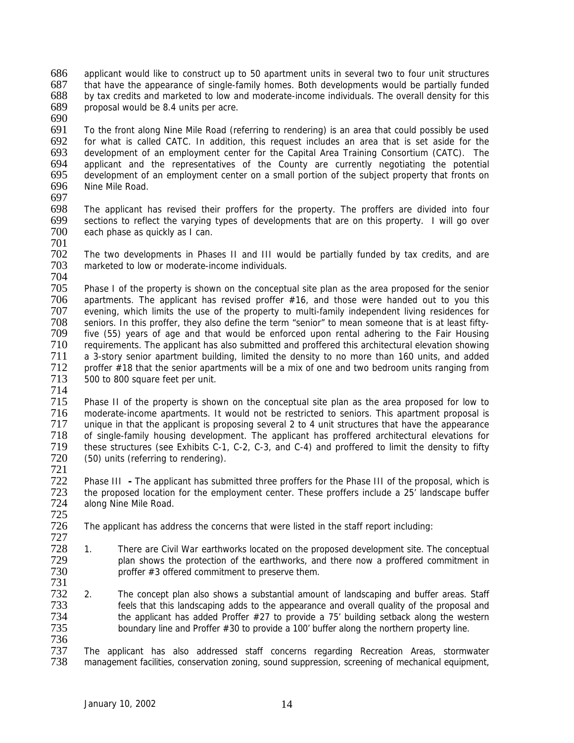applicant would like to construct up to 50 apartment units in several two to four unit structures that have the appearance of single-family homes. Both developments would be partially funded by tax credits and marketed to low and moderate-income individuals. The overall density for this proposal would be 8.4 units per acre.

To the front along Nine Mile Road (referring to rendering) is an area that could possibly be used for what is called CATC. In addition, this request includes an area that is set aside for the development of an employment center for the Capital Area Training Consortium (CATC). The applicant and the representatives of the County are currently negotiating the potential development of an employment center on a small portion of the subject property that fronts on Nine Mile Road.

The applicant has revised their proffers for the property. The proffers are divided into four sections to reflect the varying types of developments that are on this property. I will go over each phase as quickly as I can.

The two developments in Phases II and III would be partially funded by tax credits, and are marketed to low or moderate-income individuals.

Phase I of the property is shown on the conceptual site plan as the area proposed for the senior apartments. The applicant has revised proffer #16, and those were handed out to you this evening, which limits the use of the property to multi-family independent living residences for seniors. In this proffer, they also define the term "senior" to mean someone that is at least fifty-five (55) years of age and that would be enforced upon rental adhering to the Fair Housing requirements. The applicant has also submitted and proffered this architectural elevation showing a 3-story senior apartment building, limited the density to no more than 160 units, and added proffer #18 that the senior apartments will be a mix of one and two bedroom units ranging from 500 to 800 square feet per unit.

Phase II of the property is shown on the conceptual site plan as the area proposed for low to moderate-income apartments. It would not be restricted to seniors. This apartment proposal is unique in that the applicant is proposing several 2 to 4 unit structures that have the appearance of single-family housing development. The applicant has proffered architectural elevations for these structures (see Exhibits C-1, C-2, C-3, and C-4) and proffered to limit the density to fifty (50) units (referring to rendering).

Phase III **-** The applicant has submitted three proffers for the Phase III of the proposal, which is the proposed location for the employment center. These proffers include a 25' landscape buffer along Nine Mile Road.

The applicant has address the concerns that were listed in the staff report including:

1. There are Civil War earthworks located on the proposed development site. The conceptual plan shows the protection of the earthworks, and there now a proffered commitment in proffer #3 offered commitment to preserve them.

2. The concept plan also shows a substantial amount of landscaping and buffer areas. Staff feels that this landscaping adds to the appearance and overall quality of the proposal and the applicant has added Proffer #27 to provide a 75' building setback along the western boundary line and Proffer #30 to provide a 100' buffer along the northern property line.

The applicant has also addressed staff concerns regarding Recreation Areas, stormwater management facilities, conservation zoning, sound suppression, screening of mechanical equipment,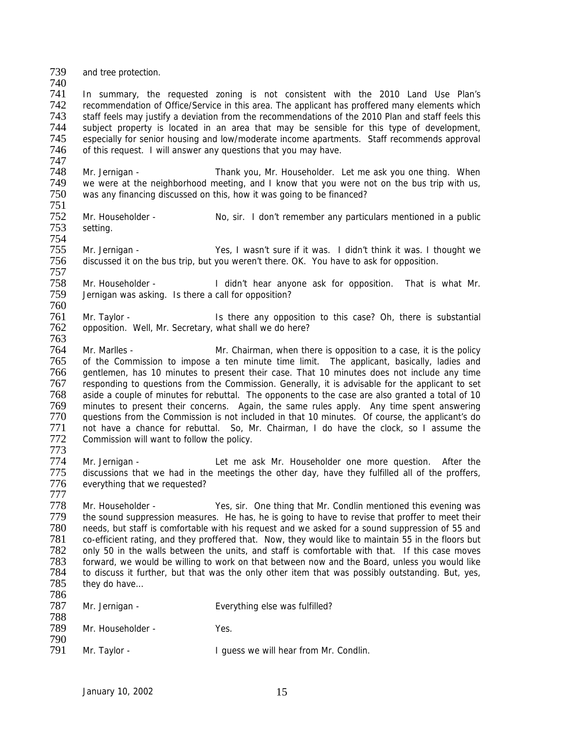and tree protection.

In summary, the requested zoning is not consistent with the 2010 Land Use Plan's recommendation of Office/Service in this area. The applicant has proffered many elements which staff feels may justify a deviation from the recommendations of the 2010 Plan and staff feels this subject property is located in an area that may be sensible for this type of development, especially for senior housing and low/moderate income apartments. Staff recommends approval of this request. I will answer any questions that you may have.

Mr. Jernigan - Thank you, Mr. Householder. Let me ask you one thing. When we were at the neighborhood meeting, and I know that you were not on the bus trip with us, was any financing discussed on this, how it was going to be financed?

Mr. Householder - No, sir. I don't remember any particulars mentioned in a public setting.

Mr. Jernigan - Yes, I wasn't sure if it was. I didn't think it was. I thought we discussed it on the bus trip, but you weren't there. OK. You have to ask for opposition.

Mr. Householder - I didn't hear anyone ask for opposition. That is what Mr. Jernigan was asking. Is there a call for opposition?

Mr. Taylor - Is there any opposition to this case? Oh, there is substantial opposition. Well, Mr. Secretary, what shall we do here?

Mr. Marlles - Mr. Chairman, when there is opposition to a case, it is the policy of the Commission to impose a ten minute time limit. The applicant, basically, ladies and gentlemen, has 10 minutes to present their case. That 10 minutes does not include any time responding to questions from the Commission. Generally, it is advisable for the applicant to set aside a couple of minutes for rebuttal. The opponents to the case are also granted a total of 10 minutes to present their concerns. Again, the same rules apply. Any time spent answering questions from the Commission is not included in that 10 minutes. Of course, the applicant's do not have a chance for rebuttal. So, Mr. Chairman, I do have the clock, so I assume the Commission will want to follow the policy.

Mr. Jernigan - Let me ask Mr. Householder one more question. After the discussions that we had in the meetings the other day, have they fulfilled all of the proffers, everything that we requested?

Mr. Householder - Yes, sir. One thing that Mr. Condlin mentioned this evening was the sound suppression measures. He has, he is going to have to revise that proffer to meet their needs, but staff is comfortable with his request and we asked for a sound suppression of 55 and co-efficient rating, and they proffered that. Now, they would like to maintain 55 in the floors but only 50 in the walls between the units, and staff is comfortable with that. If this case moves forward, we would be willing to work on that between now and the Board, unless you would like to discuss it further, but that was the only other item that was possibly outstanding. But, yes, they do have…

Mr. Jernigan - Everything else was fulfilled?

Mr. Householder - Yes.

Mr. Taylor - I guess we will hear from Mr. Condlin.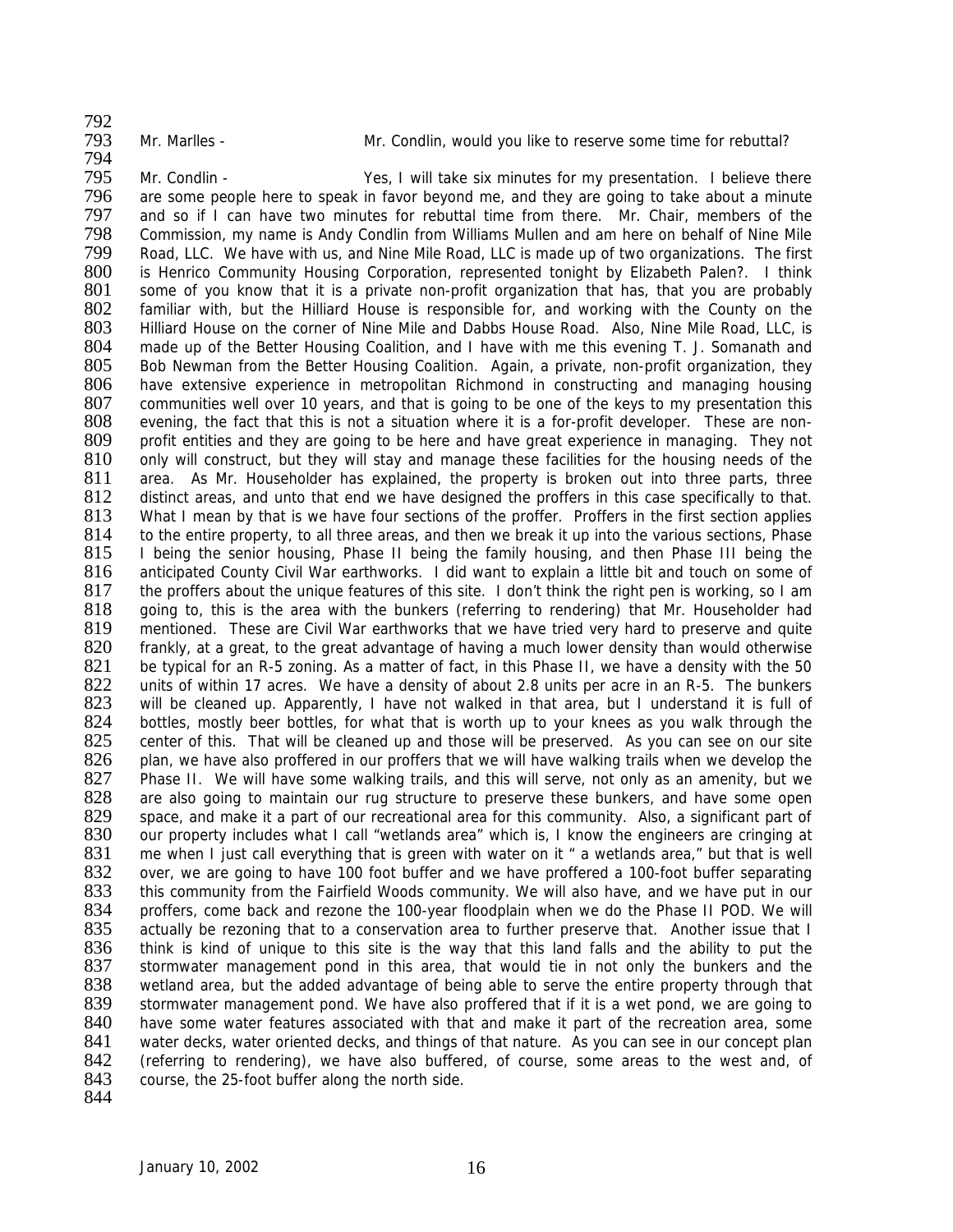Mr. Marlles - Mr. Condlin, would you like to reserve some time for rebuttal?

Mr. Condlin - Yes, I will take six minutes for my presentation. I believe there are some people here to speak in favor beyond me, and they are going to take about a minute and so if I can have two minutes for rebuttal time from there. Mr. Chair, members of the Commission, my name is Andy Condlin from Williams Mullen and am here on behalf of Nine Mile Road, LLC. We have with us, and Nine Mile Road, LLC is made up of two organizations. The first is Henrico Community Housing Corporation, represented tonight by Elizabeth Palen?. I think some of you know that it is a private non-profit organization that has, that you are probably familiar with, but the Hilliard House is responsible for, and working with the County on the Hilliard House on the corner of Nine Mile and Dabbs House Road. Also, Nine Mile Road, LLC, is made up of the Better Housing Coalition, and I have with me this evening T. J. Somanath and Bob Newman from the Better Housing Coalition. Again, a private, non-profit organization, they have extensive experience in metropolitan Richmond in constructing and managing housing communities well over 10 years, and that is going to be one of the keys to my presentation this evening, the fact that this is not a situation where it is a for-profit developer. These are non-profit entities and they are going to be here and have great experience in managing. They not only will construct, but they will stay and manage these facilities for the housing needs of the area. As Mr. Householder has explained, the property is broken out into three parts, three distinct areas, and unto that end we have designed the proffers in this case specifically to that. What I mean by that is we have four sections of the proffer. Proffers in the first section applies to the entire property, to all three areas, and then we break it up into the various sections, Phase I being the senior housing, Phase II being the family housing, and then Phase III being the anticipated County Civil War earthworks. I did want to explain a little bit and touch on some of the proffers about the unique features of this site. I don't think the right pen is working, so I am going to, this is the area with the bunkers (referring to rendering) that Mr. Householder had mentioned. These are Civil War earthworks that we have tried very hard to preserve and quite frankly, at a great, to the great advantage of having a much lower density than would otherwise be typical for an R-5 zoning. As a matter of fact, in this Phase II, we have a density with the 50 units of within 17 acres. We have a density of about 2.8 units per acre in an R-5. The bunkers will be cleaned up. Apparently, I have not walked in that area, but I understand it is full of bottles, mostly beer bottles, for what that is worth up to your knees as you walk through the center of this. That will be cleaned up and those will be preserved. As you can see on our site plan, we have also proffered in our proffers that we will have walking trails when we develop the Phase II. We will have some walking trails, and this will serve, not only as an amenity, but we are also going to maintain our rug structure to preserve these bunkers, and have some open space, and make it a part of our recreational area for this community. Also, a significant part of our property includes what I call "wetlands area" which is, I know the engineers are cringing at me when I just call everything that is green with water on it " a wetlands area," but that is well over, we are going to have 100 foot buffer and we have proffered a 100-foot buffer separating this community from the Fairfield Woods community. We will also have, and we have put in our proffers, come back and rezone the 100-year floodplain when we do the Phase II POD. We will actually be rezoning that to a conservation area to further preserve that. Another issue that I think is kind of unique to this site is the way that this land falls and the ability to put the stormwater management pond in this area, that would tie in not only the bunkers and the wetland area, but the added advantage of being able to serve the entire property through that stormwater management pond. We have also proffered that if it is a wet pond, we are going to have some water features associated with that and make it part of the recreation area, some water decks, water oriented decks, and things of that nature. As you can see in our concept plan (referring to rendering), we have also buffered, of course, some areas to the west and, of course, the 25-foot buffer along the north side.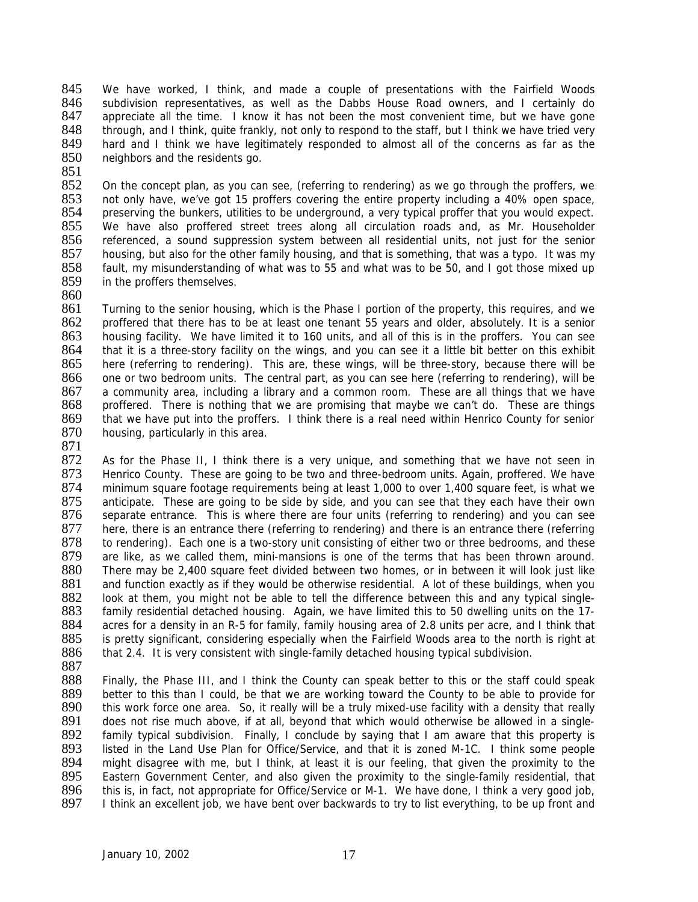We have worked, I think, and made a couple of presentations with the Fairfield Woods subdivision representatives, as well as the Dabbs House Road owners, and I certainly do appreciate all the time. I know it has not been the most convenient time, but we have gone through, and I think, quite frankly, not only to respond to the staff, but I think we have tried very hard and I think we have legitimately responded to almost all of the concerns as far as the neighbors and the residents go.

On the concept plan, as you can see, (referring to rendering) as we go through the proffers, we not only have, we've got 15 proffers covering the entire property including a 40% open space, preserving the bunkers, utilities to be underground, a very typical proffer that you would expect. We have also proffered street trees along all circulation roads and, as Mr. Householder referenced, a sound suppression system between all residential units, not just for the senior housing, but also for the other family housing, and that is something, that was a typo. It was my fault, my misunderstanding of what was to 55 and what was to be 50, and I got those mixed up in the proffers themselves.

Turning to the senior housing, which is the Phase I portion of the property, this requires, and we proffered that there has to be at least one tenant 55 years and older, absolutely. It is a senior housing facility. We have limited it to 160 units, and all of this is in the proffers. You can see that it is a three-story facility on the wings, and you can see it a little bit better on this exhibit here (referring to rendering). This are, these wings, will be three-story, because there will be one or two bedroom units. The central part, as you can see here (referring to rendering), will be a community area, including a library and a common room. These are all things that we have proffered. There is nothing that we are promising that maybe we can't do. These are things that we have put into the proffers. I think there is a real need within Henrico County for senior housing, particularly in this area.

As for the Phase II, I think there is a very unique, and something that we have not seen in Henrico County. These are going to be two and three-bedroom units. Again, proffered. We have minimum square footage requirements being at least 1,000 to over 1,400 square feet, is what we anticipate. These are going to be side by side, and you can see that they each have their own separate entrance. This is where there are four units (referring to rendering) and you can see here, there is an entrance there (referring to rendering) and there is an entrance there (referring to rendering). Each one is a two-story unit consisting of either two or three bedrooms, and these are like, as we called them, mini-mansions is one of the terms that has been thrown around. There may be 2,400 square feet divided between two homes, or in between it will look just like and function exactly as if they would be otherwise residential. A lot of these buildings, when you look at them, you might not be able to tell the difference between this and any typical single-family residential detached housing. Again, we have limited this to 50 dwelling units on the 17-acres for a density in an R-5 for family, family housing area of 2.8 units per acre, and I think that is pretty significant, considering especially when the Fairfield Woods area to the north is right at that 2.4. It is very consistent with single-family detached housing typical subdivision.

Finally, the Phase III, and I think the County can speak better to this or the staff could speak better to this than I could, be that we are working toward the County to be able to provide for this work force one area. So, it really will be a truly mixed-use facility with a density that really does not rise much above, if at all, beyond that which would otherwise be allowed in a single-family typical subdivision. Finally, I conclude by saying that I am aware that this property is listed in the Land Use Plan for Office/Service, and that it is zoned M-1C. I think some people might disagree with me, but I think, at least it is our feeling, that given the proximity to the Eastern Government Center, and also given the proximity to the single-family residential, that this is, in fact, not appropriate for Office/Service or M-1. We have done, I think a very good job, I think an excellent job, we have bent over backwards to try to list everything, to be up front and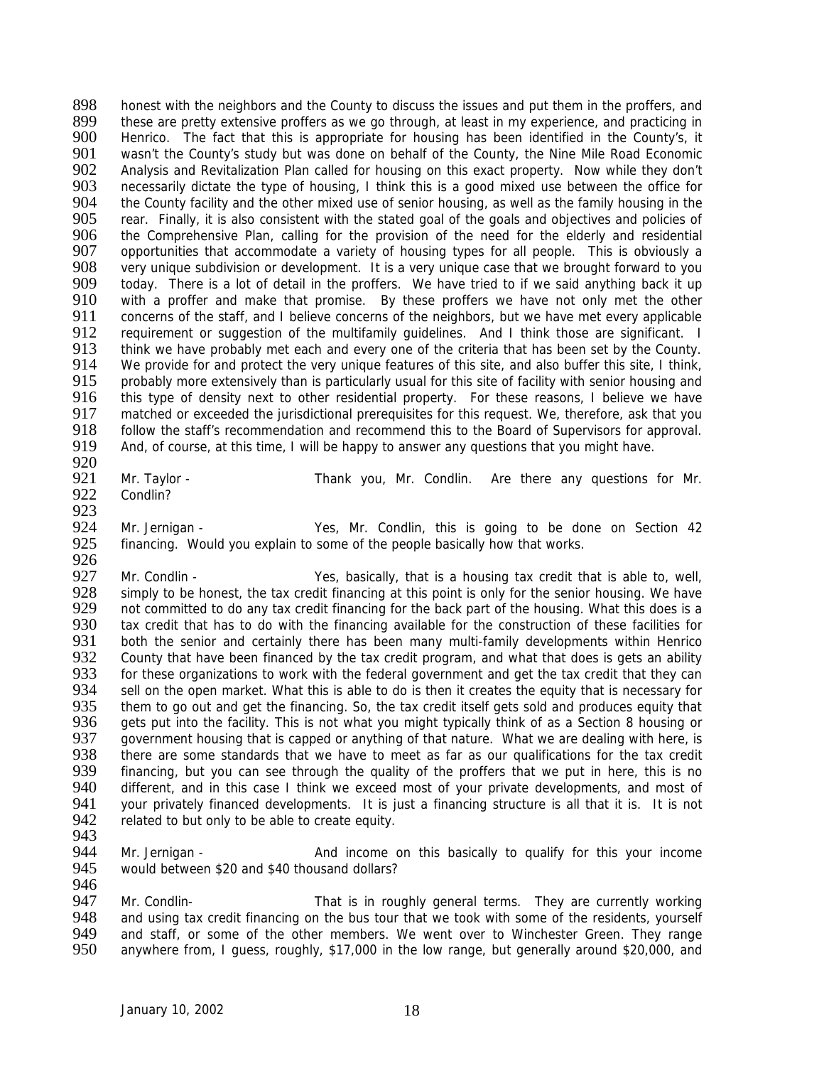honest with the neighbors and the County to discuss the issues and put them in the proffers, and these are pretty extensive proffers as we go through, at least in my experience, and practicing in Henrico. The fact that this is appropriate for housing has been identified in the County's, it wasn't the County's study but was done on behalf of the County, the Nine Mile Road Economic Analysis and Revitalization Plan called for housing on this exact property. Now while they don't necessarily dictate the type of housing, I think this is a good mixed use between the office for the County facility and the other mixed use of senior housing, as well as the family housing in the rear. Finally, it is also consistent with the stated goal of the goals and objectives and policies of the Comprehensive Plan, calling for the provision of the need for the elderly and residential opportunities that accommodate a variety of housing types for all people. This is obviously a very unique subdivision or development. It is a very unique case that we brought forward to you today. There is a lot of detail in the proffers. We have tried to if we said anything back it up with a proffer and make that promise. By these proffers we have not only met the other concerns of the staff, and I believe concerns of the neighbors, but we have met every applicable requirement or suggestion of the multifamily guidelines. And I think those are significant. I think we have probably met each and every one of the criteria that has been set by the County. We provide for and protect the very unique features of this site, and also buffer this site, I think, probably more extensively than is particularly usual for this site of facility with senior housing and this type of density next to other residential property. For these reasons, I believe we have matched or exceeded the jurisdictional prerequisites for this request. We, therefore, ask that you follow the staff's recommendation and recommend this to the Board of Supervisors for approval. And, of course, at this time, I will be happy to answer any questions that you might have.

Mr. Taylor - Thank you, Mr. Condlin. Are there any questions for Mr. Condlin?

Mr. Jernigan - Yes, Mr. Condlin, this is going to be done on Section 42 financing. Would you explain to some of the people basically how that works.

Mr. Condlin - Yes, basically, that is a housing tax credit that is able to, well, simply to be honest, the tax credit financing at this point is only for the senior housing. We have not committed to do any tax credit financing for the back part of the housing. What this does is a tax credit that has to do with the financing available for the construction of these facilities for both the senior and certainly there has been many multi-family developments within Henrico County that have been financed by the tax credit program, and what that does is gets an ability for these organizations to work with the federal government and get the tax credit that they can sell on the open market. What this is able to do is then it creates the equity that is necessary for them to go out and get the financing. So, the tax credit itself gets sold and produces equity that gets put into the facility. This is not what you might typically think of as a Section 8 housing or government housing that is capped or anything of that nature. What we are dealing with here, is there are some standards that we have to meet as far as our qualifications for the tax credit financing, but you can see through the quality of the proffers that we put in here, this is no different, and in this case I think we exceed most of your private developments, and most of your privately financed developments. It is just a financing structure is all that it is. It is not related to but only to be able to create equity.

Mr. Jernigan - And income on this basically to qualify for this your income would between $20 and $40 thousand dollars?

Mr. Condlin- That is in roughly general terms. They are currently working and using tax credit financing on the bus tour that we took with some of the residents, yourself and staff, or some of the other members. We went over to Winchester Green. They range anywhere from, I guess, roughly, $17,000 in the low range, but generally around $20,000, and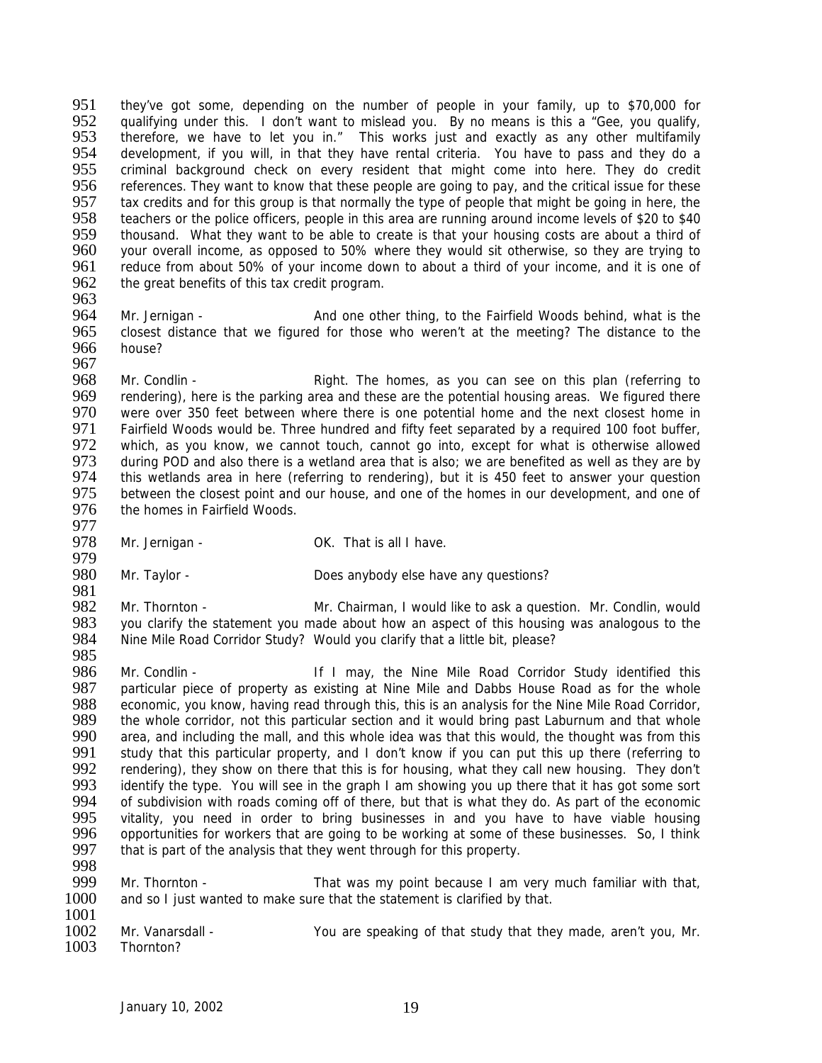they've got some, depending on the number of people in your family, up to $70,000 for qualifying under this. I don't want to mislead you. By no means is this a "Gee, you qualify, therefore, we have to let you in." This works just and exactly as any other multifamily development, if you will, in that they have rental criteria. You have to pass and they do a criminal background check on every resident that might come into here. They do credit references. They want to know that these people are going to pay, and the critical issue for these tax credits and for this group is that normally the type of people that might be going in here, the teachers or the police officers, people in this area are running around income levels of $20 to $40 thousand. What they want to be able to create is that your housing costs are about a third of your overall income, as opposed to 50% where they would sit otherwise, so they are trying to reduce from about 50% of your income down to about a third of your income, and it is one of the great benefits of this tax credit program.

Mr. Jernigan - And one other thing, to the Fairfield Woods behind, what is the closest distance that we figured for those who weren't at the meeting? The distance to the house?

Mr. Condlin - Right. The homes, as you can see on this plan (referring to rendering), here is the parking area and these are the potential housing areas. We figured there were over 350 feet between where there is one potential home and the next closest home in Fairfield Woods would be. Three hundred and fifty feet separated by a required 100 foot buffer, which, as you know, we cannot touch, cannot go into, except for what is otherwise allowed during POD and also there is a wetland area that is also; we are benefited as well as they are by this wetlands area in here (referring to rendering), but it is 450 feet to answer your question between the closest point and our house, and one of the homes in our development, and one of the homes in Fairfield Woods.

Mr. Jernigan - OK. That is all I have.

Mr. Taylor - Does anybody else have any questions?

Mr. Thornton - Mr. Chairman, I would like to ask a question. Mr. Condlin, would you clarify the statement you made about how an aspect of this housing was analogous to the Nine Mile Road Corridor Study? Would you clarify that a little bit, please?

Mr. Condlin - If I may, the Nine Mile Road Corridor Study identified this particular piece of property as existing at Nine Mile and Dabbs House Road as for the whole economic, you know, having read through this, this is an analysis for the Nine Mile Road Corridor, the whole corridor, not this particular section and it would bring past Laburnum and that whole area, and including the mall, and this whole idea was that this would, the thought was from this study that this particular property, and I don't know if you can put this up there (referring to rendering), they show on there that this is for housing, what they call new housing. They don't identify the type. You will see in the graph I am showing you up there that it has got some sort of subdivision with roads coming off of there, but that is what they do. As part of the economic vitality, you need in order to bring businesses in and you have to have viable housing opportunities for workers that are going to be working at some of these businesses. So, I think that is part of the analysis that they went through for this property.

Mr. Thornton - That was my point because I am very much familiar with that, and so I just wanted to make sure that the statement is clarified by that.

Mr. Vanarsdall - You are speaking of that study that they made, aren't you, Mr. Thornton?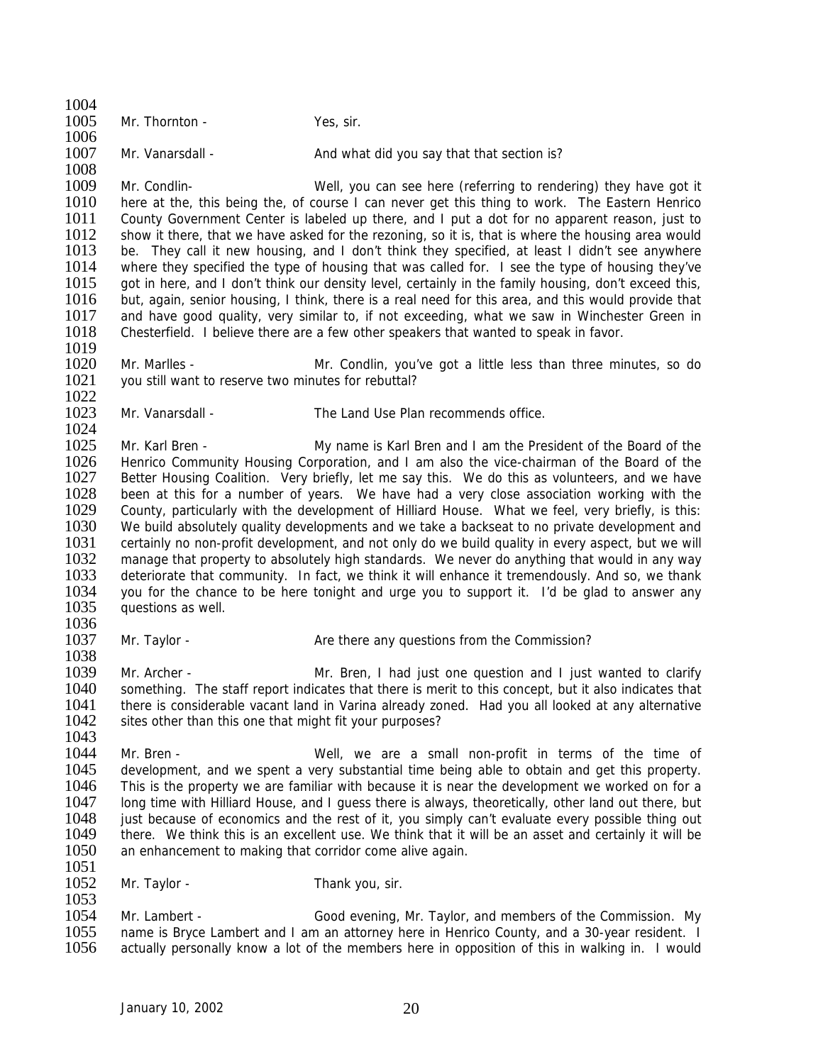Mr. Thornton - Yes, sir.

Mr. Vanarsdall - And what did you say that that section is?

Mr. Condlin- Well, you can see here (referring to rendering) they have got it here at the, this being the, of course I can never get this thing to work. The Eastern Henrico County Government Center is labeled up there, and I put a dot for no apparent reason, just to show it there, that we have asked for the rezoning, so it is, that is where the housing area would be. They call it new housing, and I don't think they specified, at least I didn't see anywhere where they specified the type of housing that was called for. I see the type of housing they've got in here, and I don't think our density level, certainly in the family housing, don't exceed this, but, again, senior housing, I think, there is a real need for this area, and this would provide that and have good quality, very similar to, if not exceeding, what we saw in Winchester Green in Chesterfield. I believe there are a few other speakers that wanted to speak in favor.

Mr. Marlles - Mr. Condlin, you've got a little less than three minutes, so do you still want to reserve two minutes for rebuttal?

Mr. Vanarsdall - The Land Use Plan recommends office.

Mr. Karl Bren - My name is Karl Bren and I am the President of the Board of the Henrico Community Housing Corporation, and I am also the vice-chairman of the Board of the Better Housing Coalition. Very briefly, let me say this. We do this as volunteers, and we have been at this for a number of years. We have had a very close association working with the County, particularly with the development of Hilliard House. What we feel, very briefly, is this: We build absolutely quality developments and we take a backseat to no private development and certainly no non-profit development, and not only do we build quality in every aspect, but we will manage that property to absolutely high standards. We never do anything that would in any way deteriorate that community. In fact, we think it will enhance it tremendously. And so, we thank you for the chance to be here tonight and urge you to support it. I'd be glad to answer any questions as well.

Mr. Taylor - Are there any questions from the Commission?

Mr. Archer - Mr. Bren, I had just one question and I just wanted to clarify something. The staff report indicates that there is merit to this concept, but it also indicates that there is considerable vacant land in Varina already zoned. Had you all looked at any alternative sites other than this one that might fit your purposes?

Mr. Bren - Well, we are a small non-profit in terms of the time of development, and we spent a very substantial time being able to obtain and get this property. This is the property we are familiar with because it is near the development we worked on for a long time with Hilliard House, and I guess there is always, theoretically, other land out there, but just because of economics and the rest of it, you simply can't evaluate every possible thing out there. We think this is an excellent use. We think that it will be an asset and certainly it will be an enhancement to making that corridor come alive again.

Mr. Taylor - Thank you, sir.

Mr. Lambert - Good evening, Mr. Taylor, and members of the Commission. My name is Bryce Lambert and I am an attorney here in Henrico County, and a 30-year resident. I actually personally know a lot of the members here in opposition of this in walking in. I would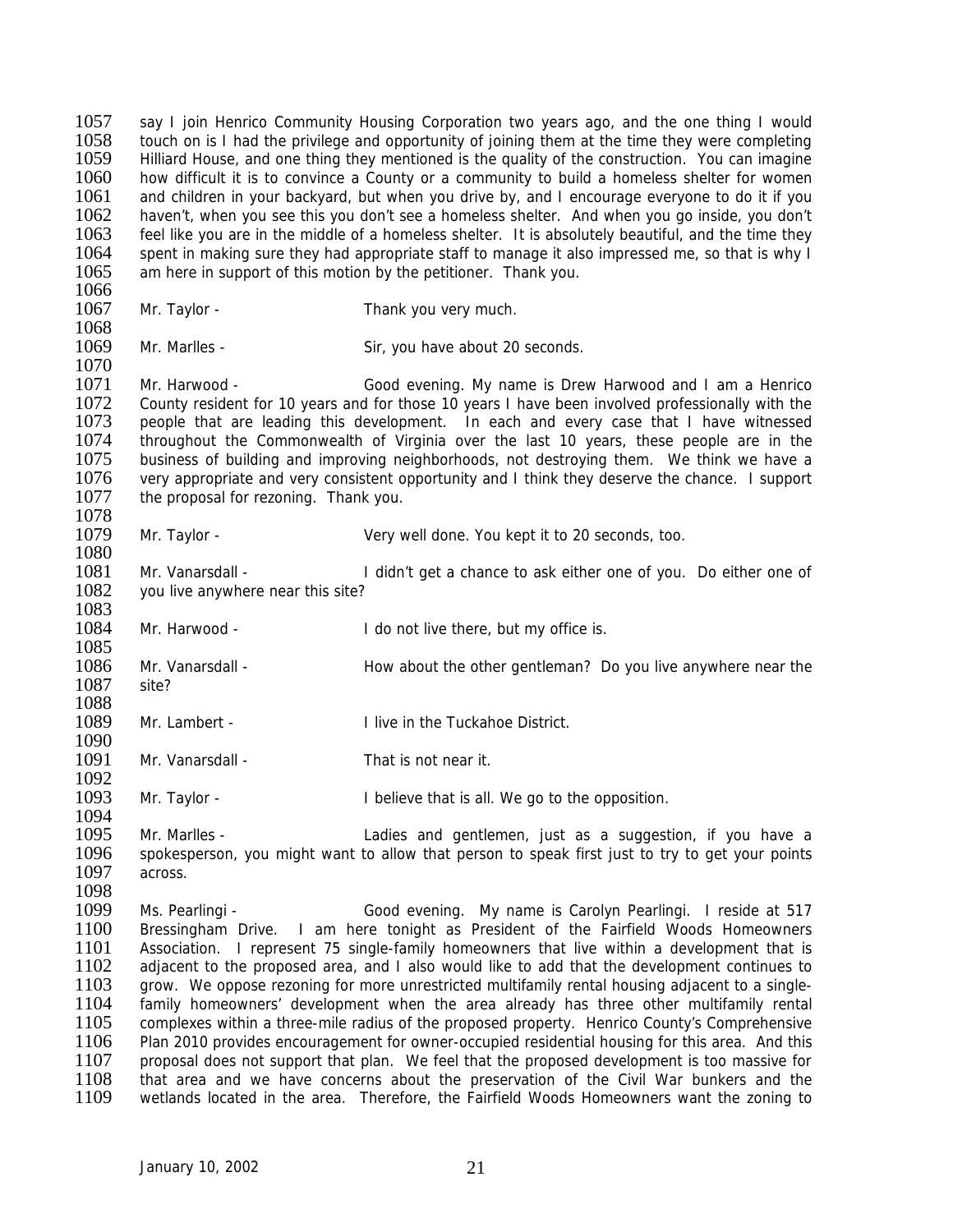say I join Henrico Community Housing Corporation two years ago, and the one thing I would touch on is I had the privilege and opportunity of joining them at the time they were completing Hilliard House, and one thing they mentioned is the quality of the construction. You can imagine how difficult it is to convince a County or a community to build a homeless shelter for women and children in your backyard, but when you drive by, and I encourage everyone to do it if you haven't, when you see this you don't see a homeless shelter. And when you go inside, you don't feel like you are in the middle of a homeless shelter. It is absolutely beautiful, and the time they spent in making sure they had appropriate staff to manage it also impressed me, so that is why I am here in support of this motion by the petitioner. Thank you.

Mr. Taylor - Thank you very much.

Mr. Marlles - Sir, you have about 20 seconds.

Mr. Harwood - Good evening. My name is Drew Harwood and I am a Henrico County resident for 10 years and for those 10 years I have been involved professionally with the people that are leading this development. In each and every case that I have witnessed throughout the Commonwealth of Virginia over the last 10 years, these people are in the business of building and improving neighborhoods, not destroying them. We think we have a very appropriate and very consistent opportunity and I think they deserve the chance. I support the proposal for rezoning. Thank you.

Mr. Taylor - Very well done. You kept it to 20 seconds, too.

Mr. Vanarsdall - I didn't get a chance to ask either one of you. Do either one of you live anywhere near this site?

Mr. Harwood - I do not live there, but my office is.

Mr. Vanarsdall - How about the other gentleman? Do you live anywhere near the site?

Mr. Lambert - I live in the Tuckahoe District.

Mr. Vanarsdall - That is not near it.

Mr. Taylor - I believe that is all. We go to the opposition.

Mr. Marlles - Ladies and gentlemen, just as a suggestion, if you have a spokesperson, you might want to allow that person to speak first just to try to get your points across.

Ms. Pearlingi - Good evening. My name is Carolyn Pearlingi. I reside at 517 Bressingham Drive. I am here tonight as President of the Fairfield Woods Homeowners Association. I represent 75 single-family homeowners that live within a development that is adjacent to the proposed area, and I also would like to add that the development continues to grow. We oppose rezoning for more unrestricted multifamily rental housing adjacent to a single-family homeowners' development when the area already has three other multifamily rental complexes within a three-mile radius of the proposed property. Henrico County's Comprehensive Plan 2010 provides encouragement for owner-occupied residential housing for this area. And this proposal does not support that plan. We feel that the proposed development is too massive for that area and we have concerns about the preservation of the Civil War bunkers and the wetlands located in the area. Therefore, the Fairfield Woods Homeowners want the zoning to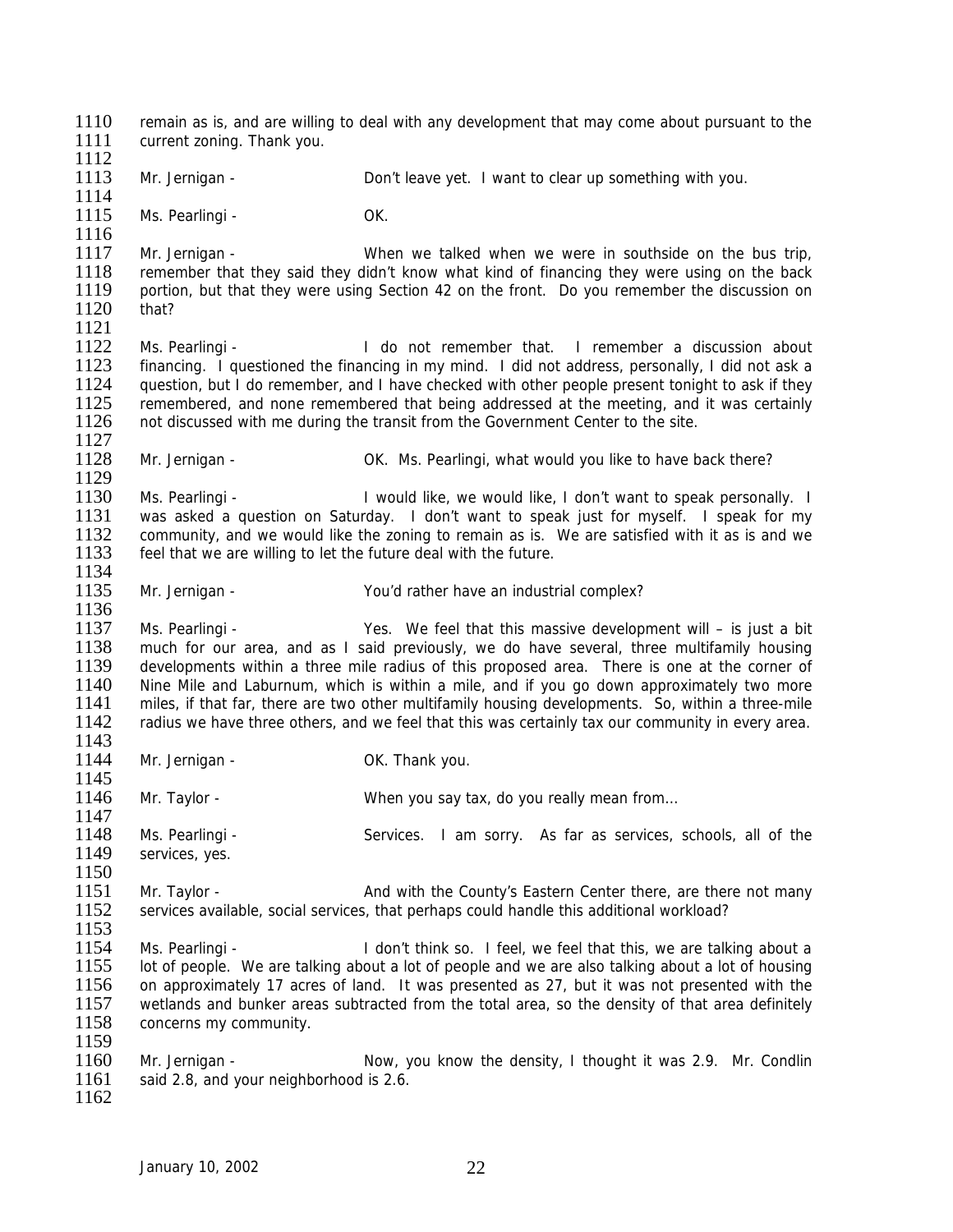remain as is, and are willing to deal with any development that may come about pursuant to the current zoning. Thank you.

Mr. Jernigan - Don't leave yet. I want to clear up something with you.

Ms. Pearlingi - OK.

Mr. Jernigan - When we talked when we were in southside on the bus trip, remember that they said they didn't know what kind of financing they were using on the back portion, but that they were using Section 42 on the front. Do you remember the discussion on that?

Ms. Pearlingi - I do not remember that. I remember a discussion about financing. I questioned the financing in my mind. I did not address, personally, I did not ask a question, but I do remember, and I have checked with other people present tonight to ask if they remembered, and none remembered that being addressed at the meeting, and it was certainly not discussed with me during the transit from the Government Center to the site.

Mr. Jernigan - OK. Ms. Pearlingi, what would you like to have back there?

Ms. Pearlingi - I would like, we would like, I don't want to speak personally. I was asked a question on Saturday. I don't want to speak just for myself. I speak for my community, and we would like the zoning to remain as is. We are satisfied with it as is and we feel that we are willing to let the future deal with the future.

Mr. Jernigan - You'd rather have an industrial complex?

Ms. Pearlingi - Yes. We feel that this massive development will – is just a bit much for our area, and as I said previously, we do have several, three multifamily housing developments within a three mile radius of this proposed area. There is one at the corner of Nine Mile and Laburnum, which is within a mile, and if you go down approximately two more miles, if that far, there are two other multifamily housing developments. So, within a three-mile radius we have three others, and we feel that this was certainly tax our community in every area.

Mr. Jernigan - OK. Thank you.

Mr. Taylor - When you say tax, do you really mean from…

Ms. Pearlingi - Services. I am sorry. As far as services, schools, all of the services, yes.

Mr. Taylor - And with the County's Eastern Center there, are there not many services available, social services, that perhaps could handle this additional workload?

Ms. Pearlingi - I don't think so. I feel, we feel that this, we are talking about a lot of people. We are talking about a lot of people and we are also talking about a lot of housing on approximately 17 acres of land. It was presented as 27, but it was not presented with the wetlands and bunker areas subtracted from the total area, so the density of that area definitely concerns my community.

Mr. Jernigan - Now, you know the density, I thought it was 2.9. Mr. Condlin said 2.8, and your neighborhood is 2.6.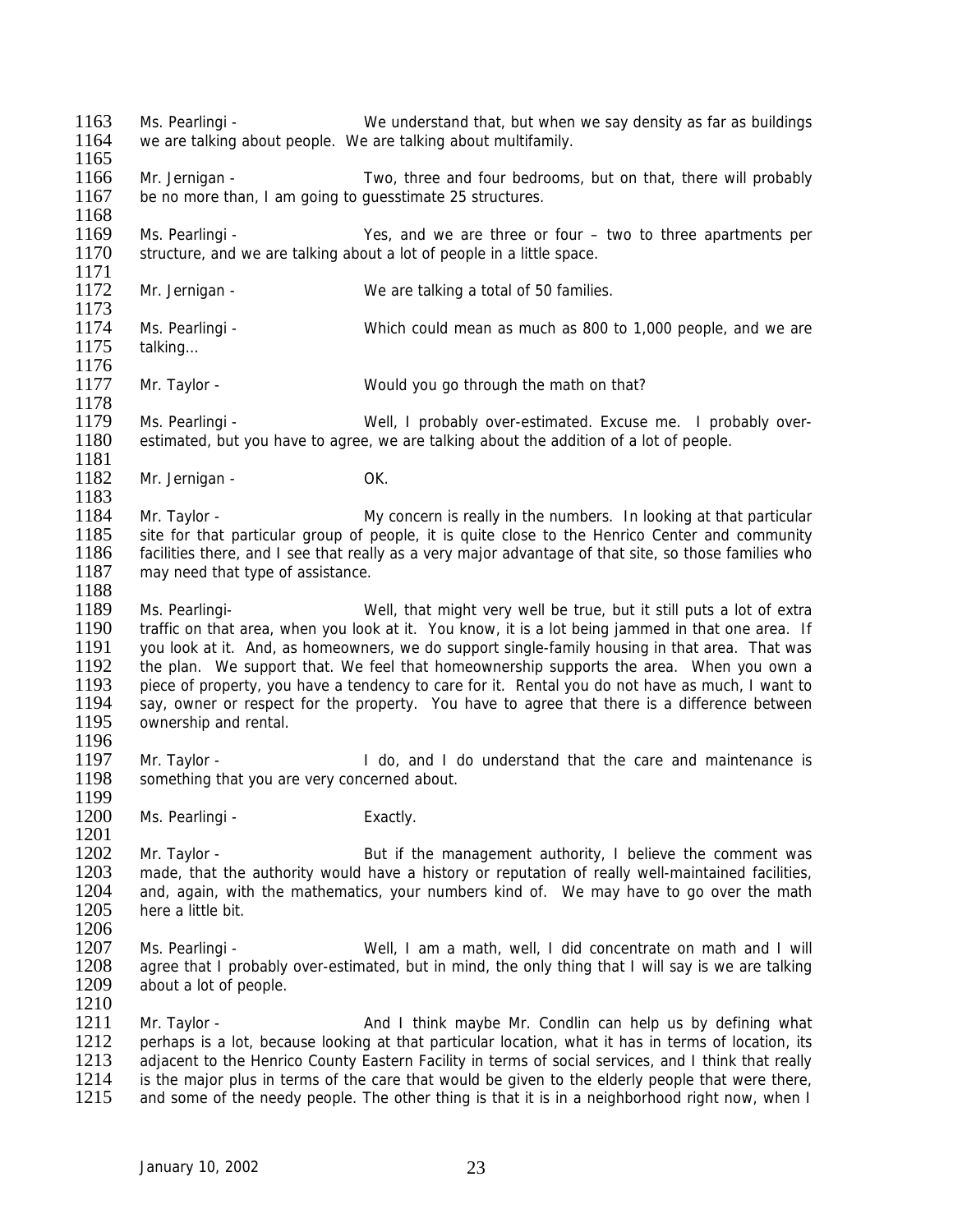Ms. Pearlingi - We understand that, but when we say density as far as buildings we are talking about people. We are talking about multifamily.

Mr. Jernigan - Two, three and four bedrooms, but on that, there will probably be no more than, I am going to guesstimate 25 structures.

Ms. Pearlingi - Yes, and we are three or four – two to three apartments per structure, and we are talking about a lot of people in a little space.

Mr. Jernigan - We are talking a total of 50 families.

Ms. Pearlingi - Which could mean as much as 800 to 1,000 people, and we are talking…

Mr. Taylor - Would you go through the math on that?

Ms. Pearlingi - Well, I probably over-estimated. Excuse me. I probably over-estimated, but you have to agree, we are talking about the addition of a lot of people.

Mr. Jernigan - OK.

Mr. Taylor - My concern is really in the numbers. In looking at that particular site for that particular group of people, it is quite close to the Henrico Center and community facilities there, and I see that really as a very major advantage of that site, so those families who may need that type of assistance.

Ms. Pearlingi- Well, that might very well be true, but it still puts a lot of extra traffic on that area, when you look at it. You know, it is a lot being jammed in that one area. If you look at it. And, as homeowners, we do support single-family housing in that area. That was the plan. We support that. We feel that homeownership supports the area. When you own a piece of property, you have a tendency to care for it. Rental you do not have as much, I want to say, owner or respect for the property. You have to agree that there is a difference between ownership and rental.

Mr. Taylor - I do, and I do understand that the care and maintenance is something that you are very concerned about.

Ms. Pearlingi - Exactly.

Mr. Taylor - But if the management authority, I believe the comment was made, that the authority would have a history or reputation of really well-maintained facilities, and, again, with the mathematics, your numbers kind of. We may have to go over the math here a little bit.

Ms. Pearlingi - Well, I am a math, well, I did concentrate on math and I will agree that I probably over-estimated, but in mind, the only thing that I will say is we are talking about a lot of people.

Mr. Taylor - And I think maybe Mr. Condlin can help us by defining what perhaps is a lot, because looking at that particular location, what it has in terms of location, its adjacent to the Henrico County Eastern Facility in terms of social services, and I think that really is the major plus in terms of the care that would be given to the elderly people that were there, and some of the needy people. The other thing is that it is in a neighborhood right now, when I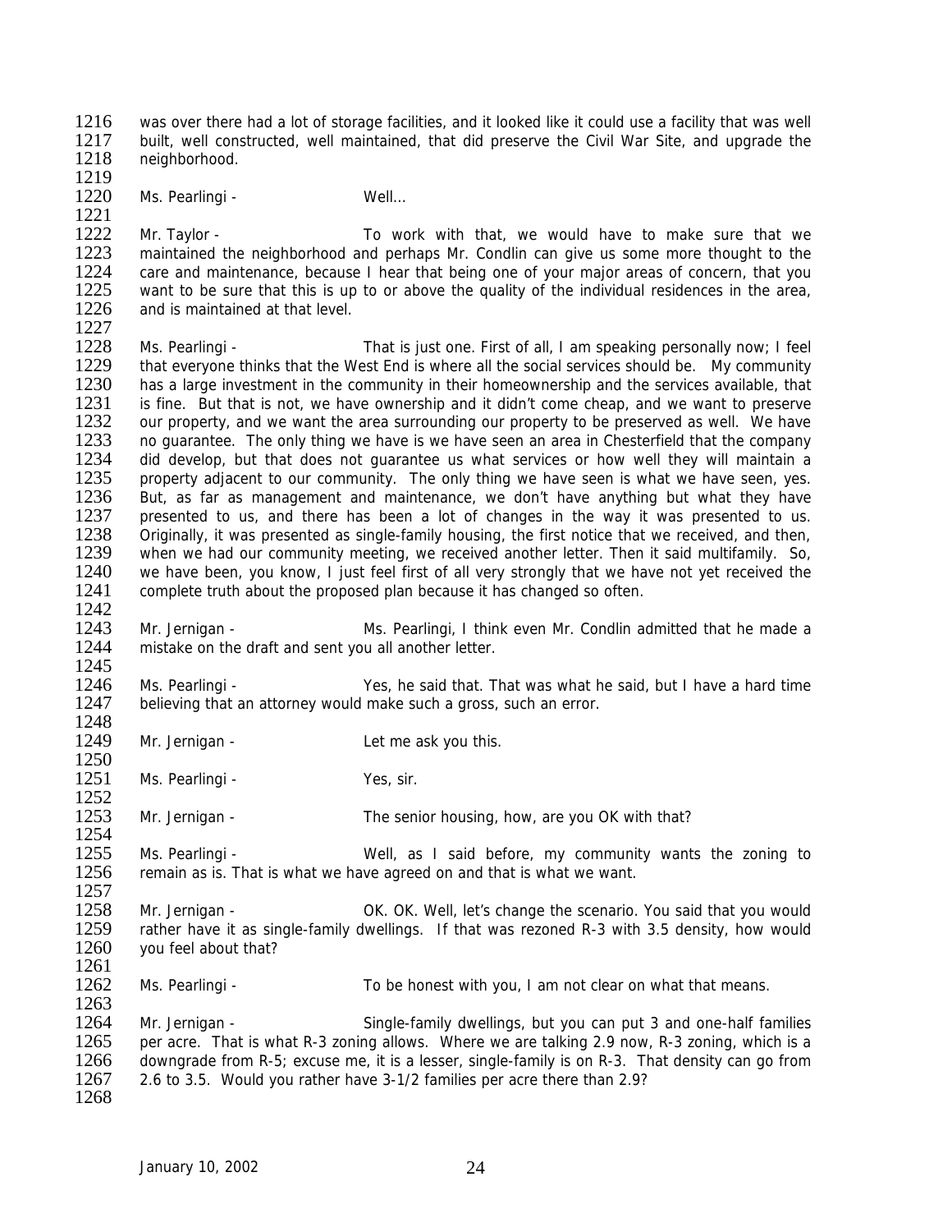was over there had a lot of storage facilities, and it looked like it could use a facility that was well built, well constructed, well maintained, that did preserve the Civil War Site, and upgrade the neighborhood.

Ms. Pearlingi - Well…

Mr. Taylor - To work with that, we would have to make sure that we maintained the neighborhood and perhaps Mr. Condlin can give us some more thought to the care and maintenance, because I hear that being one of your major areas of concern, that you want to be sure that this is up to or above the quality of the individual residences in the area, and is maintained at that level.

Ms. Pearlingi - That is just one. First of all, I am speaking personally now; I feel that everyone thinks that the West End is where all the social services should be. My community has a large investment in the community in their homeownership and the services available, that is fine. But that is not, we have ownership and it didn't come cheap, and we want to preserve our property, and we want the area surrounding our property to be preserved as well. We have no guarantee. The only thing we have is we have seen an area in Chesterfield that the company did develop, but that does not guarantee us what services or how well they will maintain a property adjacent to our community. The only thing we have seen is what we have seen, yes. But, as far as management and maintenance, we don't have anything but what they have presented to us, and there has been a lot of changes in the way it was presented to us. Originally, it was presented as single-family housing, the first notice that we received, and then, when we had our community meeting, we received another letter. Then it said multifamily. So, we have been, you know, I just feel first of all very strongly that we have not yet received the complete truth about the proposed plan because it has changed so often.

Mr. Jernigan - Ms. Pearlingi, I think even Mr. Condlin admitted that he made a mistake on the draft and sent you all another letter.

Ms. Pearlingi - Yes, he said that. That was what he said, but I have a hard time believing that an attorney would make such a gross, such an error.

Mr. Jernigan - Let me ask you this.

Ms. Pearlingi - Yes, sir.

Mr. Jernigan - The senior housing, how, are you OK with that?

Ms. Pearlingi - Well, as I said before, my community wants the zoning to remain as is. That is what we have agreed on and that is what we want.

Mr. Jernigan - OK. OK. Well, let's change the scenario. You said that you would rather have it as single-family dwellings. If that was rezoned R-3 with 3.5 density, how would you feel about that?

Ms. Pearlingi - To be honest with you, I am not clear on what that means.

Mr. Jernigan - Single-family dwellings, but you can put 3 and one-half families per acre. That is what R-3 zoning allows. Where we are talking 2.9 now, R-3 zoning, which is a downgrade from R-5; excuse me, it is a lesser, single-family is on R-3. That density can go from 2.6 to 3.5. Would you rather have 3-1/2 families per acre there than 2.9?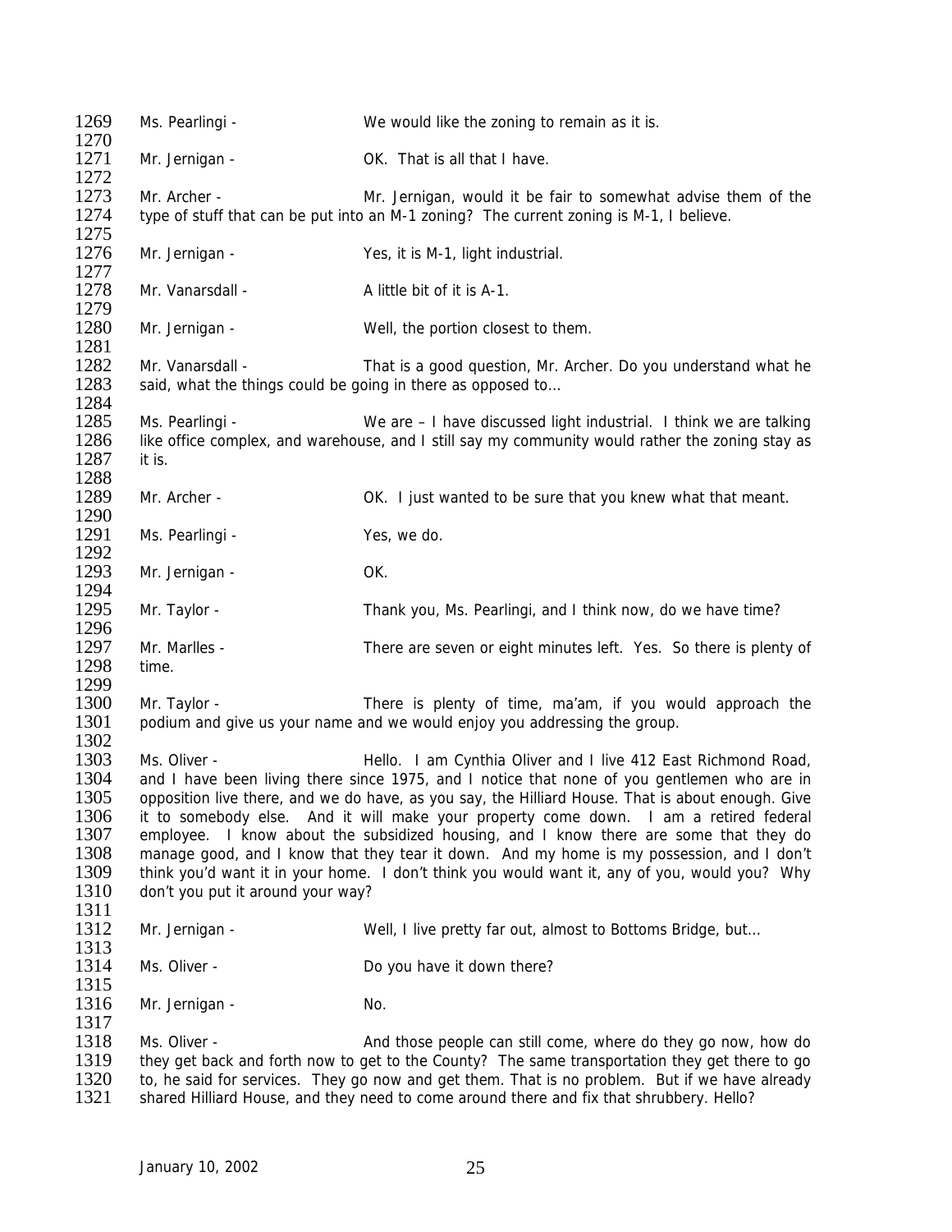1269 Ms. Pearlingi - We would like the zoning to remain as it is.

1271 Mr. Jernigan - OK. That is all that I have.

1273 Mr. Archer - Mr. Jernigan, would it be fair to somewhat advise them of the
1274 type of stuff that can be put into an M-1 zoning? The current zoning is M-1, I believe.

1276 Mr. Jernigan - Yes, it is M-1, light industrial.

1278 Mr. Vanarsdall - A little bit of it is A-1.

1280 Mr. Jernigan - Well, the portion closest to them.

1282 Mr. Vanarsdall - That is a good question, Mr. Archer. Do you understand what he
1283 said, what the things could be going in there as opposed to…

1285 Ms. Pearlingi - We are – I have discussed light industrial. I think we are talking
1286 like office complex, and warehouse, and I still say my community would rather the zoning stay as
1287 it is.

1289 Mr. Archer - OK. I just wanted to be sure that you knew what that meant.

1291 Ms. Pearlingi - Yes, we do.

1293 Mr. Jernigan - OK.

1295 Mr. Taylor - Thank you, Ms. Pearlingi, and I think now, do we have time?

1297 Mr. Marlles - There are seven or eight minutes left. Yes. So there is plenty of
1298 time.

1300 Mr. Taylor - There is plenty of time, ma'am, if you would approach the
1301 podium and give us your name and we would enjoy you addressing the group.

1303 Ms. Oliver - Hello. I am Cynthia Oliver and I live 412 East Richmond Road,
1304 and I have been living there since 1975, and I notice that none of you gentlemen who are in
1305 opposition live there, and we do have, as you say, the Hilliard House. That is about enough. Give
1306 it to somebody else. And it will make your property come down. I am a retired federal
1307 employee. I know about the subsidized housing, and I know there are some that they do
1308 manage good, and I know that they tear it down. And my home is my possession, and I don't
1309 think you'd want it in your home. I don't think you would want it, any of you, would you? Why
1310 don't you put it around your way?

1312 Mr. Jernigan - Well, I live pretty far out, almost to Bottoms Bridge, but…

1314 Ms. Oliver - Do you have it down there?

1316 Mr. Jernigan - No.

1318 Ms. Oliver - And those people can still come, where do they go now, how do
1319 they get back and forth now to get to the County? The same transportation they get there to go
1320 to, he said for services. They go now and get them. That is no problem. But if we have already
1321 shared Hilliard House, and they need to come around there and fix that shrubbery. Hello?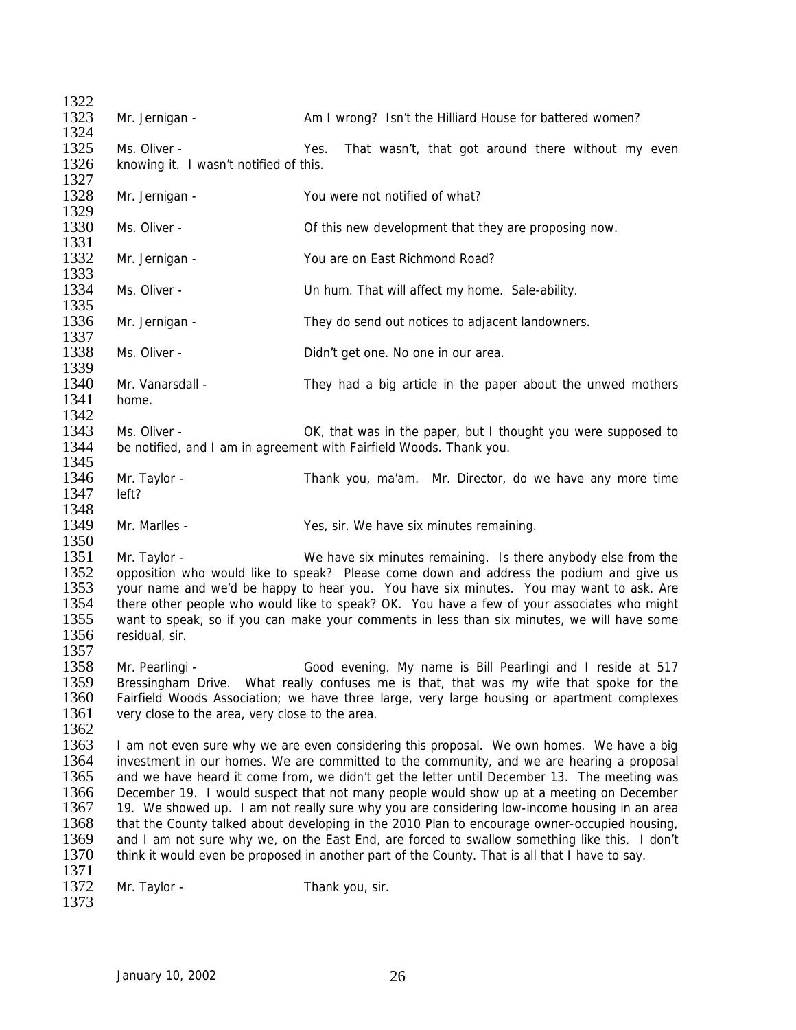Mr. Jernigan - Am I wrong? Isn't the Hilliard House for battered women?

Ms. Oliver - Yes. That wasn't, that got around there without my even knowing it. I wasn't notified of this.

Mr. Jernigan - You were not notified of what?

Ms. Oliver - Of this new development that they are proposing now.

Mr. Jernigan - You are on East Richmond Road?

Ms. Oliver - Un hum. That will affect my home. Sale-ability.

Mr. Jernigan - They do send out notices to adjacent landowners.

Ms. Oliver - Didn't get one. No one in our area.

Mr. Vanarsdall - They had a big article in the paper about the unwed mothers home.

Ms. Oliver - OK, that was in the paper, but I thought you were supposed to be notified, and I am in agreement with Fairfield Woods. Thank you.

Mr. Taylor - Thank you, ma'am. Mr. Director, do we have any more time left?

Mr. Marlles - Yes, sir. We have six minutes remaining.

Mr. Taylor - We have six minutes remaining. Is there anybody else from the opposition who would like to speak? Please come down and address the podium and give us your name and we'd be happy to hear you. You have six minutes. You may want to ask. Are there other people who would like to speak? OK. You have a few of your associates who might want to speak, so if you can make your comments in less than six minutes, we will have some residual, sir.

Mr. Pearlingi - Good evening. My name is Bill Pearlingi and I reside at 517 Bressingham Drive. What really confuses me is that, that was my wife that spoke for the Fairfield Woods Association; we have three large, very large housing or apartment complexes very close to the area, very close to the area.

I am not even sure why we are even considering this proposal. We own homes. We have a big investment in our homes. We are committed to the community, and we are hearing a proposal and we have heard it come from, we didn't get the letter until December 13. The meeting was December 19. I would suspect that not many people would show up at a meeting on December 19. We showed up. I am not really sure why you are considering low-income housing in an area that the County talked about developing in the 2010 Plan to encourage owner-occupied housing, and I am not sure why we, on the East End, are forced to swallow something like this. I don't think it would even be proposed in another part of the County. That is all that I have to say.

Mr. Taylor - Thank you, sir.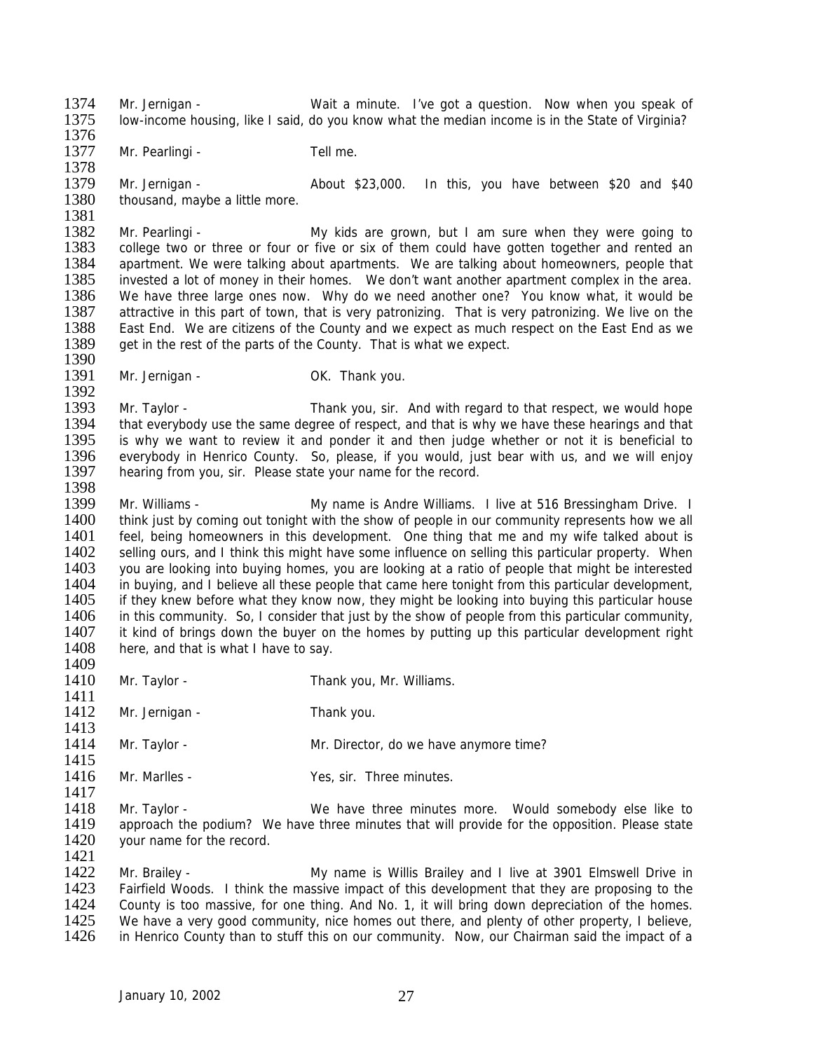Mr. Jernigan - Wait a minute. I've got a question. Now when you speak of low-income housing, like I said, do you know what the median income is in the State of Virginia?

Mr. Pearlingi - Tell me.

Mr. Jernigan - About $23,000. In this, you have between $20 and $40 thousand, maybe a little more.

Mr. Pearlingi - My kids are grown, but I am sure when they were going to college two or three or four or five or six of them could have gotten together and rented an apartment. We were talking about apartments. We are talking about homeowners, people that invested a lot of money in their homes. We don't want another apartment complex in the area. We have three large ones now. Why do we need another one? You know what, it would be attractive in this part of town, that is very patronizing. That is very patronizing. We live on the East End. We are citizens of the County and we expect as much respect on the East End as we get in the rest of the parts of the County. That is what we expect.

Mr. Jernigan - OK. Thank you.

Mr. Taylor - Thank you, sir. And with regard to that respect, we would hope that everybody use the same degree of respect, and that is why we have these hearings and that is why we want to review it and ponder it and then judge whether or not it is beneficial to everybody in Henrico County. So, please, if you would, just bear with us, and we will enjoy hearing from you, sir. Please state your name for the record.

Mr. Williams - My name is Andre Williams. I live at 516 Bressingham Drive. I think just by coming out tonight with the show of people in our community represents how we all feel, being homeowners in this development. One thing that me and my wife talked about is selling ours, and I think this might have some influence on selling this particular property. When you are looking into buying homes, you are looking at a ratio of people that might be interested in buying, and I believe all these people that came here tonight from this particular development, if they knew before what they know now, they might be looking into buying this particular house in this community. So, I consider that just by the show of people from this particular community, it kind of brings down the buyer on the homes by putting up this particular development right here, and that is what I have to say.

Mr. Taylor - Thank you, Mr. Williams.

Mr. Jernigan - Thank you.

Mr. Taylor - Mr. Director, do we have anymore time?

Mr. Marlles - Yes, sir. Three minutes.

Mr. Taylor - We have three minutes more. Would somebody else like to approach the podium? We have three minutes that will provide for the opposition. Please state your name for the record.

Mr. Brailey - My name is Willis Brailey and I live at 3901 Elmswell Drive in Fairfield Woods. I think the massive impact of this development that they are proposing to the County is too massive, for one thing. And No. 1, it will bring down depreciation of the homes. We have a very good community, nice homes out there, and plenty of other property, I believe, in Henrico County than to stuff this on our community. Now, our Chairman said the impact of a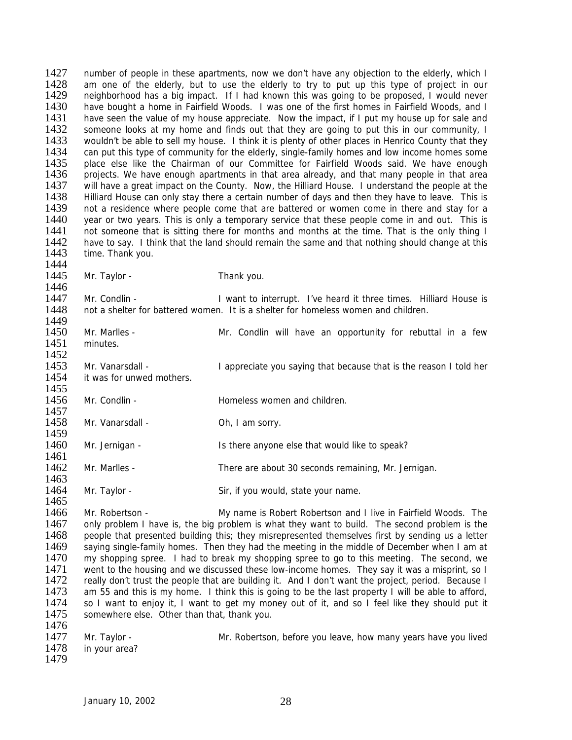number of people in these apartments, now we don't have any objection to the elderly, which I am one of the elderly, but to use the elderly to try to put up this type of project in our neighborhood has a big impact. If I had known this was going to be proposed, I would never have bought a home in Fairfield Woods. I was one of the first homes in Fairfield Woods, and I have seen the value of my house appreciate. Now the impact, if I put my house up for sale and someone looks at my home and finds out that they are going to put this in our community, I wouldn't be able to sell my house. I think it is plenty of other places in Henrico County that they can put this type of community for the elderly, single-family homes and low income homes some place else like the Chairman of our Committee for Fairfield Woods said. We have enough projects. We have enough apartments in that area already, and that many people in that area will have a great impact on the County. Now, the Hilliard House. I understand the people at the Hilliard House can only stay there a certain number of days and then they have to leave. This is not a residence where people come that are battered or women come in there and stay for a year or two years. This is only a temporary service that these people come in and out. This is not someone that is sitting there for months and months at the time. That is the only thing I have to say. I think that the land should remain the same and that nothing should change at this time. Thank you.

Mr. Taylor - Thank you.

Mr. Condlin - I want to interrupt. I've heard it three times. Hilliard House is not a shelter for battered women. It is a shelter for homeless women and children.

Mr. Marlles - Mr. Condlin will have an opportunity for rebuttal in a few minutes.

Mr. Vanarsdall - I appreciate you saying that because that is the reason I told her it was for unwed mothers.

Mr. Condlin - Homeless women and children.

Mr. Vanarsdall - Oh, I am sorry.

Mr. Jernigan - Is there anyone else that would like to speak?

Mr. Marlles - There are about 30 seconds remaining, Mr. Jernigan.

Mr. Taylor - Sir, if you would, state your name.

Mr. Robertson - My name is Robert Robertson and I live in Fairfield Woods. The only problem I have is, the big problem is what they want to build. The second problem is the people that presented building this; they misrepresented themselves first by sending us a letter saying single-family homes. Then they had the meeting in the middle of December when I am at my shopping spree. I had to break my shopping spree to go to this meeting. The second, we went to the housing and we discussed these low-income homes. They say it was a misprint, so I really don't trust the people that are building it. And I don't want the project, period. Because I am 55 and this is my home. I think this is going to be the last property I will be able to afford, so I want to enjoy it, I want to get my money out of it, and so I feel like they should put it somewhere else. Other than that, thank you.

Mr. Taylor - Mr. Robertson, before you leave, how many years have you lived in your area?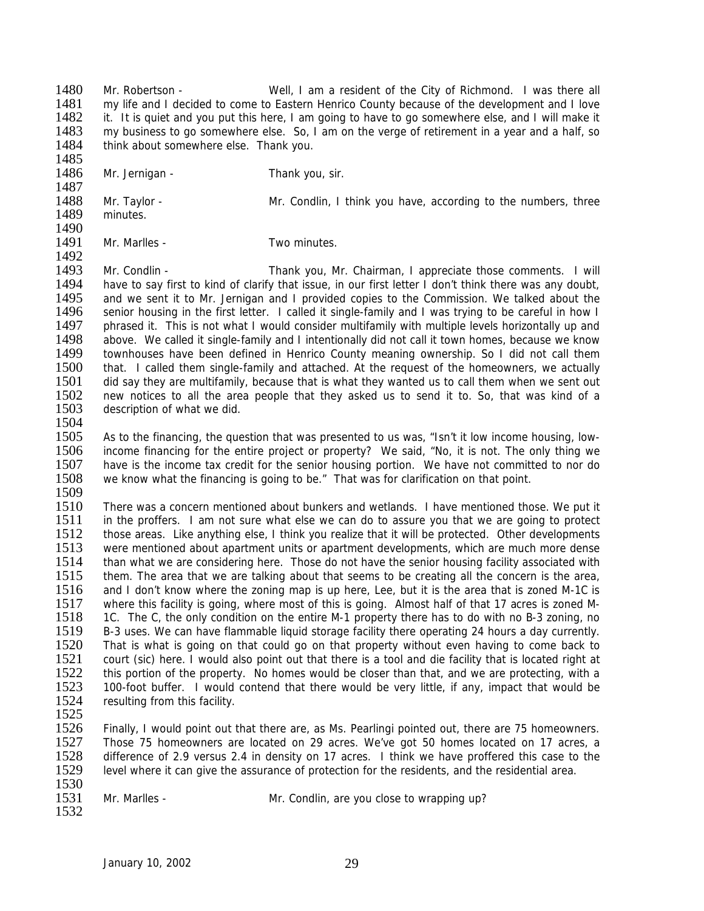Mr. Robertson - Well, I am a resident of the City of Richmond. I was there all my life and I decided to come to Eastern Henrico County because of the development and I love it. It is quiet and you put this here, I am going to have to go somewhere else, and I will make it my business to go somewhere else. So, I am on the verge of retirement in a year and a half, so think about somewhere else. Thank you.

Mr. Jernigan - Thank you, sir.

Mr. Taylor - Mr. Condlin, I think you have, according to the numbers, three minutes.

Mr. Marlles - Two minutes.

Mr. Condlin - Thank you, Mr. Chairman, I appreciate those comments. I will have to say first to kind of clarify that issue, in our first letter I don't think there was any doubt, and we sent it to Mr. Jernigan and I provided copies to the Commission. We talked about the senior housing in the first letter. I called it single-family and I was trying to be careful in how I phrased it. This is not what I would consider multifamily with multiple levels horizontally up and above. We called it single-family and I intentionally did not call it town homes, because we know townhouses have been defined in Henrico County meaning ownership. So I did not call them that. I called them single-family and attached. At the request of the homeowners, we actually did say they are multifamily, because that is what they wanted us to call them when we sent out new notices to all the area people that they asked us to send it to. So, that was kind of a description of what we did.

As to the financing, the question that was presented to us was, "Isn't it low income housing, low-income financing for the entire project or property? We said, "No, it is not. The only thing we have is the income tax credit for the senior housing portion. We have not committed to nor do we know what the financing is going to be." That was for clarification on that point.

There was a concern mentioned about bunkers and wetlands. I have mentioned those. We put it in the proffers. I am not sure what else we can do to assure you that we are going to protect those areas. Like anything else, I think you realize that it will be protected. Other developments were mentioned about apartment units or apartment developments, which are much more dense than what we are considering here. Those do not have the senior housing facility associated with them. The area that we are talking about that seems to be creating all the concern is the area, and I don't know where the zoning map is up here, Lee, but it is the area that is zoned M-1C is where this facility is going, where most of this is going. Almost half of that 17 acres is zoned M-1C. The C, the only condition on the entire M-1 property there has to do with no B-3 zoning, no B-3 uses. We can have flammable liquid storage facility there operating 24 hours a day currently. That is what is going on that could go on that property without even having to come back to court (sic) here. I would also point out that there is a tool and die facility that is located right at this portion of the property. No homes would be closer than that, and we are protecting, with a 100-foot buffer. I would contend that there would be very little, if any, impact that would be resulting from this facility.

Finally, I would point out that there are, as Ms. Pearlingi pointed out, there are 75 homeowners. Those 75 homeowners are located on 29 acres. We've got 50 homes located on 17 acres, a difference of 2.9 versus 2.4 in density on 17 acres. I think we have proffered this case to the level where it can give the assurance of protection for the residents, and the residential area.

Mr. Marlles - Mr. Condlin, are you close to wrapping up?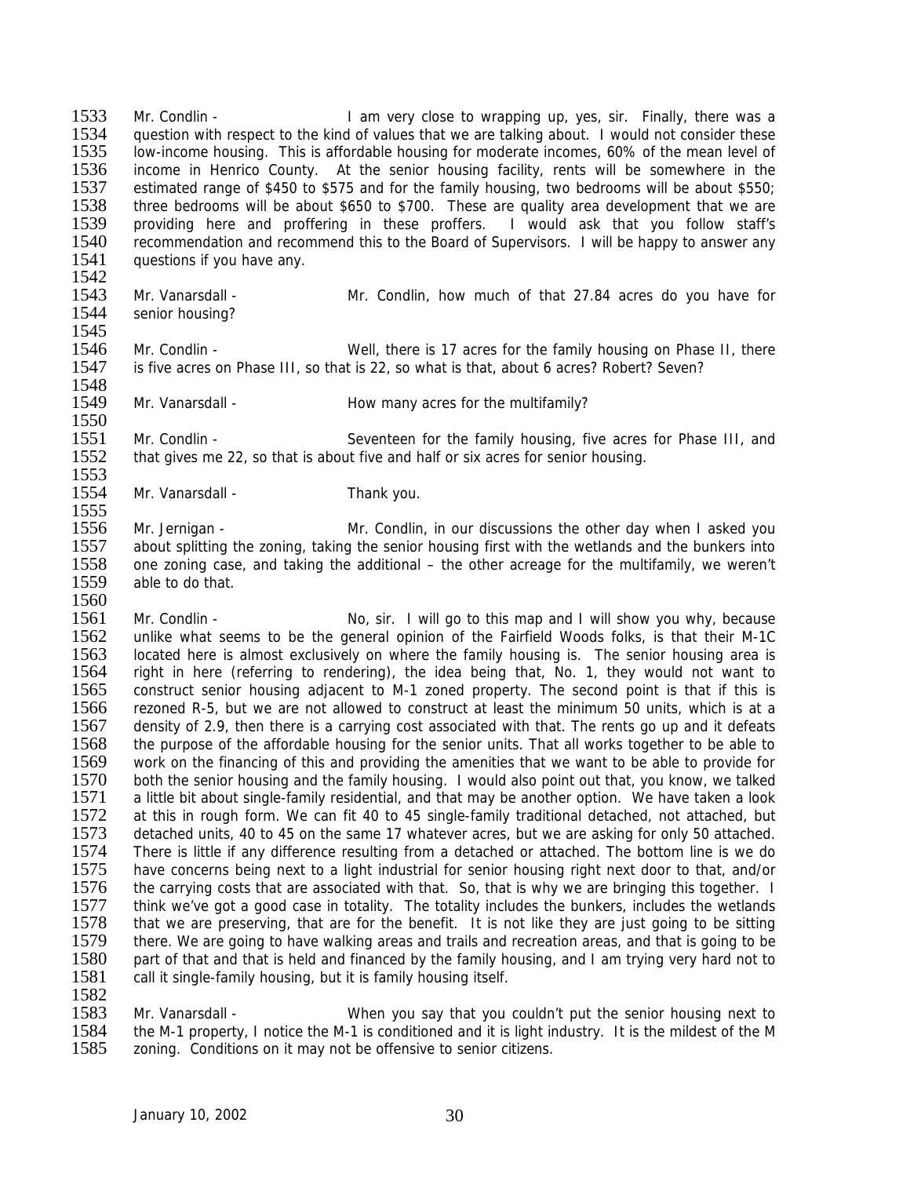Mr. Condlin - I am very close to wrapping up, yes, sir. Finally, there was a question with respect to the kind of values that we are talking about. I would not consider these low-income housing. This is affordable housing for moderate incomes, 60% of the mean level of income in Henrico County. At the senior housing facility, rents will be somewhere in the estimated range of $450 to $575 and for the family housing, two bedrooms will be about $550; three bedrooms will be about $650 to $700. These are quality area development that we are providing here and proffering in these proffers. I would ask that you follow staff's recommendation and recommend this to the Board of Supervisors. I will be happy to answer any questions if you have any.

Mr. Vanarsdall - Mr. Condlin, how much of that 27.84 acres do you have for senior housing?

Mr. Condlin - Well, there is 17 acres for the family housing on Phase II, there is five acres on Phase III, so that is 22, so what is that, about 6 acres? Robert? Seven?

Mr. Vanarsdall - How many acres for the multifamily?

Mr. Condlin - Seventeen for the family housing, five acres for Phase III, and that gives me 22, so that is about five and half or six acres for senior housing.

Mr. Vanarsdall - Thank you.

Mr. Jernigan - Mr. Condlin, in our discussions the other day when I asked you about splitting the zoning, taking the senior housing first with the wetlands and the bunkers into one zoning case, and taking the additional – the other acreage for the multifamily, we weren't able to do that.

Mr. Condlin - No, sir. I will go to this map and I will show you why, because unlike what seems to be the general opinion of the Fairfield Woods folks, is that their M-1C located here is almost exclusively on where the family housing is. The senior housing area is right in here (referring to rendering), the idea being that, No. 1, they would not want to construct senior housing adjacent to M-1 zoned property. The second point is that if this is rezoned R-5, but we are not allowed to construct at least the minimum 50 units, which is at a density of 2.9, then there is a carrying cost associated with that. The rents go up and it defeats the purpose of the affordable housing for the senior units. That all works together to be able to work on the financing of this and providing the amenities that we want to be able to provide for both the senior housing and the family housing. I would also point out that, you know, we talked a little bit about single-family residential, and that may be another option. We have taken a look at this in rough form. We can fit 40 to 45 single-family traditional detached, not attached, but detached units, 40 to 45 on the same 17 whatever acres, but we are asking for only 50 attached. There is little if any difference resulting from a detached or attached. The bottom line is we do have concerns being next to a light industrial for senior housing right next door to that, and/or the carrying costs that are associated with that. So, that is why we are bringing this together. I think we've got a good case in totality. The totality includes the bunkers, includes the wetlands that we are preserving, that are for the benefit. It is not like they are just going to be sitting there. We are going to have walking areas and trails and recreation areas, and that is going to be part of that and that is held and financed by the family housing, and I am trying very hard not to call it single-family housing, but it is family housing itself.

Mr. Vanarsdall - When you say that you couldn't put the senior housing next to the M-1 property, I notice the M-1 is conditioned and it is light industry. It is the mildest of the M zoning. Conditions on it may not be offensive to senior citizens.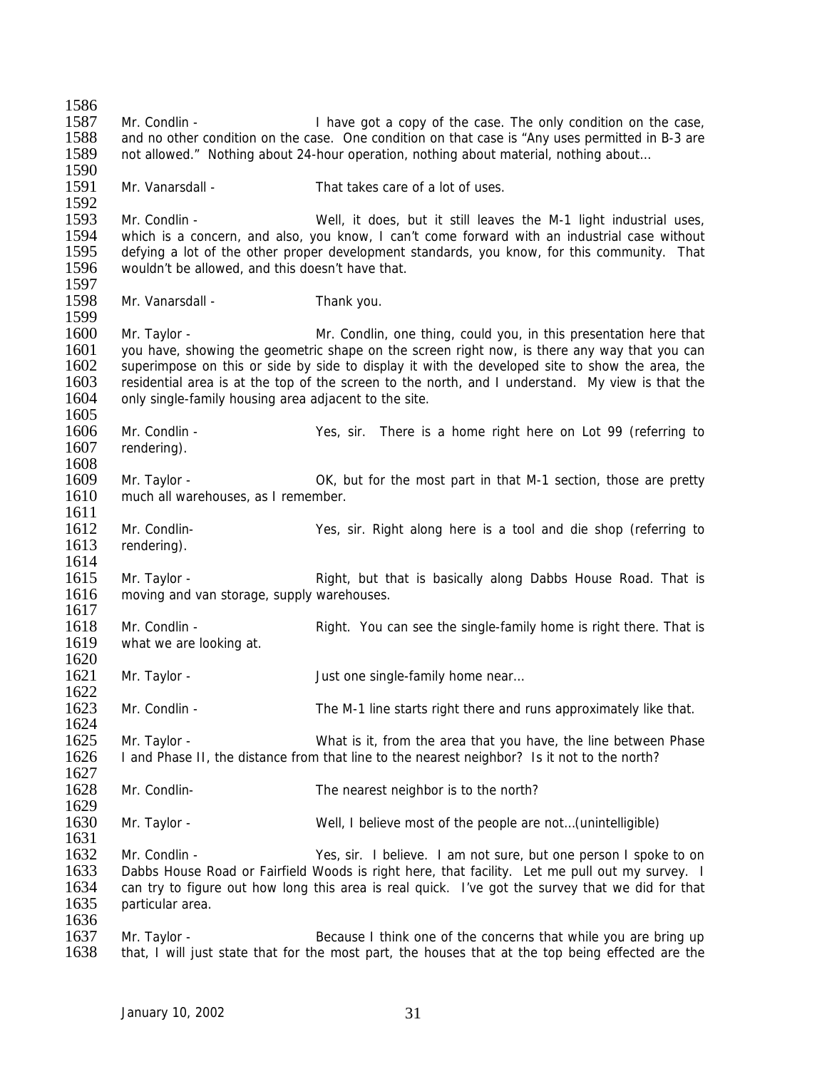Mr. Condlin - I have got a copy of the case. The only condition on the case, and no other condition on the case. One condition on that case is "Any uses permitted in B-3 are not allowed." Nothing about 24-hour operation, nothing about material, nothing about…

Mr. Vanarsdall - That takes care of a lot of uses.

Mr. Condlin - Well, it does, but it still leaves the M-1 light industrial uses, which is a concern, and also, you know, I can't come forward with an industrial case without defying a lot of the other proper development standards, you know, for this community. That wouldn't be allowed, and this doesn't have that.

Mr. Vanarsdall - Thank you.

Mr. Taylor - Mr. Condlin, one thing, could you, in this presentation here that you have, showing the geometric shape on the screen right now, is there any way that you can superimpose on this or side by side to display it with the developed site to show the area, the residential area is at the top of the screen to the north, and I understand. My view is that the only single-family housing area adjacent to the site.

Mr. Condlin - Yes, sir. There is a home right here on Lot 99 (referring to rendering).

Mr. Taylor - OK, but for the most part in that M-1 section, those are pretty much all warehouses, as I remember.

Mr. Condlin- Yes, sir. Right along here is a tool and die shop (referring to rendering).

Mr. Taylor - Right, but that is basically along Dabbs House Road. That is moving and van storage, supply warehouses.

Mr. Condlin - Right. You can see the single-family home is right there. That is what we are looking at.

Mr. Taylor - Just one single-family home near…

Mr. Condlin - The M-1 line starts right there and runs approximately like that.

Mr. Taylor - What is it, from the area that you have, the line between Phase I and Phase II, the distance from that line to the nearest neighbor? Is it not to the north?

Mr. Condlin- The nearest neighbor is to the north?

Mr. Taylor - Well, I believe most of the people are not…(unintelligible)

Mr. Condlin - Yes, sir. I believe. I am not sure, but one person I spoke to on Dabbs House Road or Fairfield Woods is right here, that facility. Let me pull out my survey. I can try to figure out how long this area is real quick. I've got the survey that we did for that particular area.

Mr. Taylor - Because I think one of the concerns that while you are bring up that, I will just state that for the most part, the houses that at the top being effected are the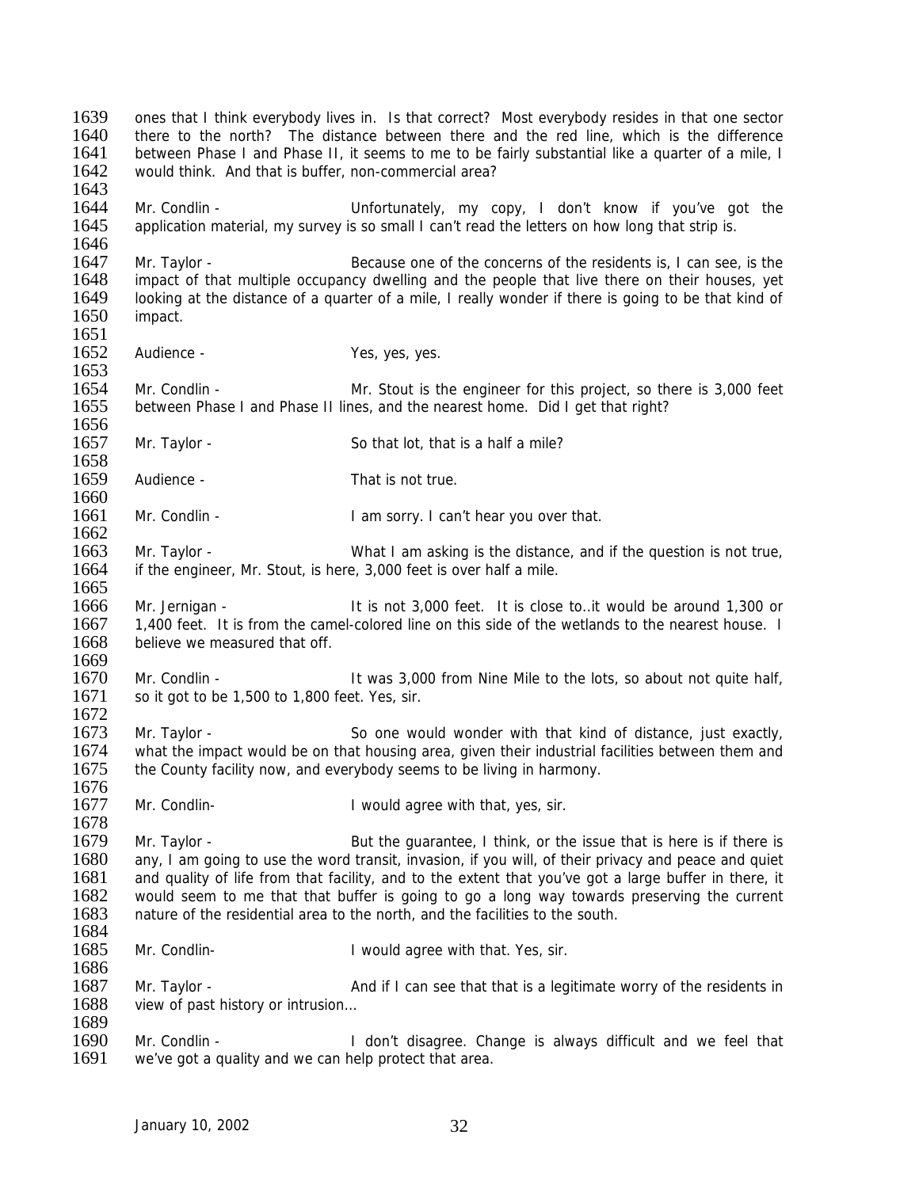ones that I think everybody lives in. Is that correct? Most everybody resides in that one sector there to the north? The distance between there and the red line, which is the difference between Phase I and Phase II, it seems to me to be fairly substantial like a quarter of a mile, I would think. And that is buffer, non-commercial area?

Mr. Condlin - Unfortunately, my copy, I don't know if you've got the application material, my survey is so small I can't read the letters on how long that strip is.

Mr. Taylor - Because one of the concerns of the residents is, I can see, is the impact of that multiple occupancy dwelling and the people that live there on their houses, yet looking at the distance of a quarter of a mile, I really wonder if there is going to be that kind of impact.

Audience - Yes, yes, yes.

Mr. Condlin - Mr. Stout is the engineer for this project, so there is 3,000 feet between Phase I and Phase II lines, and the nearest home. Did I get that right?

Mr. Taylor - So that lot, that is a half a mile?

Audience - That is not true.

Mr. Condlin - I am sorry. I can't hear you over that.

Mr. Taylor - What I am asking is the distance, and if the question is not true, if the engineer, Mr. Stout, is here, 3,000 feet is over half a mile.

Mr. Jernigan - It is not 3,000 feet. It is close to..it would be around 1,300 or 1,400 feet. It is from the camel-colored line on this side of the wetlands to the nearest house. I believe we measured that off.

Mr. Condlin - It was 3,000 from Nine Mile to the lots, so about not quite half, so it got to be 1,500 to 1,800 feet. Yes, sir.

Mr. Taylor - So one would wonder with that kind of distance, just exactly, what the impact would be on that housing area, given their industrial facilities between them and the County facility now, and everybody seems to be living in harmony.

Mr. Condlin- I would agree with that, yes, sir.

Mr. Taylor - But the guarantee, I think, or the issue that is here is if there is any, I am going to use the word transit, invasion, if you will, of their privacy and peace and quiet and quality of life from that facility, and to the extent that you've got a large buffer in there, it would seem to me that that buffer is going to go a long way towards preserving the current nature of the residential area to the north, and the facilities to the south.

Mr. Condlin- I would agree with that. Yes, sir.

Mr. Taylor - And if I can see that that is a legitimate worry of the residents in view of past history or intrusion…

Mr. Condlin - I don't disagree. Change is always difficult and we feel that we've got a quality and we can help protect that area.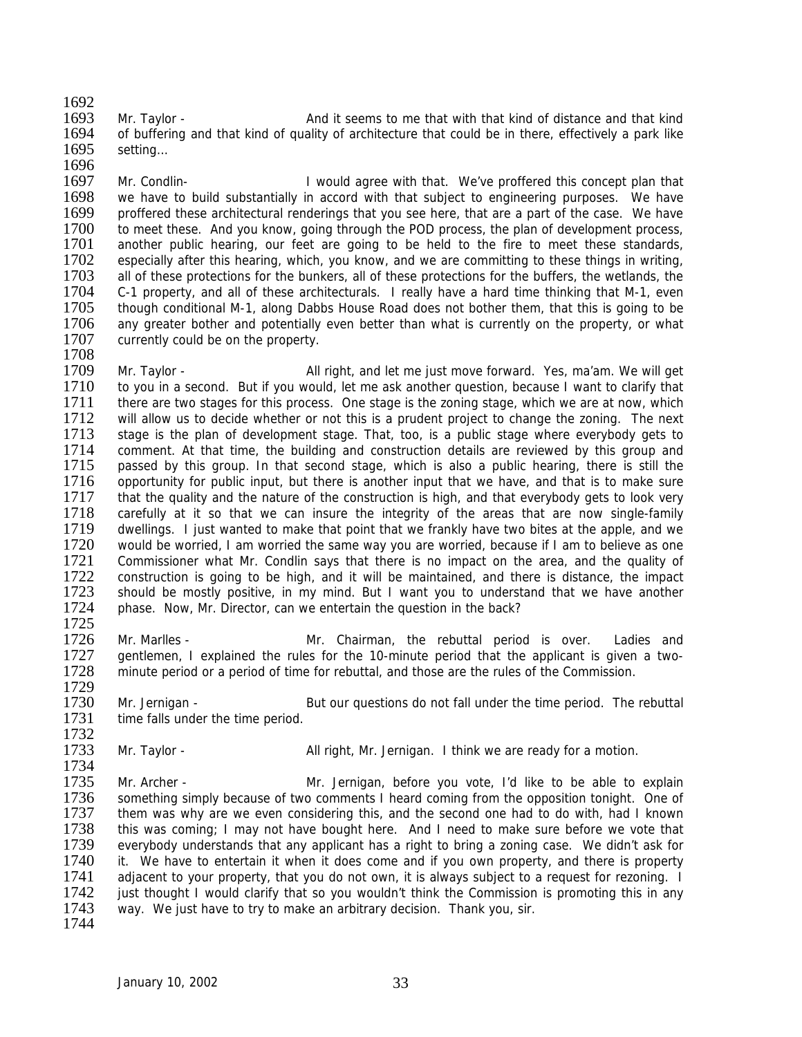Mr. Taylor - And it seems to me that with that kind of distance and that kind of buffering and that kind of quality of architecture that could be in there, effectively a park like setting…

Mr. Condlin- I would agree with that. We've proffered this concept plan that we have to build substantially in accord with that subject to engineering purposes. We have proffered these architectural renderings that you see here, that are a part of the case. We have to meet these. And you know, going through the POD process, the plan of development process, another public hearing, our feet are going to be held to the fire to meet these standards, especially after this hearing, which, you know, and we are committing to these things in writing, all of these protections for the bunkers, all of these protections for the buffers, the wetlands, the C-1 property, and all of these architecturals. I really have a hard time thinking that M-1, even though conditional M-1, along Dabbs House Road does not bother them, that this is going to be any greater bother and potentially even better than what is currently on the property, or what currently could be on the property.

Mr. Taylor - All right, and let me just move forward. Yes, ma'am. We will get to you in a second. But if you would, let me ask another question, because I want to clarify that there are two stages for this process. One stage is the zoning stage, which we are at now, which will allow us to decide whether or not this is a prudent project to change the zoning. The next stage is the plan of development stage. That, too, is a public stage where everybody gets to comment. At that time, the building and construction details are reviewed by this group and passed by this group. In that second stage, which is also a public hearing, there is still the opportunity for public input, but there is another input that we have, and that is to make sure that the quality and the nature of the construction is high, and that everybody gets to look very carefully at it so that we can insure the integrity of the areas that are now single-family dwellings. I just wanted to make that point that we frankly have two bites at the apple, and we would be worried, I am worried the same way you are worried, because if I am to believe as one Commissioner what Mr. Condlin says that there is no impact on the area, and the quality of construction is going to be high, and it will be maintained, and there is distance, the impact should be mostly positive, in my mind. But I want you to understand that we have another phase. Now, Mr. Director, can we entertain the question in the back?

Mr. Marlles - Mr. Chairman, the rebuttal period is over. Ladies and gentlemen, I explained the rules for the 10-minute period that the applicant is given a two-minute period or a period of time for rebuttal, and those are the rules of the Commission.

Mr. Jernigan - But our questions do not fall under the time period. The rebuttal time falls under the time period.

Mr. Taylor - All right, Mr. Jernigan. I think we are ready for a motion.

Mr. Archer - Mr. Jernigan, before you vote, I'd like to be able to explain something simply because of two comments I heard coming from the opposition tonight. One of them was why are we even considering this, and the second one had to do with, had I known this was coming; I may not have bought here. And I need to make sure before we vote that everybody understands that any applicant has a right to bring a zoning case. We didn't ask for it. We have to entertain it when it does come and if you own property, and there is property adjacent to your property, that you do not own, it is always subject to a request for rezoning. I just thought I would clarify that so you wouldn't think the Commission is promoting this in any way. We just have to try to make an arbitrary decision. Thank you, sir.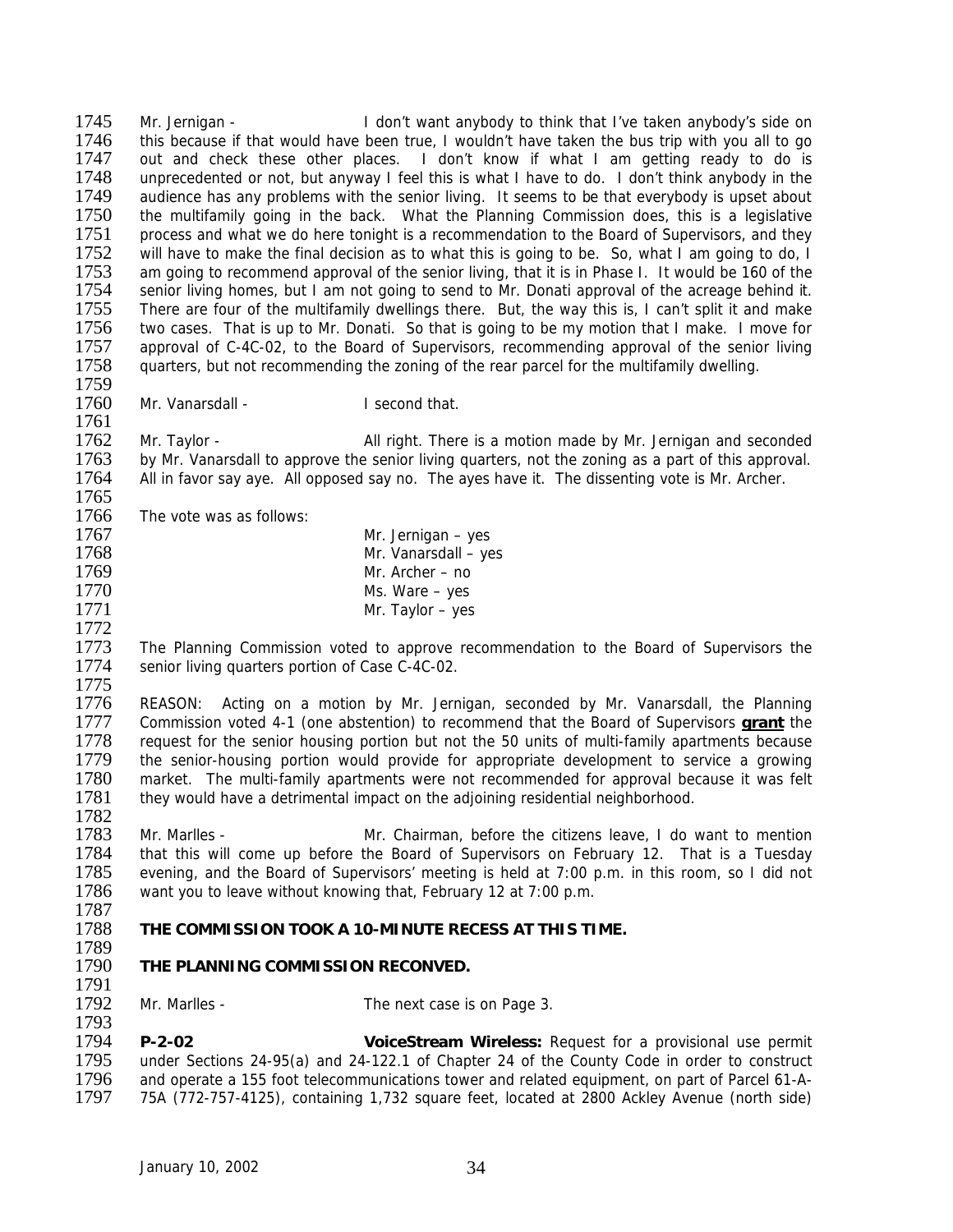Mr. Jernigan - I don't want anybody to think that I've taken anybody's side on this because if that would have been true, I wouldn't have taken the bus trip with you all to go out and check these other places. I don't know if what I am getting ready to do is unprecedented or not, but anyway I feel this is what I have to do. I don't think anybody in the audience has any problems with the senior living. It seems to be that everybody is upset about the multifamily going in the back. What the Planning Commission does, this is a legislative process and what we do here tonight is a recommendation to the Board of Supervisors, and they will have to make the final decision as to what this is going to be. So, what I am going to do, I am going to recommend approval of the senior living, that it is in Phase I. It would be 160 of the senior living homes, but I am not going to send to Mr. Donati approval of the acreage behind it. There are four of the multifamily dwellings there. But, the way this is, I can't split it and make two cases. That is up to Mr. Donati. So that is going to be my motion that I make. I move for approval of C-4C-02, to the Board of Supervisors, recommending approval of the senior living quarters, but not recommending the zoning of the rear parcel for the multifamily dwelling.

Mr. Vanarsdall - I second that.

Mr. Taylor - All right. There is a motion made by Mr. Jernigan and seconded by Mr. Vanarsdall to approve the senior living quarters, not the zoning as a part of this approval. All in favor say aye. All opposed say no. The ayes have it. The dissenting vote is Mr. Archer.

The vote was as follows:

Mr. Jernigan – yes
Mr. Vanarsdall – yes
Mr. Archer – no
Ms. Ware – yes
Mr. Taylor – yes

The Planning Commission voted to approve recommendation to the Board of Supervisors the senior living quarters portion of Case C-4C-02.

REASON: Acting on a motion by Mr. Jernigan, seconded by Mr. Vanarsdall, the Planning Commission voted 4-1 (one abstention) to recommend that the Board of Supervisors **grant** the request for the senior housing portion but not the 50 units of multi-family apartments because the senior-housing portion would provide for appropriate development to service a growing market. The multi-family apartments were not recommended for approval because it was felt they would have a detrimental impact on the adjoining residential neighborhood.

Mr. Marlles - Mr. Chairman, before the citizens leave, I do want to mention that this will come up before the Board of Supervisors on February 12. That is a Tuesday evening, and the Board of Supervisors' meeting is held at 7:00 p.m. in this room, so I did not want you to leave without knowing that, February 12 at 7:00 p.m.

**THE COMMISSION TOOK A 10-MINUTE RECESS AT THIS TIME.**

**THE PLANNING COMMISSION RECONVED.**

Mr. Marlles - The next case is on Page 3.

**P-2-02** **VoiceStream Wireless:** Request for a provisional use permit under Sections 24-95(a) and 24-122.1 of Chapter 24 of the County Code in order to construct and operate a 155 foot telecommunications tower and related equipment, on part of Parcel 61-A-75A (772-757-4125), containing 1,732 square feet, located at 2800 Ackley Avenue (north side)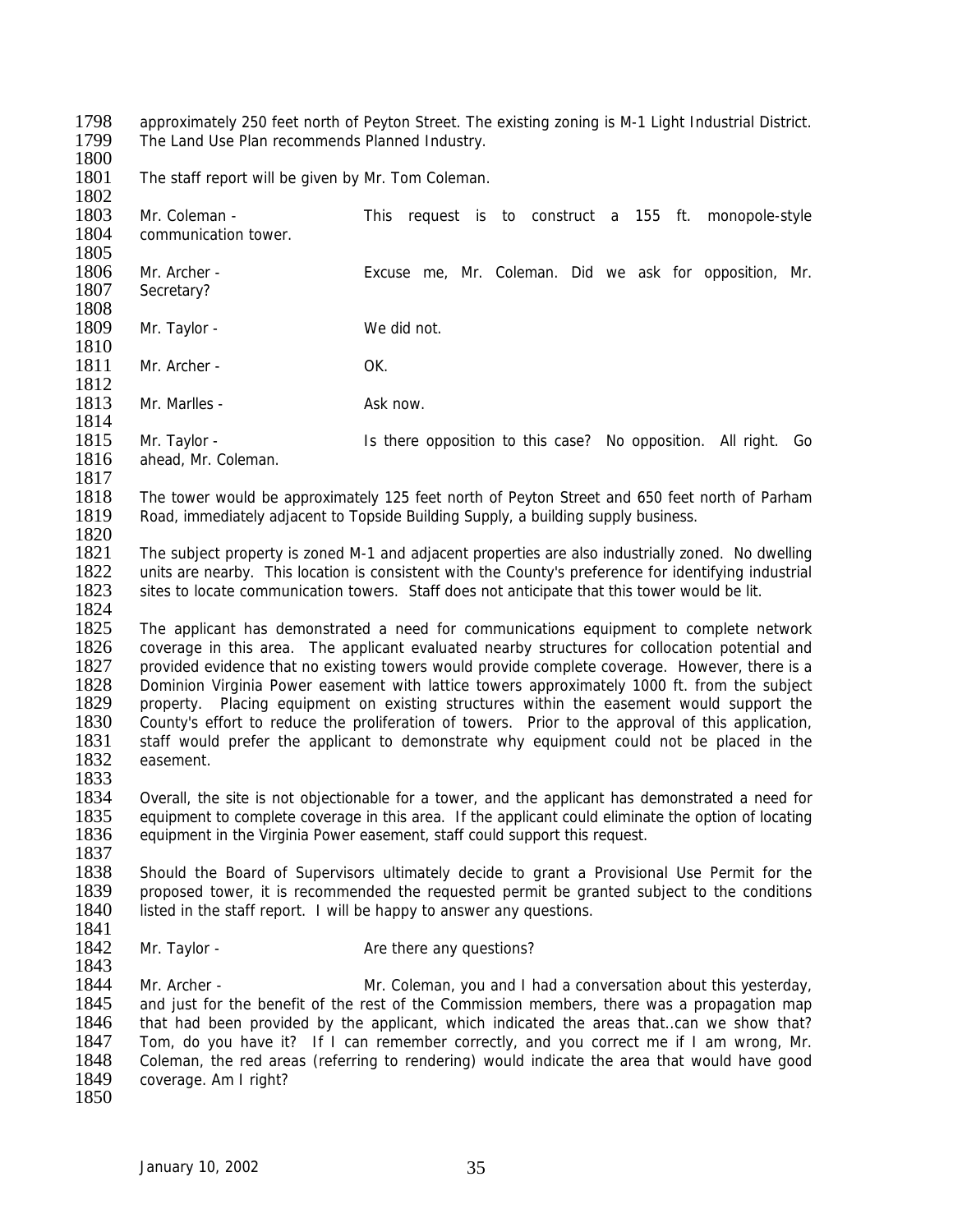approximately 250 feet north of Peyton Street. The existing zoning is M-1 Light Industrial District. The Land Use Plan recommends Planned Industry.

The staff report will be given by Mr. Tom Coleman.

Mr. Coleman - This request is to construct a 155 ft. monopole-style communication tower.

Mr. Archer - Excuse me, Mr. Coleman. Did we ask for opposition, Mr. Secretary?

Mr. Taylor - We did not.

Mr. Archer - OK.

Mr. Marlles - Ask now.

Mr. Taylor - Is there opposition to this case? No opposition. All right. Go ahead, Mr. Coleman.

The tower would be approximately 125 feet north of Peyton Street and 650 feet north of Parham Road, immediately adjacent to Topside Building Supply, a building supply business.

The subject property is zoned M-1 and adjacent properties are also industrially zoned. No dwelling units are nearby. This location is consistent with the County's preference for identifying industrial sites to locate communication towers. Staff does not anticipate that this tower would be lit.

The applicant has demonstrated a need for communications equipment to complete network coverage in this area. The applicant evaluated nearby structures for collocation potential and provided evidence that no existing towers would provide complete coverage. However, there is a Dominion Virginia Power easement with lattice towers approximately 1000 ft. from the subject property. Placing equipment on existing structures within the easement would support the County's effort to reduce the proliferation of towers. Prior to the approval of this application, staff would prefer the applicant to demonstrate why equipment could not be placed in the easement.

Overall, the site is not objectionable for a tower, and the applicant has demonstrated a need for equipment to complete coverage in this area. If the applicant could eliminate the option of locating equipment in the Virginia Power easement, staff could support this request.

Should the Board of Supervisors ultimately decide to grant a Provisional Use Permit for the proposed tower, it is recommended the requested permit be granted subject to the conditions listed in the staff report. I will be happy to answer any questions.

Mr. Taylor - Are there any questions?

Mr. Archer - Mr. Coleman, you and I had a conversation about this yesterday, and just for the benefit of the rest of the Commission members, there was a propagation map that had been provided by the applicant, which indicated the areas that…can we show that? Tom, do you have it? If I can remember correctly, and you correct me if I am wrong, Mr. Coleman, the red areas (referring to rendering) would indicate the area that would have good coverage. Am I right?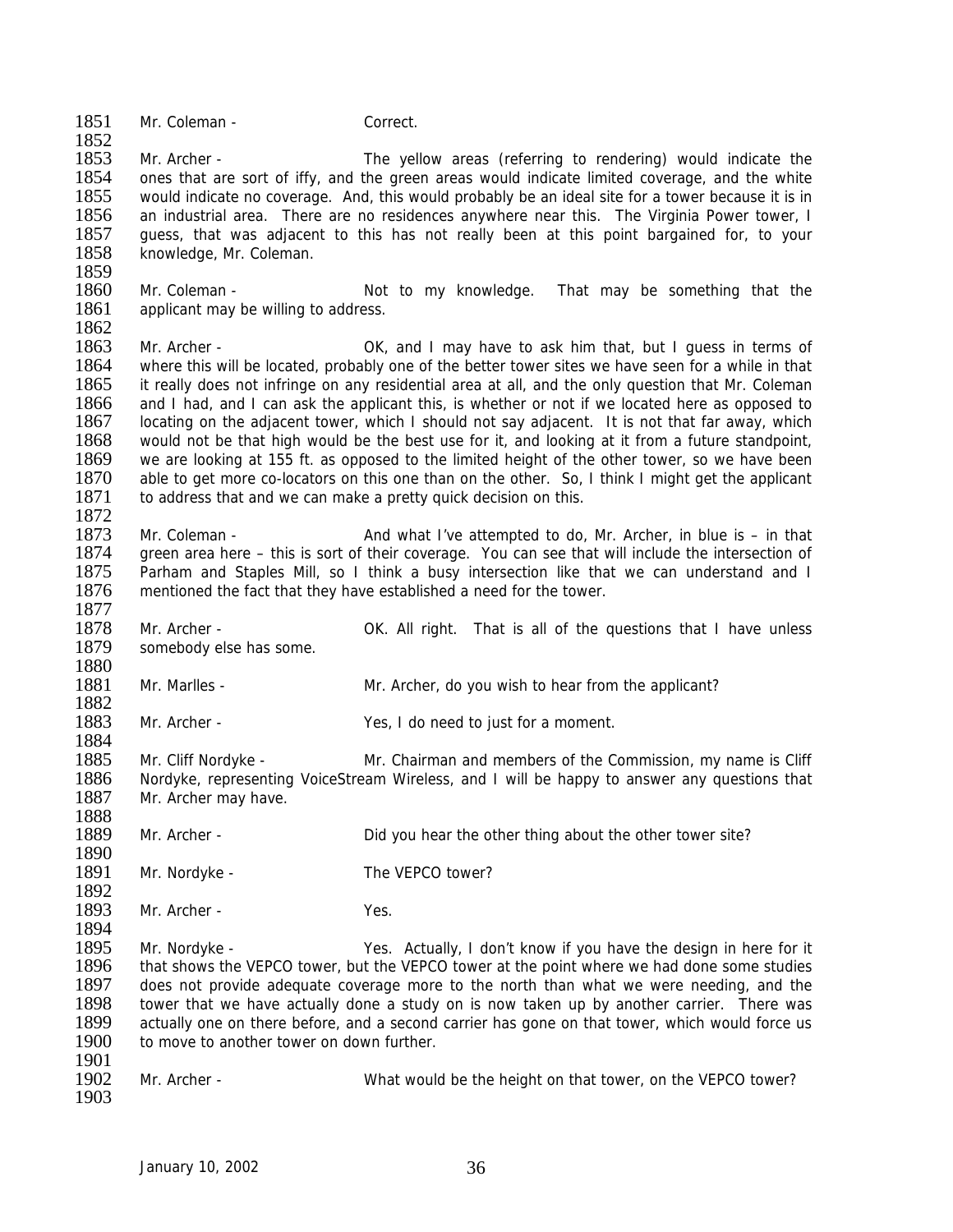Mr. Coleman - Correct.

Mr. Archer - The yellow areas (referring to rendering) would indicate the ones that are sort of iffy, and the green areas would indicate limited coverage, and the white would indicate no coverage. And, this would probably be an ideal site for a tower because it is in an industrial area. There are no residences anywhere near this. The Virginia Power tower, I guess, that was adjacent to this has not really been at this point bargained for, to your knowledge, Mr. Coleman.

Mr. Coleman - Not to my knowledge. That may be something that the applicant may be willing to address.

Mr. Archer - OK, and I may have to ask him that, but I guess in terms of where this will be located, probably one of the better tower sites we have seen for a while in that it really does not infringe on any residential area at all, and the only question that Mr. Coleman and I had, and I can ask the applicant this, is whether or not if we located here as opposed to locating on the adjacent tower, which I should not say adjacent. It is not that far away, which would not be that high would be the best use for it, and looking at it from a future standpoint, we are looking at 155 ft. as opposed to the limited height of the other tower, so we have been able to get more co-locators on this one than on the other. So, I think I might get the applicant to address that and we can make a pretty quick decision on this.

Mr. Coleman - And what I've attempted to do, Mr. Archer, in blue is – in that green area here – this is sort of their coverage. You can see that will include the intersection of Parham and Staples Mill, so I think a busy intersection like that we can understand and I mentioned the fact that they have established a need for the tower.

Mr. Archer - OK. All right. That is all of the questions that I have unless somebody else has some.

Mr. Marlles - Mr. Archer, do you wish to hear from the applicant?

Mr. Archer - Yes, I do need to just for a moment.

Mr. Cliff Nordyke - Mr. Chairman and members of the Commission, my name is Cliff Nordyke, representing VoiceStream Wireless, and I will be happy to answer any questions that Mr. Archer may have.

Mr. Archer - Did you hear the other thing about the other tower site?

Mr. Nordyke - The VEPCO tower?

Mr. Archer - Yes.

Mr. Nordyke - Yes. Actually, I don't know if you have the design in here for it that shows the VEPCO tower, but the VEPCO tower at the point where we had done some studies does not provide adequate coverage more to the north than what we were needing, and the tower that we have actually done a study on is now taken up by another carrier. There was actually one on there before, and a second carrier has gone on that tower, which would force us to move to another tower on down further.

Mr. Archer - What would be the height on that tower, on the VEPCO tower?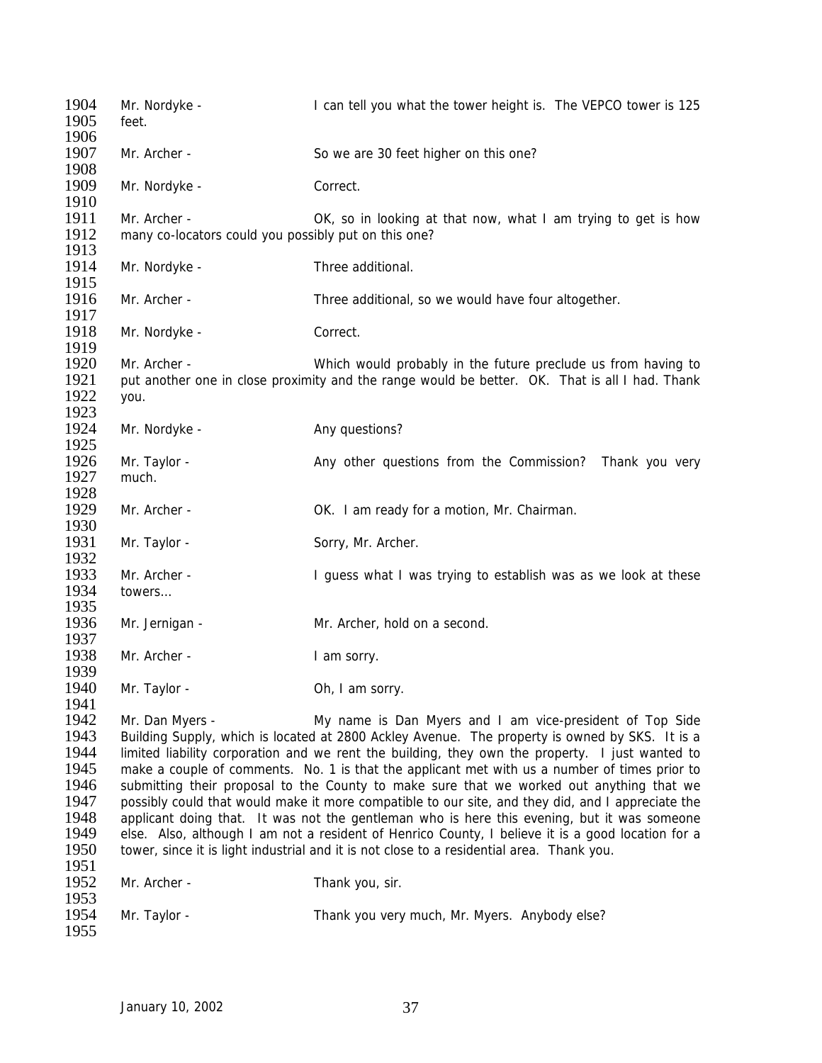1904 Mr. Nordyke - I can tell you what the tower height is. The VEPCO tower is 125
1905 feet.
1906
1907 Mr. Archer - So we are 30 feet higher on this one?
1908
1909 Mr. Nordyke - Correct.
1910
1911 Mr. Archer - OK, so in looking at that now, what I am trying to get is how
1912 many co-locators could you possibly put on this one?
1913
1914 Mr. Nordyke - Three additional.
1915
1916 Mr. Archer - Three additional, so we would have four altogether.
1917
1918 Mr. Nordyke - Correct.
1919
1920 Mr. Archer - Which would probably in the future preclude us from having to
1921 put another one in close proximity and the range would be better. OK. That is all I had. Thank
1922 you.
1923
1924 Mr. Nordyke - Any questions?
1925
1926 Mr. Taylor - Any other questions from the Commission? Thank you very
1927 much.
1928
1929 Mr. Archer - OK. I am ready for a motion, Mr. Chairman.
1930
1931 Mr. Taylor - Sorry, Mr. Archer.
1932
1933 Mr. Archer - I guess what I was trying to establish was as we look at these
1934 towers…
1935
1936 Mr. Jernigan - Mr. Archer, hold on a second.
1937
1938 Mr. Archer - I am sorry.
1939
1940 Mr. Taylor - Oh, I am sorry.
1941
1942 Mr. Dan Myers - My name is Dan Myers and I am vice-president of Top Side
1943 Building Supply, which is located at 2800 Ackley Avenue. The property is owned by SKS. It is a
1944 limited liability corporation and we rent the building, they own the property. I just wanted to
1945 make a couple of comments. No. 1 is that the applicant met with us a number of times prior to
1946 submitting their proposal to the County to make sure that we worked out anything that we
1947 possibly could that would make it more compatible to our site, and they did, and I appreciate the
1948 applicant doing that. It was not the gentleman who is here this evening, but it was someone
1949 else. Also, although I am not a resident of Henrico County, I believe it is a good location for a
1950 tower, since it is light industrial and it is not close to a residential area. Thank you.
1951
1952 Mr. Archer - Thank you, sir.
1953
1954 Mr. Taylor - Thank you very much, Mr. Myers. Anybody else?
1955

January 10, 2002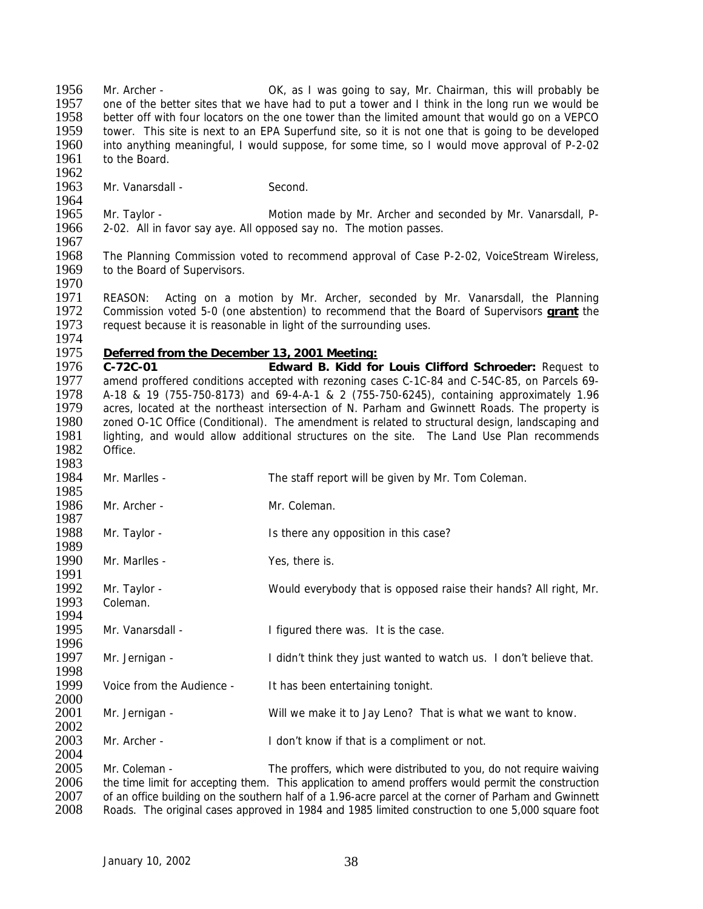Mr. Archer - OK, as I was going to say, Mr. Chairman, this will probably be one of the better sites that we have had to put a tower and I think in the long run we would be better off with four locators on the one tower than the limited amount that would go on a VEPCO tower. This site is next to an EPA Superfund site, so it is not one that is going to be developed into anything meaningful, I would suppose, for some time, so I would move approval of P-2-02 to the Board.

Mr. Vanarsdall - Second.

Mr. Taylor - Motion made by Mr. Archer and seconded by Mr. Vanarsdall, P-2-02. All in favor say aye. All opposed say no. The motion passes.

The Planning Commission voted to recommend approval of Case P-2-02, VoiceStream Wireless, to the Board of Supervisors.

REASON: Acting on a motion by Mr. Archer, seconded by Mr. Vanarsdall, the Planning Commission voted 5-0 (one abstention) to recommend that the Board of Supervisors **grant** the request because it is reasonable in light of the surrounding uses.

**Deferred from the December 13, 2001 Meeting:**

**C-72C-01 Edward B. Kidd for Louis Clifford Schroeder:** Request to amend proffered conditions accepted with rezoning cases C-1C-84 and C-54C-85, on Parcels 69-A-18 & 19 (755-750-8173) and 69-4-A-1 & 2 (755-750-6245), containing approximately 1.96 acres, located at the northeast intersection of N. Parham and Gwinnett Roads. The property is zoned O-1C Office (Conditional). The amendment is related to structural design, landscaping and lighting, and would allow additional structures on the site. The Land Use Plan recommends Office.

Mr. Marlles - The staff report will be given by Mr. Tom Coleman.

Mr. Archer - Mr. Coleman.

Mr. Taylor - Is there any opposition in this case?

Mr. Marlles - Yes, there is.

Mr. Taylor - Would everybody that is opposed raise their hands? All right, Mr. Coleman.

Mr. Vanarsdall - I figured there was. It is the case.

Mr. Jernigan - I didn't think they just wanted to watch us. I don't believe that.

Voice from the Audience - It has been entertaining tonight.

Mr. Jernigan - Will we make it to Jay Leno? That is what we want to know.

Mr. Archer - I don't know if that is a compliment or not.

Mr. Coleman - The proffers, which were distributed to you, do not require waiving the time limit for accepting them. This application to amend proffers would permit the construction of an office building on the southern half of a 1.96-acre parcel at the corner of Parham and Gwinnett Roads. The original cases approved in 1984 and 1985 limited construction to one 5,000 square foot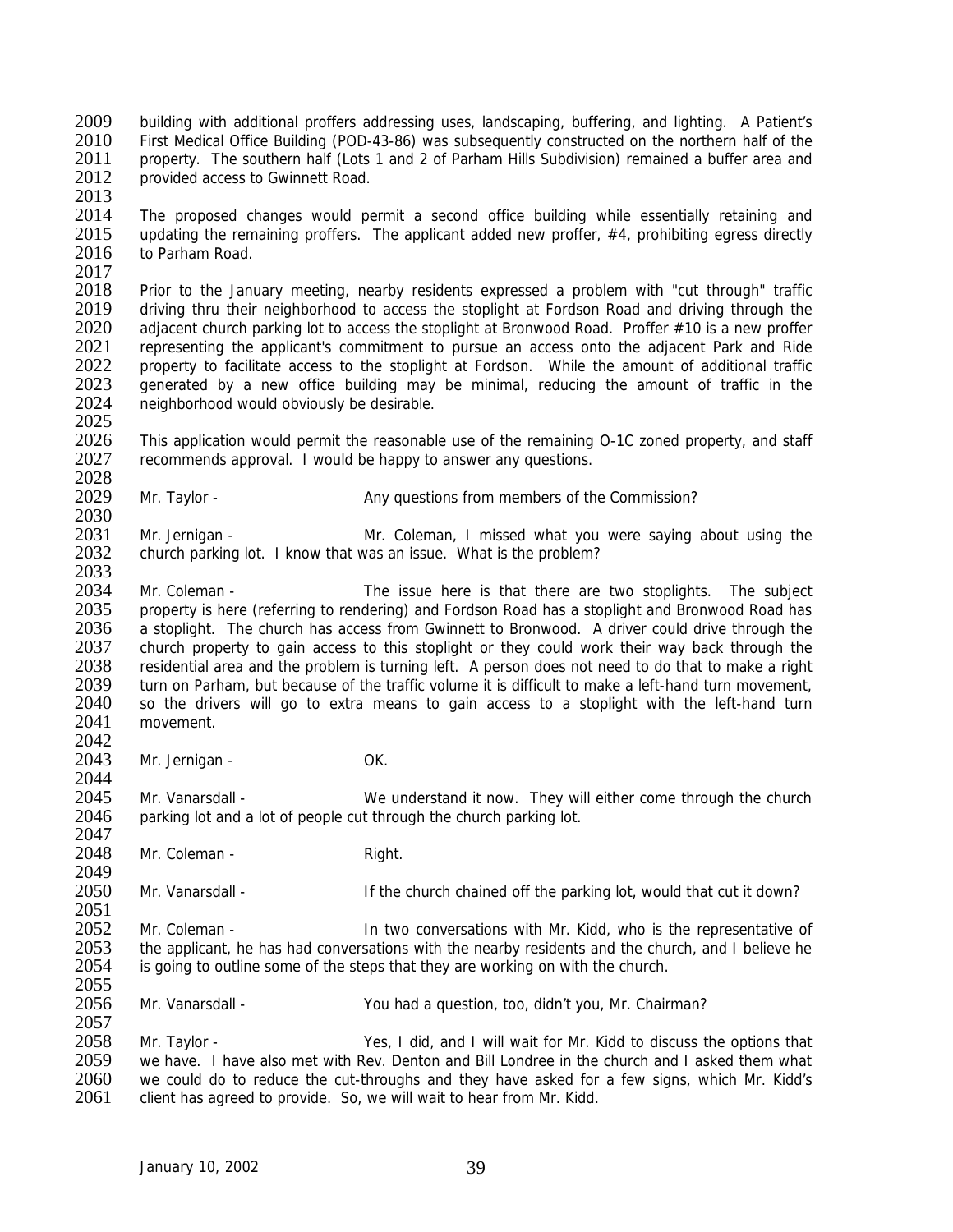building with additional proffers addressing uses, landscaping, buffering, and lighting. A Patient's First Medical Office Building (POD-43-86) was subsequently constructed on the northern half of the property. The southern half (Lots 1 and 2 of Parham Hills Subdivision) remained a buffer area and provided access to Gwinnett Road.

The proposed changes would permit a second office building while essentially retaining and updating the remaining proffers. The applicant added new proffer, #4, prohibiting egress directly to Parham Road.

Prior to the January meeting, nearby residents expressed a problem with "cut through" traffic driving thru their neighborhood to access the stoplight at Fordson Road and driving through the adjacent church parking lot to access the stoplight at Bronwood Road. Proffer #10 is a new proffer representing the applicant's commitment to pursue an access onto the adjacent Park and Ride property to facilitate access to the stoplight at Fordson. While the amount of additional traffic generated by a new office building may be minimal, reducing the amount of traffic in the neighborhood would obviously be desirable.

This application would permit the reasonable use of the remaining O-1C zoned property, and staff recommends approval. I would be happy to answer any questions.

Mr. Taylor - Any questions from members of the Commission?

Mr. Jernigan - Mr. Coleman, I missed what you were saying about using the church parking lot. I know that was an issue. What is the problem?

Mr. Coleman - The issue here is that there are two stoplights. The subject property is here (referring to rendering) and Fordson Road has a stoplight and Bronwood Road has a stoplight. The church has access from Gwinnett to Bronwood. A driver could drive through the church property to gain access to this stoplight or they could work their way back through the residential area and the problem is turning left. A person does not need to do that to make a right turn on Parham, but because of the traffic volume it is difficult to make a left-hand turn movement, so the drivers will go to extra means to gain access to a stoplight with the left-hand turn movement.

Mr. Jernigan - OK.

Mr. Vanarsdall - We understand it now. They will either come through the church parking lot and a lot of people cut through the church parking lot.

Mr. Coleman - Right.

Mr. Vanarsdall - If the church chained off the parking lot, would that cut it down?

Mr. Coleman - In two conversations with Mr. Kidd, who is the representative of the applicant, he has had conversations with the nearby residents and the church, and I believe he is going to outline some of the steps that they are working on with the church.

Mr. Vanarsdall - You had a question, too, didn't you, Mr. Chairman?

Mr. Taylor - Yes, I did, and I will wait for Mr. Kidd to discuss the options that we have. I have also met with Rev. Denton and Bill Londree in the church and I asked them what we could do to reduce the cut-throughs and they have asked for a few signs, which Mr. Kidd's client has agreed to provide. So, we will wait to hear from Mr. Kidd.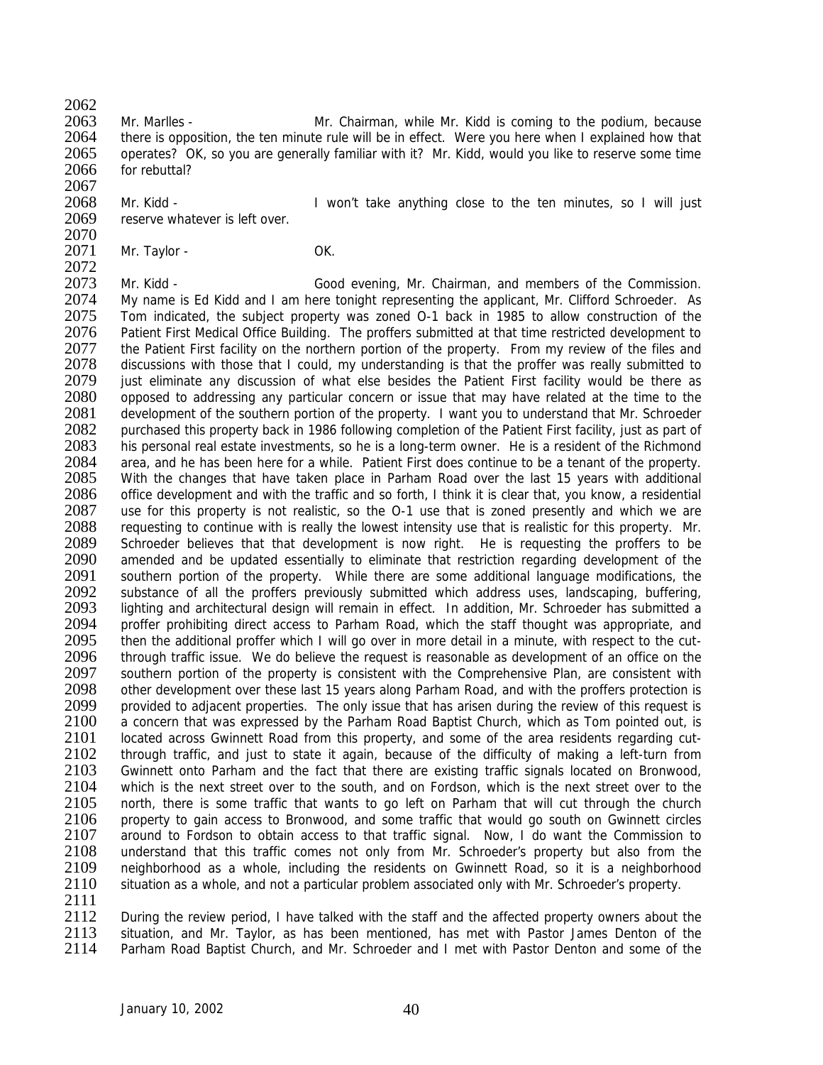Mr. Marlles - Mr. Chairman, while Mr. Kidd is coming to the podium, because there is opposition, the ten minute rule will be in effect. Were you here when I explained how that operates? OK, so you are generally familiar with it? Mr. Kidd, would you like to reserve some time for rebuttal?

Mr. Kidd - I won't take anything close to the ten minutes, so I will just reserve whatever is left over.

Mr. Taylor - OK.

Mr. Kidd - Good evening, Mr. Chairman, and members of the Commission. My name is Ed Kidd and I am here tonight representing the applicant, Mr. Clifford Schroeder. As Tom indicated, the subject property was zoned O-1 back in 1985 to allow construction of the Patient First Medical Office Building. The proffers submitted at that time restricted development to the Patient First facility on the northern portion of the property. From my review of the files and discussions with those that I could, my understanding is that the proffer was really submitted to just eliminate any discussion of what else besides the Patient First facility would be there as opposed to addressing any particular concern or issue that may have related at the time to the development of the southern portion of the property. I want you to understand that Mr. Schroeder purchased this property back in 1986 following completion of the Patient First facility, just as part of his personal real estate investments, so he is a long-term owner. He is a resident of the Richmond area, and he has been here for a while. Patient First does continue to be a tenant of the property. With the changes that have taken place in Parham Road over the last 15 years with additional office development and with the traffic and so forth, I think it is clear that, you know, a residential use for this property is not realistic, so the O-1 use that is zoned presently and which we are requesting to continue with is really the lowest intensity use that is realistic for this property. Mr. Schroeder believes that that development is now right. He is requesting the proffers to be amended and be updated essentially to eliminate that restriction regarding development of the southern portion of the property. While there are some additional language modifications, the substance of all the proffers previously submitted which address uses, landscaping, buffering, lighting and architectural design will remain in effect. In addition, Mr. Schroeder has submitted a proffer prohibiting direct access to Parham Road, which the staff thought was appropriate, and then the additional proffer which I will go over in more detail in a minute, with respect to the cut-through traffic issue. We do believe the request is reasonable as development of an office on the southern portion of the property is consistent with the Comprehensive Plan, are consistent with other development over these last 15 years along Parham Road, and with the proffers protection is provided to adjacent properties. The only issue that has arisen during the review of this request is a concern that was expressed by the Parham Road Baptist Church, which as Tom pointed out, is located across Gwinnett Road from this property, and some of the area residents regarding cut-through traffic, and just to state it again, because of the difficulty of making a left-turn from Gwinnett onto Parham and the fact that there are existing traffic signals located on Bronwood, which is the next street over to the south, and on Fordson, which is the next street over to the north, there is some traffic that wants to go left on Parham that will cut through the church property to gain access to Bronwood, and some traffic that would go south on Gwinnett circles around to Fordson to obtain access to that traffic signal. Now, I do want the Commission to understand that this traffic comes not only from Mr. Schroeder's property but also from the neighborhood as a whole, including the residents on Gwinnett Road, so it is a neighborhood situation as a whole, and not a particular problem associated only with Mr. Schroeder's property.

During the review period, I have talked with the staff and the affected property owners about the situation, and Mr. Taylor, as has been mentioned, has met with Pastor James Denton of the Parham Road Baptist Church, and Mr. Schroeder and I met with Pastor Denton and some of the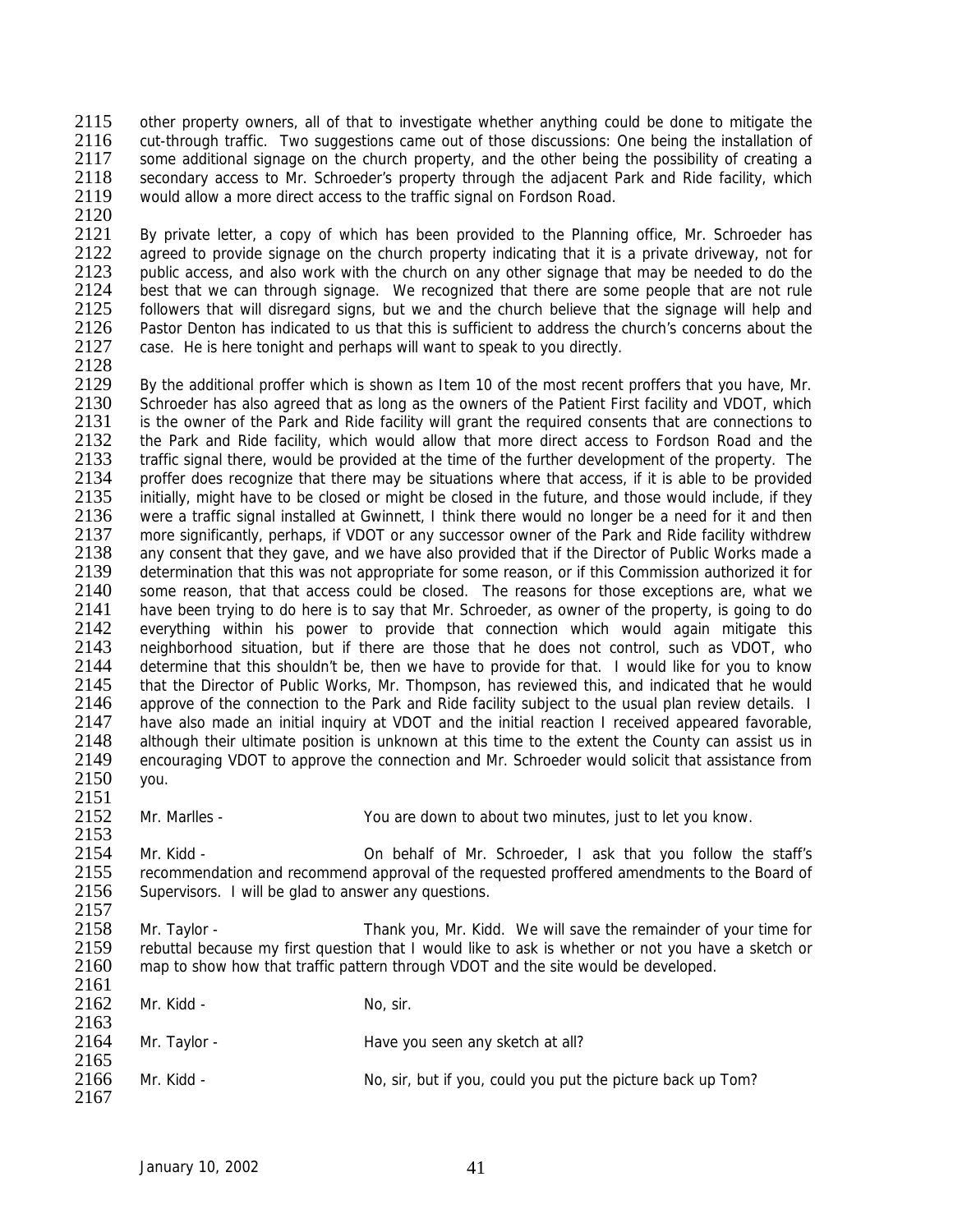other property owners, all of that to investigate whether anything could be done to mitigate the cut-through traffic. Two suggestions came out of those discussions: One being the installation of some additional signage on the church property, and the other being the possibility of creating a secondary access to Mr. Schroeder's property through the adjacent Park and Ride facility, which would allow a more direct access to the traffic signal on Fordson Road.

By private letter, a copy of which has been provided to the Planning office, Mr. Schroeder has agreed to provide signage on the church property indicating that it is a private driveway, not for public access, and also work with the church on any other signage that may be needed to do the best that we can through signage. We recognized that there are some people that are not rule followers that will disregard signs, but we and the church believe that the signage will help and Pastor Denton has indicated to us that this is sufficient to address the church's concerns about the case. He is here tonight and perhaps will want to speak to you directly.

By the additional proffer which is shown as Item 10 of the most recent proffers that you have, Mr. Schroeder has also agreed that as long as the owners of the Patient First facility and VDOT, which is the owner of the Park and Ride facility will grant the required consents that are connections to the Park and Ride facility, which would allow that more direct access to Fordson Road and the traffic signal there, would be provided at the time of the further development of the property. The proffer does recognize that there may be situations where that access, if it is able to be provided initially, might have to be closed or might be closed in the future, and those would include, if they were a traffic signal installed at Gwinnett, I think there would no longer be a need for it and then more significantly, perhaps, if VDOT or any successor owner of the Park and Ride facility withdrew any consent that they gave, and we have also provided that if the Director of Public Works made a determination that this was not appropriate for some reason, or if this Commission authorized it for some reason, that that access could be closed. The reasons for those exceptions are, what we have been trying to do here is to say that Mr. Schroeder, as owner of the property, is going to do everything within his power to provide that connection which would again mitigate this neighborhood situation, but if there are those that he does not control, such as VDOT, who determine that this shouldn't be, then we have to provide for that. I would like for you to know that the Director of Public Works, Mr. Thompson, has reviewed this, and indicated that he would approve of the connection to the Park and Ride facility subject to the usual plan review details. I have also made an initial inquiry at VDOT and the initial reaction I received appeared favorable, although their ultimate position is unknown at this time to the extent the County can assist us in encouraging VDOT to approve the connection and Mr. Schroeder would solicit that assistance from you.

Mr. Marlles - You are down to about two minutes, just to let you know.

Mr. Kidd - On behalf of Mr. Schroeder, I ask that you follow the staff's recommendation and recommend approval of the requested proffered amendments to the Board of Supervisors. I will be glad to answer any questions.

Mr. Taylor - Thank you, Mr. Kidd. We will save the remainder of your time for rebuttal because my first question that I would like to ask is whether or not you have a sketch or map to show how that traffic pattern through VDOT and the site would be developed.

Mr. Kidd - No, sir.

Mr. Taylor - Have you seen any sketch at all?

Mr. Kidd - No, sir, but if you, could you put the picture back up Tom?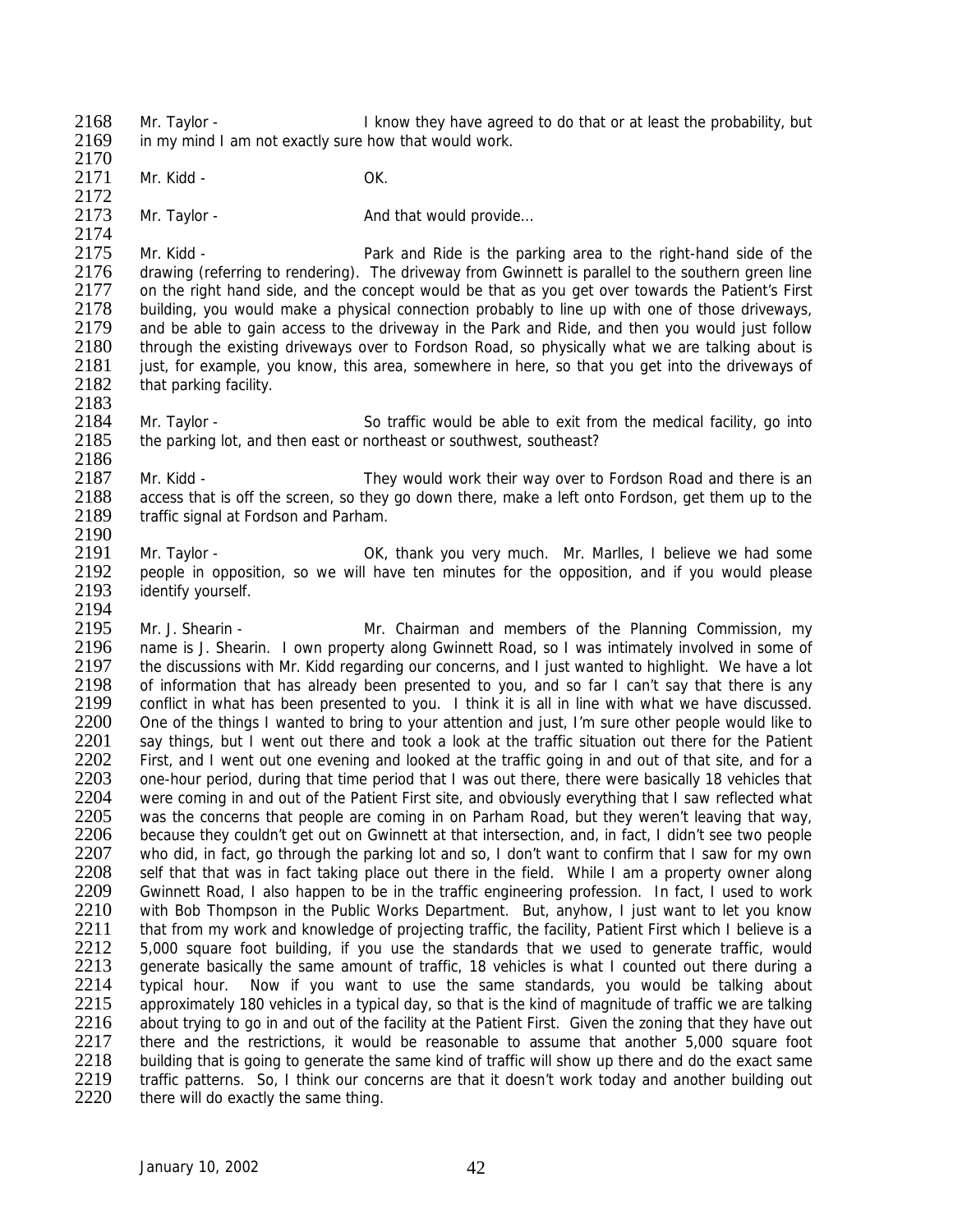Mr. Taylor - I know they have agreed to do that or at least the probability, but in my mind I am not exactly sure how that would work.

Mr. Kidd - OK.

Mr. Taylor - And that would provide…

Mr. Kidd - Park and Ride is the parking area to the right-hand side of the drawing (referring to rendering). The driveway from Gwinnett is parallel to the southern green line on the right hand side, and the concept would be that as you get over towards the Patient's First building, you would make a physical connection probably to line up with one of those driveways, and be able to gain access to the driveway in the Park and Ride, and then you would just follow through the existing driveways over to Fordson Road, so physically what we are talking about is just, for example, you know, this area, somewhere in here, so that you get into the driveways of that parking facility.

Mr. Taylor - So traffic would be able to exit from the medical facility, go into the parking lot, and then east or northeast or southwest, southeast?

Mr. Kidd - They would work their way over to Fordson Road and there is an access that is off the screen, so they go down there, make a left onto Fordson, get them up to the traffic signal at Fordson and Parham.

Mr. Taylor - OK, thank you very much. Mr. Marlles, I believe we had some people in opposition, so we will have ten minutes for the opposition, and if you would please identify yourself.

Mr. J. Shearin - Mr. Chairman and members of the Planning Commission, my name is J. Shearin. I own property along Gwinnett Road, so I was intimately involved in some of the discussions with Mr. Kidd regarding our concerns, and I just wanted to highlight. We have a lot of information that has already been presented to you, and so far I can't say that there is any conflict in what has been presented to you. I think it is all in line with what we have discussed. One of the things I wanted to bring to your attention and just, I'm sure other people would like to say things, but I went out there and took a look at the traffic situation out there for the Patient First, and I went out one evening and looked at the traffic going in and out of that site, and for a one-hour period, during that time period that I was out there, there were basically 18 vehicles that were coming in and out of the Patient First site, and obviously everything that I saw reflected what was the concerns that people are coming in on Parham Road, but they weren't leaving that way, because they couldn't get out on Gwinnett at that intersection, and, in fact, I didn't see two people who did, in fact, go through the parking lot and so, I don't want to confirm that I saw for my own self that that was in fact taking place out there in the field. While I am a property owner along Gwinnett Road, I also happen to be in the traffic engineering profession. In fact, I used to work with Bob Thompson in the Public Works Department. But, anyhow, I just want to let you know that from my work and knowledge of projecting traffic, the facility, Patient First which I believe is a 5,000 square foot building, if you use the standards that we used to generate traffic, would generate basically the same amount of traffic, 18 vehicles is what I counted out there during a typical hour. Now if you want to use the same standards, you would be talking about approximately 180 vehicles in a typical day, so that is the kind of magnitude of traffic we are talking about trying to go in and out of the facility at the Patient First. Given the zoning that they have out there and the restrictions, it would be reasonable to assume that another 5,000 square foot building that is going to generate the same kind of traffic will show up there and do the exact same traffic patterns. So, I think our concerns are that it doesn't work today and another building out there will do exactly the same thing.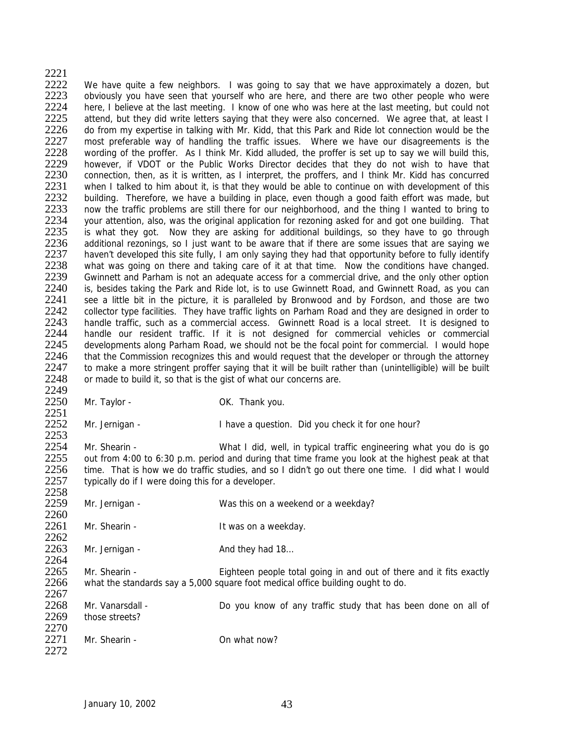We have quite a few neighbors. I was going to say that we have approximately a dozen, but obviously you have seen that yourself who are here, and there are two other people who were here, I believe at the last meeting. I know of one who was here at the last meeting, but could not attend, but they did write letters saying that they were also concerned. We agree that, at least I do from my expertise in talking with Mr. Kidd, that this Park and Ride lot connection would be the most preferable way of handling the traffic issues. Where we have our disagreements is the wording of the proffer. As I think Mr. Kidd alluded, the proffer is set up to say we will build this, however, if VDOT or the Public Works Director decides that they do not wish to have that connection, then, as it is written, as I interpret, the proffers, and I think Mr. Kidd has concurred when I talked to him about it, is that they would be able to continue on with development of this building. Therefore, we have a building in place, even though a good faith effort was made, but now the traffic problems are still there for our neighborhood, and the thing I wanted to bring to your attention, also, was the original application for rezoning asked for and got one building. That is what they got. Now they are asking for additional buildings, so they have to go through additional rezonings, so I just want to be aware that if there are some issues that are saying we haven't developed this site fully, I am only saying they had that opportunity before to fully identify what was going on there and taking care of it at that time. Now the conditions have changed. Gwinnett and Parham is not an adequate access for a commercial drive, and the only other option is, besides taking the Park and Ride lot, is to use Gwinnett Road, and Gwinnett Road, as you can see a little bit in the picture, it is paralleled by Bronwood and by Fordson, and those are two collector type facilities. They have traffic lights on Parham Road and they are designed in order to handle traffic, such as a commercial access. Gwinnett Road is a local street. It is designed to handle our resident traffic. If it is not designed for commercial vehicles or commercial developments along Parham Road, we should not be the focal point for commercial. I would hope that the Commission recognizes this and would request that the developer or through the attorney to make a more stringent proffer saying that it will be built rather than (unintelligible) will be built or made to build it, so that is the gist of what our concerns are.

Mr. Taylor - OK. Thank you.

Mr. Jernigan - I have a question. Did you check it for one hour?

Mr. Shearin - What I did, well, in typical traffic engineering what you do is go out from 4:00 to 6:30 p.m. period and during that time frame you look at the highest peak at that time. That is how we do traffic studies, and so I didn't go out there one time. I did what I would typically do if I were doing this for a developer.

Mr. Jernigan - Was this on a weekend or a weekday?

Mr. Shearin - It was on a weekday.

Mr. Jernigan - And they had 18…

Mr. Shearin - Eighteen people total going in and out of there and it fits exactly what the standards say a 5,000 square foot medical office building ought to do.

Mr. Vanarsdall - Do you know of any traffic study that has been done on all of those streets?

Mr. Shearin - On what now?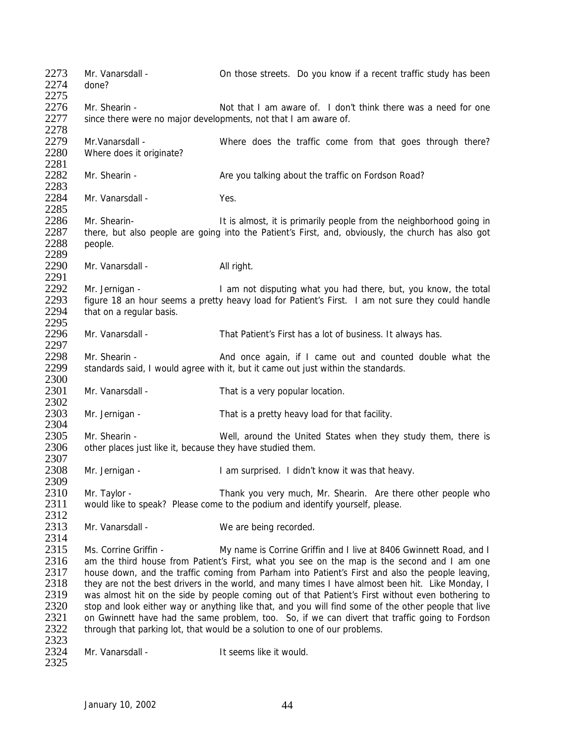Mr. Vanarsdall - On those streets. Do you know if a recent traffic study has been done?

Mr. Shearin - Not that I am aware of. I don't think there was a need for one since there were no major developments, not that I am aware of.

Mr.Vanarsdall - Where does the traffic come from that goes through there? Where does it originate?

Mr. Shearin - Are you talking about the traffic on Fordson Road?

Mr. Vanarsdall - Yes.

Mr. Shearin- It is almost, it is primarily people from the neighborhood going in there, but also people are going into the Patient's First, and, obviously, the church has also got people.

Mr. Vanarsdall - All right.

Mr. Jernigan - I am not disputing what you had there, but, you know, the total figure 18 an hour seems a pretty heavy load for Patient's First. I am not sure they could handle that on a regular basis.

Mr. Vanarsdall - That Patient's First has a lot of business. It always has.

Mr. Shearin - And once again, if I came out and counted double what the standards said, I would agree with it, but it came out just within the standards.

Mr. Vanarsdall - That is a very popular location.

Mr. Jernigan - That is a pretty heavy load for that facility.

Mr. Shearin - Well, around the United States when they study them, there is other places just like it, because they have studied them.

Mr. Jernigan - I am surprised. I didn't know it was that heavy.

Mr. Taylor - Thank you very much, Mr. Shearin. Are there other people who would like to speak? Please come to the podium and identify yourself, please.

Mr. Vanarsdall - We are being recorded.

Ms. Corrine Griffin - My name is Corrine Griffin and I live at 8406 Gwinnett Road, and I am the third house from Patient's First, what you see on the map is the second and I am one house down, and the traffic coming from Parham into Patient's First and also the people leaving, they are not the best drivers in the world, and many times I have almost been hit. Like Monday, I was almost hit on the side by people coming out of that Patient's First without even bothering to stop and look either way or anything like that, and you will find some of the other people that live on Gwinnett have had the same problem, too. So, if we can divert that traffic going to Fordson through that parking lot, that would be a solution to one of our problems.

Mr. Vanarsdall - It seems like it would.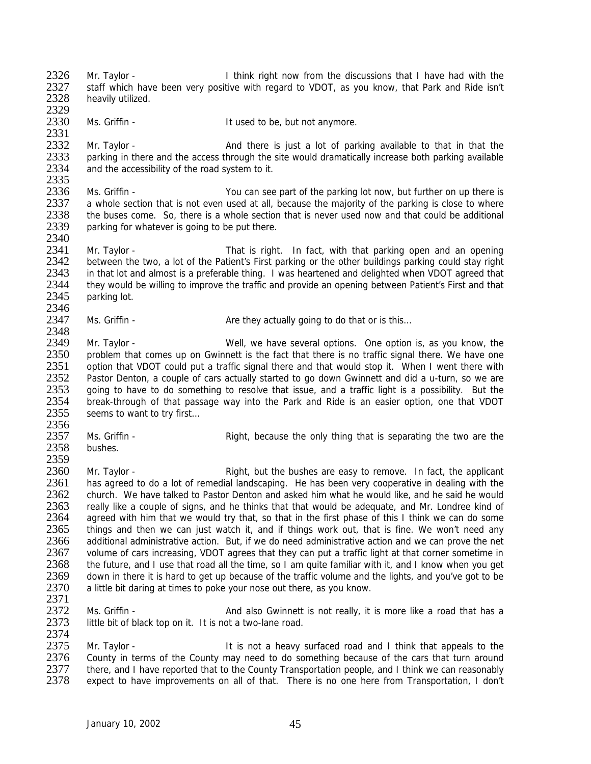2326 Mr. Taylor - I think right now from the discussions that I have had with the
2327 staff which have been very positive with regard to VDOT, as you know, that Park and Ride isn't
2328 heavily utilized.
2329
2330 Ms. Griffin - It used to be, but not anymore.
2331
2332 Mr. Taylor - And there is just a lot of parking available to that in that the
2333 parking in there and the access through the site would dramatically increase both parking available
2334 and the accessibility of the road system to it.
2335
2336 Ms. Griffin - You can see part of the parking lot now, but further on up there is
2337 a whole section that is not even used at all, because the majority of the parking is close to where
2338 the buses come. So, there is a whole section that is never used now and that could be additional
2339 parking for whatever is going to be put there.
2340
2341 Mr. Taylor - That is right. In fact, with that parking open and an opening
2342 between the two, a lot of the Patient's First parking or the other buildings parking could stay right
2343 in that lot and almost is a preferable thing. I was heartened and delighted when VDOT agreed that
2344 they would be willing to improve the traffic and provide an opening between Patient's First and that
2345 parking lot.
2346
2347 Ms. Griffin - Are they actually going to do that or is this…
2348
2349 Mr. Taylor - Well, we have several options. One option is, as you know, the
2350 problem that comes up on Gwinnett is the fact that there is no traffic signal there. We have one
2351 option that VDOT could put a traffic signal there and that would stop it. When I went there with
2352 Pastor Denton, a couple of cars actually started to go down Gwinnett and did a u-turn, so we are
2353 going to have to do something to resolve that issue, and a traffic light is a possibility. But the
2354 break-through of that passage way into the Park and Ride is an easier option, one that VDOT
2355 seems to want to try first…
2356
2357 Ms. Griffin - Right, because the only thing that is separating the two are the
2358 bushes.
2359
2360 Mr. Taylor - Right, but the bushes are easy to remove. In fact, the applicant
2361 has agreed to do a lot of remedial landscaping. He has been very cooperative in dealing with the
2362 church. We have talked to Pastor Denton and asked him what he would like, and he said he would
2363 really like a couple of signs, and he thinks that that would be adequate, and Mr. Londree kind of
2364 agreed with him that we would try that, so that in the first phase of this I think we can do some
2365 things and then we can just watch it, and if things work out, that is fine. We won't need any
2366 additional administrative action. But, if we do need administrative action and we can prove the net
2367 volume of cars increasing, VDOT agrees that they can put a traffic light at that corner sometime in
2368 the future, and I use that road all the time, so I am quite familiar with it, and I know when you get
2369 down in there it is hard to get up because of the traffic volume and the lights, and you've got to be
2370 a little bit daring at times to poke your nose out there, as you know.
2371
2372 Ms. Griffin - And also Gwinnett is not really, it is more like a road that has a
2373 little bit of black top on it. It is not a two-lane road.
2374
2375 Mr. Taylor - It is not a heavy surfaced road and I think that appeals to the
2376 County in terms of the County may need to do something because of the cars that turn around
2377 there, and I have reported that to the County Transportation people, and I think we can reasonably
2378 expect to have improvements on all of that. There is no one here from Transportation, I don't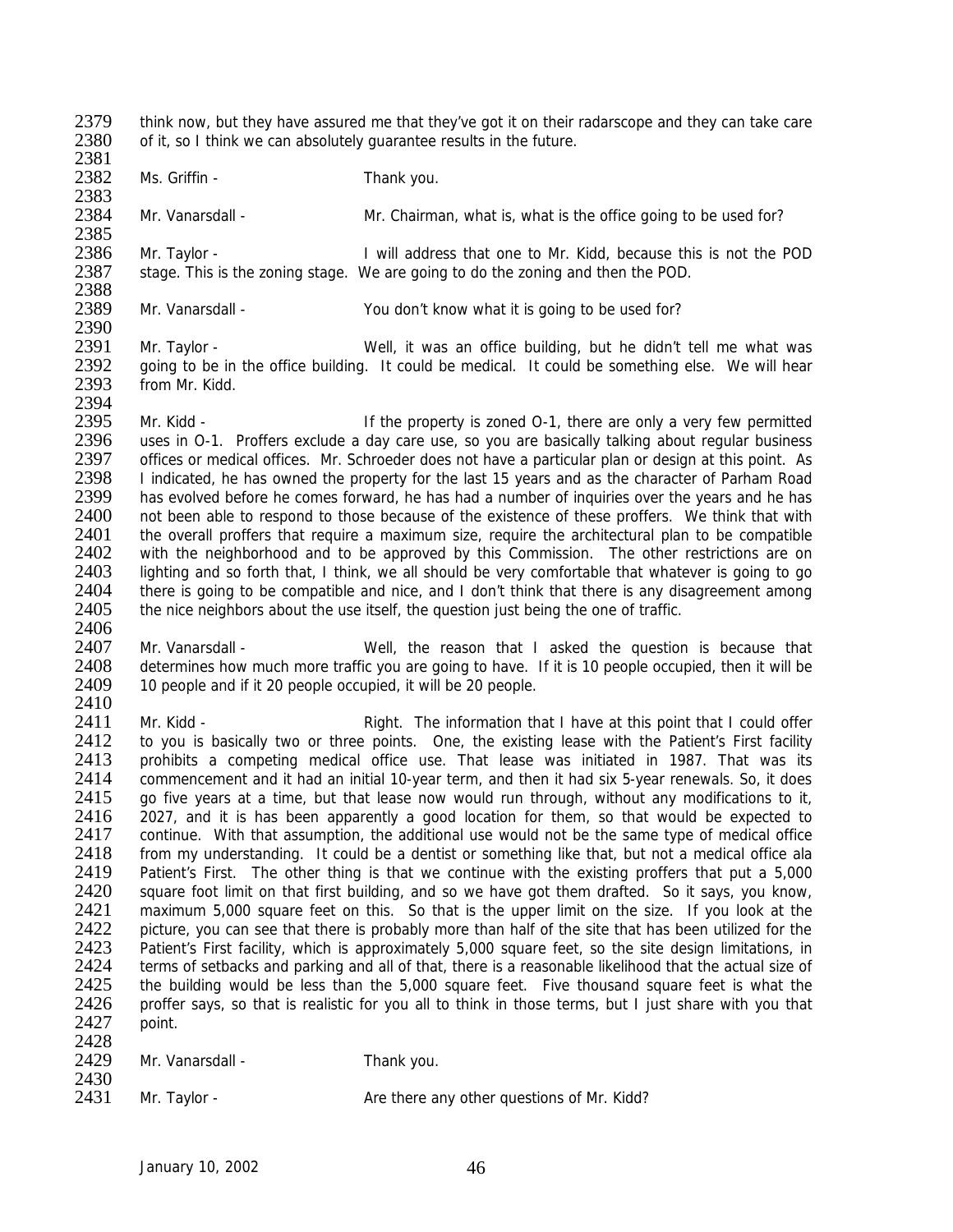think now, but they have assured me that they've got it on their radarscope and they can take care of it, so I think we can absolutely guarantee results in the future.

Ms. Griffin - Thank you.

Mr. Vanarsdall - Mr. Chairman, what is, what is the office going to be used for?

Mr. Taylor - I will address that one to Mr. Kidd, because this is not the POD stage. This is the zoning stage. We are going to do the zoning and then the POD.

Mr. Vanarsdall - You don't know what it is going to be used for?

Mr. Taylor - Well, it was an office building, but he didn't tell me what was going to be in the office building. It could be medical. It could be something else. We will hear from Mr. Kidd.

Mr. Kidd - If the property is zoned O-1, there are only a very few permitted uses in O-1. Proffers exclude a day care use, so you are basically talking about regular business offices or medical offices. Mr. Schroeder does not have a particular plan or design at this point. As I indicated, he has owned the property for the last 15 years and as the character of Parham Road has evolved before he comes forward, he has had a number of inquiries over the years and he has not been able to respond to those because of the existence of these proffers. We think that with the overall proffers that require a maximum size, require the architectural plan to be compatible with the neighborhood and to be approved by this Commission. The other restrictions are on lighting and so forth that, I think, we all should be very comfortable that whatever is going to go there is going to be compatible and nice, and I don't think that there is any disagreement among the nice neighbors about the use itself, the question just being the one of traffic.

Mr. Vanarsdall - Well, the reason that I asked the question is because that determines how much more traffic you are going to have. If it is 10 people occupied, then it will be 10 people and if it 20 people occupied, it will be 20 people.

Mr. Kidd - Right. The information that I have at this point that I could offer to you is basically two or three points. One, the existing lease with the Patient's First facility prohibits a competing medical office use. That lease was initiated in 1987. That was its commencement and it had an initial 10-year term, and then it had six 5-year renewals. So, it does go five years at a time, but that lease now would run through, without any modifications to it, 2027, and it is has been apparently a good location for them, so that would be expected to continue. With that assumption, the additional use would not be the same type of medical office from my understanding. It could be a dentist or something like that, but not a medical office ala Patient's First. The other thing is that we continue with the existing proffers that put a 5,000 square foot limit on that first building, and so we have got them drafted. So it says, you know, maximum 5,000 square feet on this. So that is the upper limit on the size. If you look at the picture, you can see that there is probably more than half of the site that has been utilized for the Patient's First facility, which is approximately 5,000 square feet, so the site design limitations, in terms of setbacks and parking and all of that, there is a reasonable likelihood that the actual size of the building would be less than the 5,000 square feet. Five thousand square feet is what the proffer says, so that is realistic for you all to think in those terms, but I just share with you that point.

Mr. Vanarsdall - Thank you.

Mr. Taylor - Are there any other questions of Mr. Kidd?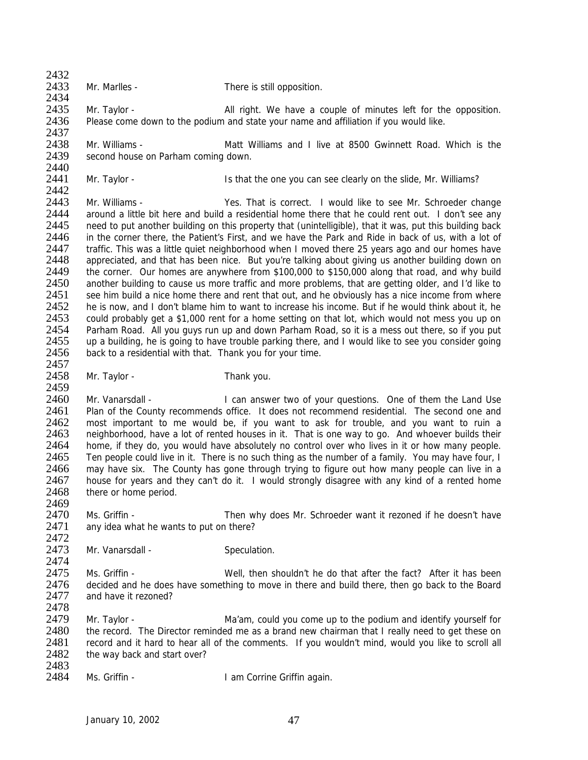Mr. Marlles - There is still opposition.

Mr. Taylor - All right. We have a couple of minutes left for the opposition. Please come down to the podium and state your name and affiliation if you would like.

Mr. Williams - Matt Williams and I live at 8500 Gwinnett Road. Which is the second house on Parham coming down.

Mr. Taylor - Is that the one you can see clearly on the slide, Mr. Williams?

Mr. Williams - Yes. That is correct. I would like to see Mr. Schroeder change around a little bit here and build a residential home there that he could rent out. I don't see any need to put another building on this property that (unintelligible), that it was, put this building back in the corner there, the Patient's First, and we have the Park and Ride in back of us, with a lot of traffic. This was a little quiet neighborhood when I moved there 25 years ago and our homes have appreciated, and that has been nice. But you're talking about giving us another building down on the corner. Our homes are anywhere from $100,000 to $150,000 along that road, and why build another building to cause us more traffic and more problems, that are getting older, and I'd like to see him build a nice home there and rent that out, and he obviously has a nice income from where he is now, and I don't blame him to want to increase his income. But if he would think about it, he could probably get a $1,000 rent for a home setting on that lot, which would not mess you up on Parham Road. All you guys run up and down Parham Road, so it is a mess out there, so if you put up a building, he is going to have trouble parking there, and I would like to see you consider going back to a residential with that. Thank you for your time.

Mr. Taylor - Thank you.

Mr. Vanarsdall - I can answer two of your questions. One of them the Land Use Plan of the County recommends office. It does not recommend residential. The second one and most important to me would be, if you want to ask for trouble, and you want to ruin a neighborhood, have a lot of rented houses in it. That is one way to go. And whoever builds their home, if they do, you would have absolutely no control over who lives in it or how many people. Ten people could live in it. There is no such thing as the number of a family. You may have four, I may have six. The County has gone through trying to figure out how many people can live in a house for years and they can't do it. I would strongly disagree with any kind of a rented home there or home period.

Ms. Griffin - Then why does Mr. Schroeder want it rezoned if he doesn't have any idea what he wants to put on there?

Mr. Vanarsdall - Speculation.

Ms. Griffin - Well, then shouldn't he do that after the fact? After it has been decided and he does have something to move in there and build there, then go back to the Board and have it rezoned?

Mr. Taylor - Ma'am, could you come up to the podium and identify yourself for the record. The Director reminded me as a brand new chairman that I really need to get these on record and it hard to hear all of the comments. If you wouldn't mind, would you like to scroll all the way back and start over?

Ms. Griffin - I am Corrine Griffin again.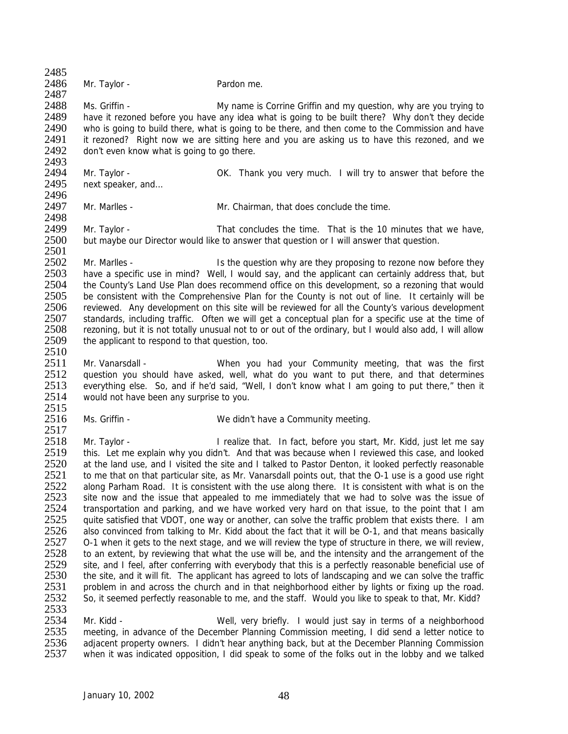Mr. Taylor - Pardon me.

Ms. Griffin - My name is Corrine Griffin and my question, why are you trying to have it rezoned before you have any idea what is going to be built there? Why don't they decide who is going to build there, what is going to be there, and then come to the Commission and have it rezoned? Right now we are sitting here and you are asking us to have this rezoned, and we don't even know what is going to go there.

Mr. Taylor - OK. Thank you very much. I will try to answer that before the next speaker, and…

Mr. Marlles - Mr. Chairman, that does conclude the time.

Mr. Taylor - That concludes the time. That is the 10 minutes that we have, but maybe our Director would like to answer that question or I will answer that question.

Mr. Marlles - Is the question why are they proposing to rezone now before they have a specific use in mind? Well, I would say, and the applicant can certainly address that, but the County's Land Use Plan does recommend office on this development, so a rezoning that would be consistent with the Comprehensive Plan for the County is not out of line. It certainly will be reviewed. Any development on this site will be reviewed for all the County's various development standards, including traffic. Often we will get a conceptual plan for a specific use at the time of rezoning, but it is not totally unusual not to or out of the ordinary, but I would also add, I will allow the applicant to respond to that question, too.

Mr. Vanarsdall - When you had your Community meeting, that was the first question you should have asked, well, what do you want to put there, and that determines everything else. So, and if he'd said, "Well, I don't know what I am going to put there," then it would not have been any surprise to you.

Ms. Griffin - We didn't have a Community meeting.

Mr. Taylor - I realize that. In fact, before you start, Mr. Kidd, just let me say this. Let me explain why you didn't. And that was because when I reviewed this case, and looked at the land use, and I visited the site and I talked to Pastor Denton, it looked perfectly reasonable to me that on that particular site, as Mr. Vanarsdall points out, that the O-1 use is a good use right along Parham Road. It is consistent with the use along there. It is consistent with what is on the site now and the issue that appealed to me immediately that we had to solve was the issue of transportation and parking, and we have worked very hard on that issue, to the point that I am quite satisfied that VDOT, one way or another, can solve the traffic problem that exists there. I am also convinced from talking to Mr. Kidd about the fact that it will be O-1, and that means basically O-1 when it gets to the next stage, and we will review the type of structure in there, we will review, to an extent, by reviewing that what the use will be, and the intensity and the arrangement of the site, and I feel, after conferring with everybody that this is a perfectly reasonable beneficial use of the site, and it will fit. The applicant has agreed to lots of landscaping and we can solve the traffic problem in and across the church and in that neighborhood either by lights or fixing up the road. So, it seemed perfectly reasonable to me, and the staff. Would you like to speak to that, Mr. Kidd?

Mr. Kidd - Well, very briefly. I would just say in terms of a neighborhood meeting, in advance of the December Planning Commission meeting, I did send a letter notice to adjacent property owners. I didn't hear anything back, but at the December Planning Commission when it was indicated opposition, I did speak to some of the folks out in the lobby and we talked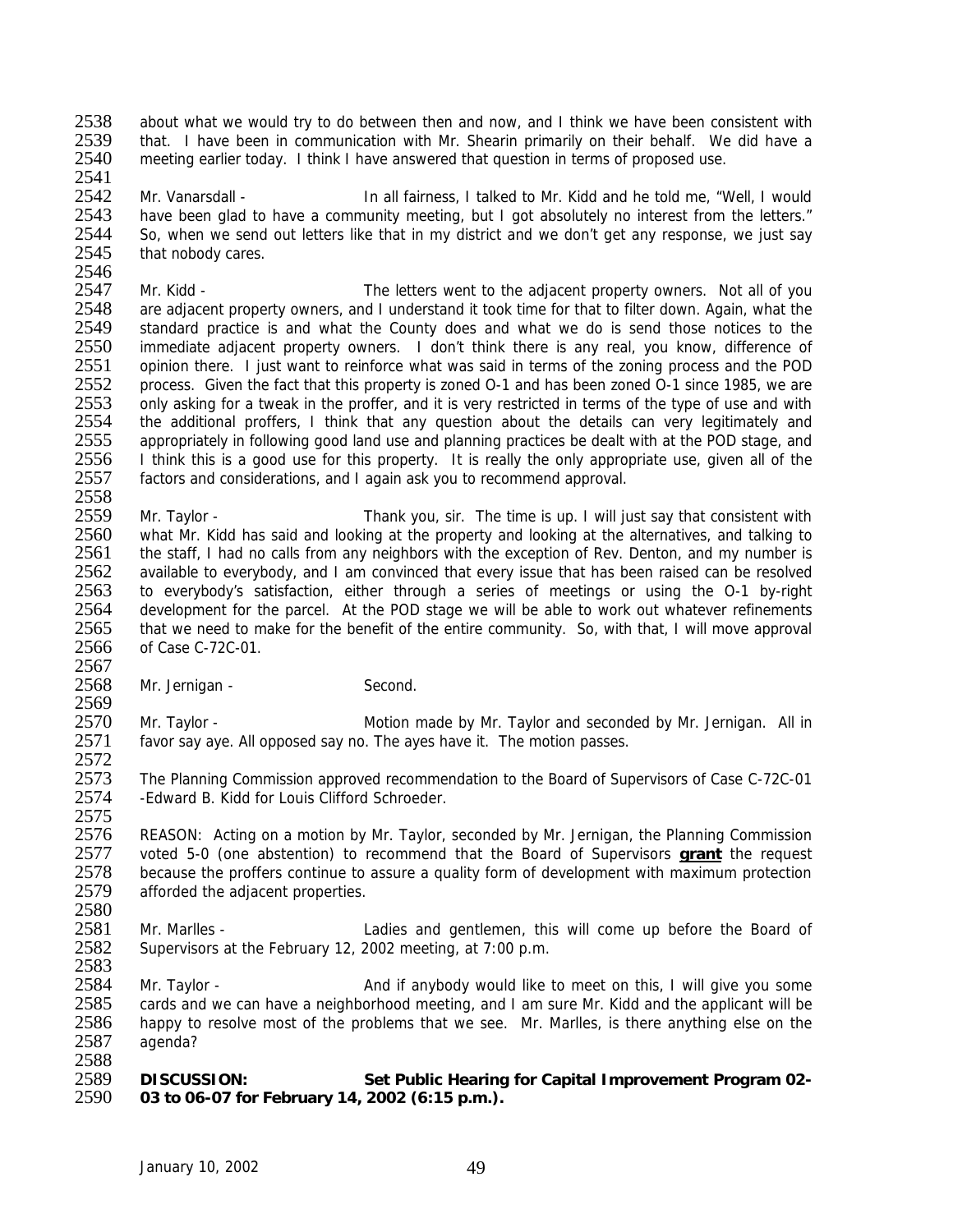about what we would try to do between then and now, and I think we have been consistent with that. I have been in communication with Mr. Shearin primarily on their behalf. We did have a meeting earlier today. I think I have answered that question in terms of proposed use.

Mr. Vanarsdall - In all fairness, I talked to Mr. Kidd and he told me, "Well, I would have been glad to have a community meeting, but I got absolutely no interest from the letters." So, when we send out letters like that in my district and we don't get any response, we just say that nobody cares.

Mr. Kidd - The letters went to the adjacent property owners. Not all of you are adjacent property owners, and I understand it took time for that to filter down. Again, what the standard practice is and what the County does and what we do is send those notices to the immediate adjacent property owners. I don't think there is any real, you know, difference of opinion there. I just want to reinforce what was said in terms of the zoning process and the POD process. Given the fact that this property is zoned O-1 and has been zoned O-1 since 1985, we are only asking for a tweak in the proffer, and it is very restricted in terms of the type of use and with the additional proffers, I think that any question about the details can very legitimately and appropriately in following good land use and planning practices be dealt with at the POD stage, and I think this is a good use for this property. It is really the only appropriate use, given all of the factors and considerations, and I again ask you to recommend approval.

Mr. Taylor - Thank you, sir. The time is up. I will just say that consistent with what Mr. Kidd has said and looking at the property and looking at the alternatives, and talking to the staff, I had no calls from any neighbors with the exception of Rev. Denton, and my number is available to everybody, and I am convinced that every issue that has been raised can be resolved to everybody's satisfaction, either through a series of meetings or using the O-1 by-right development for the parcel. At the POD stage we will be able to work out whatever refinements that we need to make for the benefit of the entire community. So, with that, I will move approval of Case C-72C-01.

Mr. Jernigan - Second.

Mr. Taylor - Motion made by Mr. Taylor and seconded by Mr. Jernigan. All in favor say aye. All opposed say no. The ayes have it. The motion passes.

The Planning Commission approved recommendation to the Board of Supervisors of Case C-72C-01 -Edward B. Kidd for Louis Clifford Schroeder.

REASON: Acting on a motion by Mr. Taylor, seconded by Mr. Jernigan, the Planning Commission voted 5-0 (one abstention) to recommend that the Board of Supervisors **grant** the request because the proffers continue to assure a quality form of development with maximum protection afforded the adjacent properties.

Mr. Marlles - Ladies and gentlemen, this will come up before the Board of Supervisors at the February 12, 2002 meeting, at 7:00 p.m.

Mr. Taylor - And if anybody would like to meet on this, I will give you some cards and we can have a neighborhood meeting, and I am sure Mr. Kidd and the applicant will be happy to resolve most of the problems that we see. Mr. Marlles, is there anything else on the agenda?

**DISCUSSION: Set Public Hearing for Capital Improvement Program 02-03 to 06-07 for February 14, 2002 (6:15 p.m.).**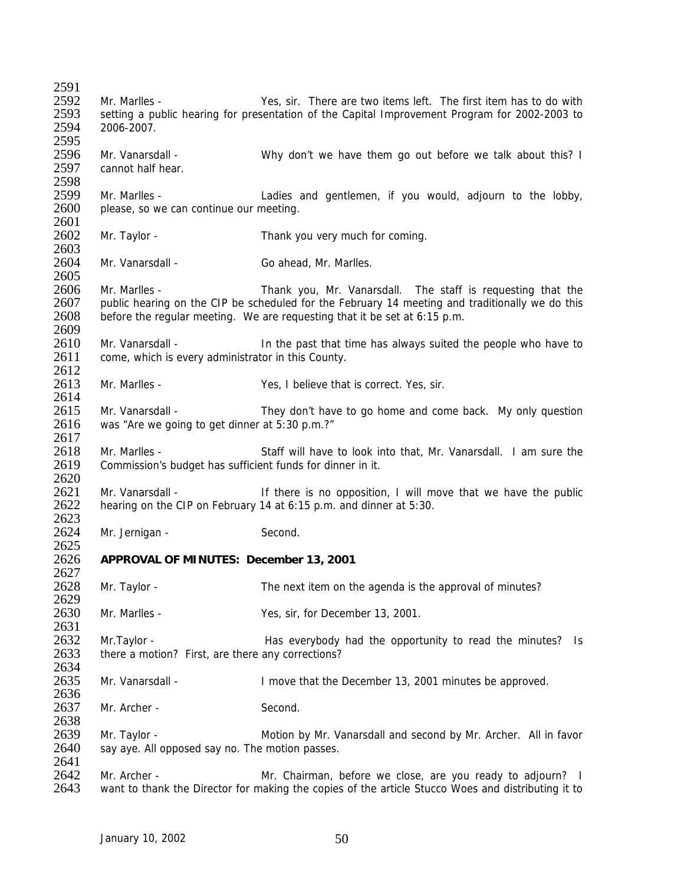Mr. Marlles - Yes, sir. There are two items left. The first item has to do with setting a public hearing for presentation of the Capital Improvement Program for 2002-2003 to 2006-2007.

Mr. Vanarsdall - Why don't we have them go out before we talk about this? I cannot half hear.

Mr. Marlles - Ladies and gentlemen, if you would, adjourn to the lobby, please, so we can continue our meeting.

Mr. Taylor - Thank you very much for coming.

Mr. Vanarsdall - Go ahead, Mr. Marlles.

Mr. Marlles - Thank you, Mr. Vanarsdall. The staff is requesting that the public hearing on the CIP be scheduled for the February 14 meeting and traditionally we do this before the regular meeting. We are requesting that it be set at 6:15 p.m.

Mr. Vanarsdall - In the past that time has always suited the people who have to come, which is every administrator in this County.

Mr. Marlles - Yes, I believe that is correct. Yes, sir.

Mr. Vanarsdall - They don't have to go home and come back. My only question was "Are we going to get dinner at 5:30 p.m.?"

Mr. Marlles - Staff will have to look into that, Mr. Vanarsdall. I am sure the Commission's budget has sufficient funds for dinner in it.

Mr. Vanarsdall - If there is no opposition, I will move that we have the public hearing on the CIP on February 14 at 6:15 p.m. and dinner at 5:30.

Mr. Jernigan - Second.

**APPROVAL OF MINUTES: December 13, 2001**

Mr. Taylor - The next item on the agenda is the approval of minutes?

Mr. Marlles - Yes, sir, for December 13, 2001.

Mr.Taylor - Has everybody had the opportunity to read the minutes? Is there a motion? First, are there any corrections?

Mr. Vanarsdall - I move that the December 13, 2001 minutes be approved.

Mr. Archer - Second.

Mr. Taylor - Motion by Mr. Vanarsdall and second by Mr. Archer. All in favor say aye. All opposed say no. The motion passes.

Mr. Archer - Mr. Chairman, before we close, are you ready to adjourn? I want to thank the Director for making the copies of the article Stucco Woes and distributing it to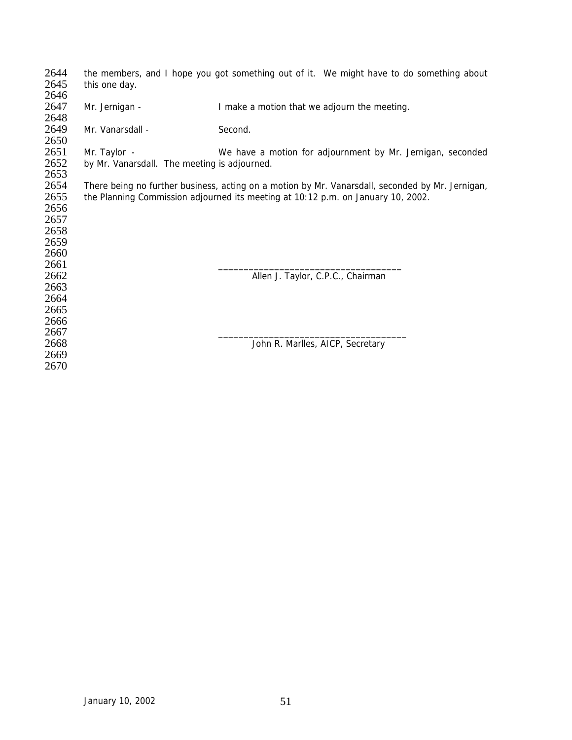the members, and I hope you got something out of it. We might have to do something about this one day.

Mr. Jernigan - I make a motion that we adjourn the meeting.

Mr. Vanarsdall - Second.

Mr. Taylor - We have a motion for adjournment by Mr. Jernigan, seconded by Mr. Vanarsdall. The meeting is adjourned.

There being no further business, acting on a motion by Mr. Vanarsdall, seconded by Mr. Jernigan, the Planning Commission adjourned its meeting at 10:12 p.m. on January 10, 2002.

_____________________________________
Allen J. Taylor, C.P.C., Chairman

_____________________________________
John R. Marlles, AICP, Secretary